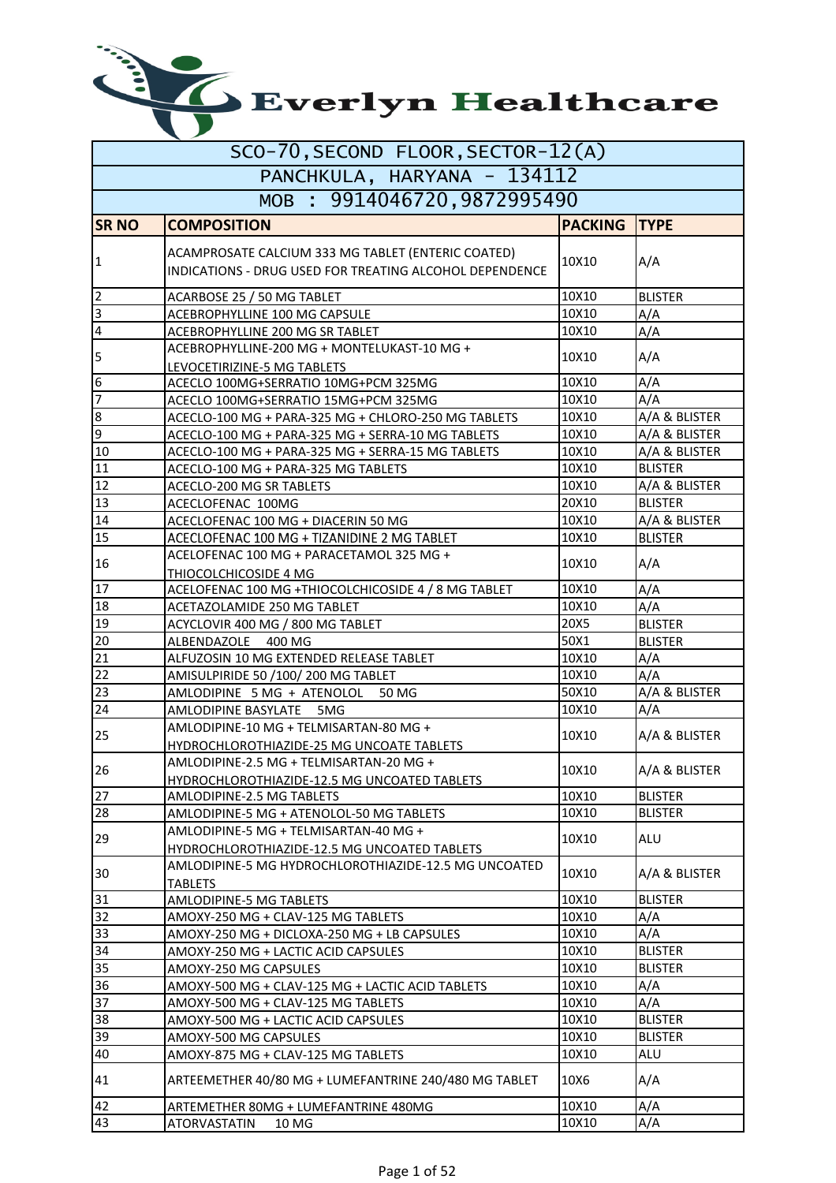# Everlyn Healthcare

| SCO-70,SECOND FLOOR,SECTOR-12(A) | | | |
|---|---|---|---|
| PANCHKULA, HARYANA - 134112 | | | |
| MOB : 9914046720,9872995490 | | | |
| **SR NO** | **COMPOSITION** | **PACKING** | **TYPE** |
| 1 | ACAMPROSATE CALCIUM 333 MG TABLET (ENTERIC COATED) INDICATIONS - DRUG USED FOR TREATING ALCOHOL DEPENDENCE | 10X10 | A/A |
| 2 | ACARBOSE 25 / 50 MG TABLET | 10X10 | BLISTER |
| 3 | ACEBROPHYLLINE 100 MG CAPSULE | 10X10 | A/A |
| 4 | ACEBROPHYLLINE 200 MG SR TABLET | 10X10 | A/A |
| 5 | ACEBROPHYLLINE-200 MG + MONTELUKAST-10 MG + LEVOCETIRIZINE-5 MG TABLETS | 10X10 | A/A |
| 6 | ACECLO 100MG+SERRATIO 10MG+PCM 325MG | 10X10 | A/A |
| 7 | ACECLO 100MG+SERRATIO 15MG+PCM 325MG | 10X10 | A/A |
| 8 | ACECLO-100 MG + PARA-325 MG + CHLORO-250 MG TABLETS | 10X10 | A/A & BLISTER |
| 9 | ACECLO-100 MG + PARA-325 MG + SERRA-10 MG TABLETS | 10X10 | A/A & BLISTER |
| 10 | ACECLO-100 MG + PARA-325 MG + SERRA-15 MG TABLETS | 10X10 | A/A & BLISTER |
| 11 | ACECLO-100 MG + PARA-325 MG TABLETS | 10X10 | BLISTER |
| 12 | ACECLO-200 MG SR TABLETS | 10X10 | A/A & BLISTER |
| 13 | ACECLOFENAC 100MG | 20X10 | BLISTER |
| 14 | ACECLOFENAC 100 MG + DIACERIN 50 MG | 10X10 | A/A & BLISTER |
| 15 | ACECLOFENAC 100 MG + TIZANIDINE 2 MG TABLET | 10X10 | BLISTER |
| 16 | ACELOFENAC 100 MG + PARACETAMOL 325 MG + THIOCOLCHICOSIDE 4 MG | 10X10 | A/A |
| 17 | ACELOFENAC 100 MG +THIOCOLCHICOSIDE 4 / 8 MG TABLET | 10X10 | A/A |
| 18 | ACETAZOLAMIDE 250 MG TABLET | 10X10 | A/A |
| 19 | ACYCLOVIR 400 MG / 800 MG TABLET | 20X5 | BLISTER |
| 20 | ALBENDAZOLE 400 MG | 50X1 | BLISTER |
| 21 | ALFUZOSIN 10 MG EXTENDED RELEASE TABLET | 10X10 | A/A |
| 22 | AMISULPIRIDE 50 /100/ 200 MG TABLET | 10X10 | A/A |
| 23 | AMLODIPINE 5 MG + ATENOLOL 50 MG | 50X10 | A/A & BLISTER |
| 24 | AMLODIPINE BASYLATE 5MG | 10X10 | A/A |
| 25 | AMLODIPINE-10 MG + TELMISARTAN-80 MG + HYDROCHLOROTHIAZIDE-25 MG UNCOATE TABLETS | 10X10 | A/A & BLISTER |
| 26 | AMLODIPINE-2.5 MG + TELMISARTAN-20 MG + HYDROCHLOROTHIAZIDE-12.5 MG UNCOATED TABLETS | 10X10 | A/A & BLISTER |
| 27 | AMLODIPINE-2.5 MG TABLETS | 10X10 | BLISTER |
| 28 | AMLODIPINE-5 MG + ATENOLOL-50 MG TABLETS | 10X10 | BLISTER |
| 29 | AMLODIPINE-5 MG + TELMISARTAN-40 MG + HYDROCHLOROTHIAZIDE-12.5 MG UNCOATED TABLETS | 10X10 | ALU |
| 30 | AMLODIPINE-5 MG HYDROCHLOROTHIAZIDE-12.5 MG UNCOATED TABLETS | 10X10 | A/A & BLISTER |
| 31 | AMLODIPINE-5 MG TABLETS | 10X10 | BLISTER |
| 32 | AMOXY-250 MG + CLAV-125 MG TABLETS | 10X10 | A/A |
| 33 | AMOXY-250 MG + DICLOXA-250 MG + LB CAPSULES | 10X10 | A/A |
| 34 | AMOXY-250 MG + LACTIC ACID CAPSULES | 10X10 | BLISTER |
| 35 | AMOXY-250 MG CAPSULES | 10X10 | BLISTER |
| 36 | AMOXY-500 MG + CLAV-125 MG + LACTIC ACID TABLETS | 10X10 | A/A |
| 37 | AMOXY-500 MG + CLAV-125 MG TABLETS | 10X10 | A/A |
| 38 | AMOXY-500 MG + LACTIC ACID CAPSULES | 10X10 | BLISTER |
| 39 | AMOXY-500 MG CAPSULES | 10X10 | BLISTER |
| 40 | AMOXY-875 MG + CLAV-125 MG TABLETS | 10X10 | ALU |
| 41 | ARTEEMETHER 40/80 MG + LUMEFANTRINE 240/480 MG TABLET | 10X6 | A/A |
| 42 | ARTEMETHER 80MG + LUMEFANTRINE 480MG | 10X10 | A/A |
| 43 | ATORVASTATIN 10 MG | 10X10 | A/A |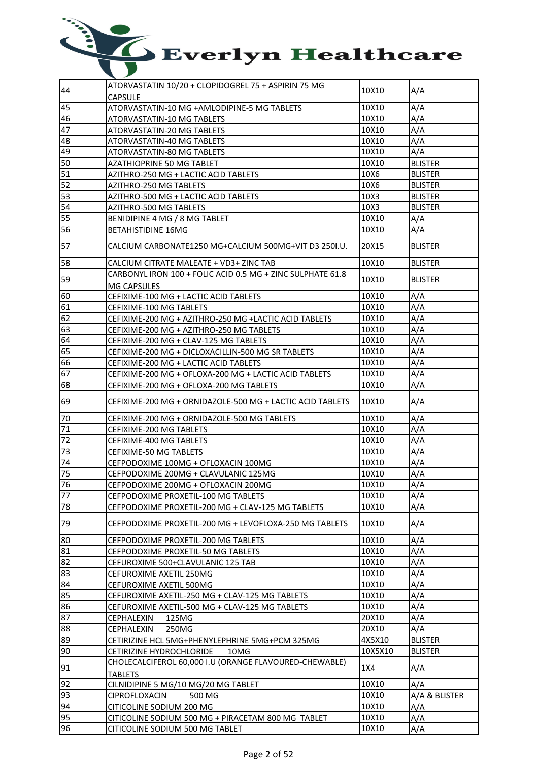# Everlyn Healthcare

| | | | |
|---|---|---|---|
| 44 | ATORVASTATIN 10/20 + CLOPIDOGREL 75 + ASPIRIN 75 MG CAPSULE | 10X10 | A/A |
| 45 | ATORVASTATIN-10 MG +AMLODIPINE-5 MG TABLETS | 10X10 | A/A |
| 46 | ATORVASTATIN-10 MG TABLETS | 10X10 | A/A |
| 47 | ATORVASTATIN-20 MG TABLETS | 10X10 | A/A |
| 48 | ATORVASTATIN-40 MG TABLETS | 10X10 | A/A |
| 49 | ATORVASTATIN-80 MG TABLETS | 10X10 | A/A |
| 50 | AZATHIOPRINE 50 MG TABLET | 10X10 | BLISTER |
| 51 | AZITHRO-250 MG + LACTIC ACID TABLETS | 10X6 | BLISTER |
| 52 | AZITHRO-250 MG TABLETS | 10X6 | BLISTER |
| 53 | AZITHRO-500 MG + LACTIC ACID TABLETS | 10X3 | BLISTER |
| 54 | AZITHRO-500 MG TABLETS | 10X3 | BLISTER |
| 55 | BENIDIPINE 4 MG / 8 MG TABLET | 10X10 | A/A |
| 56 | BETAHISTIDINE 16MG | 10X10 | A/A |
| 57 | CALCIUM CARBONATE1250 MG+CALCIUM 500MG+VIT D3 250I.U. | 20X15 | BLISTER |
| 58 | CALCIUM CITRATE MALEATE + VD3+ ZINC TAB | 10X10 | BLISTER |
| 59 | CARBONYL IRON 100 + FOLIC ACID 0.5 MG + ZINC SULPHATE 61.8 MG CAPSULES | 10X10 | BLISTER |
| 60 | CEFIXIME-100 MG + LACTIC ACID TABLETS | 10X10 | A/A |
| 61 | CEFIXIME-100 MG TABLETS | 10X10 | A/A |
| 62 | CEFIXIME-200 MG + AZITHRO-250 MG +LACTIC ACID TABLETS | 10X10 | A/A |
| 63 | CEFIXIME-200 MG + AZITHRO-250 MG TABLETS | 10X10 | A/A |
| 64 | CEFIXIME-200 MG + CLAV-125 MG TABLETS | 10X10 | A/A |
| 65 | CEFIXIME-200 MG + DICLOXACILLIN-500 MG SR TABLETS | 10X10 | A/A |
| 66 | CEFIXIME-200 MG + LACTIC ACID TABLETS | 10X10 | A/A |
| 67 | CEFIXIME-200 MG + OFLOXA-200 MG + LACTIC ACID TABLETS | 10X10 | A/A |
| 68 | CEFIXIME-200 MG + OFLOXA-200 MG TABLETS | 10X10 | A/A |
| 69 | CEFIXIME-200 MG + ORNIDAZOLE-500 MG + LACTIC ACID TABLETS | 10X10 | A/A |
| 70 | CEFIXIME-200 MG + ORNIDAZOLE-500 MG TABLETS | 10X10 | A/A |
| 71 | CEFIXIME-200 MG TABLETS | 10X10 | A/A |
| 72 | CEFIXIME-400 MG TABLETS | 10X10 | A/A |
| 73 | CEFIXIME-50 MG TABLETS | 10X10 | A/A |
| 74 | CEFPODOXIME 100MG + OFLOXACIN 100MG | 10X10 | A/A |
| 75 | CEFPODOXIME 200MG + CLAVULANIC 125MG | 10X10 | A/A |
| 76 | CEFPODOXIME 200MG + OFLOXACIN 200MG | 10X10 | A/A |
| 77 | CEFPODOXIME PROXETIL-100 MG TABLETS | 10X10 | A/A |
| 78 | CEFPODOXIME PROXETIL-200 MG + CLAV-125 MG TABLETS | 10X10 | A/A |
| 79 | CEFPODOXIME PROXETIL-200 MG + LEVOFLOXA-250 MG TABLETS | 10X10 | A/A |
| 80 | CEFPODOXIME PROXETIL-200 MG TABLETS | 10X10 | A/A |
| 81 | CEFPODOXIME PROXETIL-50 MG TABLETS | 10X10 | A/A |
| 82 | CEFUROXIME 500+CLAVULANIC 125 TAB | 10X10 | A/A |
| 83 | CEFUROXIME AXETIL 250MG | 10X10 | A/A |
| 84 | CEFUROXIME AXETIL 500MG | 10X10 | A/A |
| 85 | CEFUROXIME AXETIL-250 MG + CLAV-125 MG TABLETS | 10X10 | A/A |
| 86 | CEFUROXIME AXETIL-500 MG + CLAV-125 MG TABLETS | 10X10 | A/A |
| 87 | CEPHALEXIN 125MG | 20X10 | A/A |
| 88 | CEPHALEXIN 250MG | 20X10 | A/A |
| 89 | CETIRIZINE HCL 5MG+PHENYLEPHRINE 5MG+PCM 325MG | 4X5X10 | BLISTER |
| 90 | CETIRIZINE HYDROCHLORIDE 10MG | 10X5X10 | BLISTER |
| 91 | CHOLECALCIFEROL 60,000 I.U (ORANGE FLAVOURED-CHEWABLE) TABLETS | 1X4 | A/A |
| 92 | CILNIDIPINE 5 MG/10 MG/20 MG TABLET | 10X10 | A/A |
| 93 | CIPROFLOXACIN 500 MG | 10X10 | A/A & BLISTER |
| 94 | CITICOLINE SODIUM 200 MG | 10X10 | A/A |
| 95 | CITICOLINE SODIUM 500 MG + PIRACETAM 800 MG TABLET | 10X10 | A/A |
| 96 | CITICOLINE SODIUM 500 MG TABLET | 10X10 | A/A |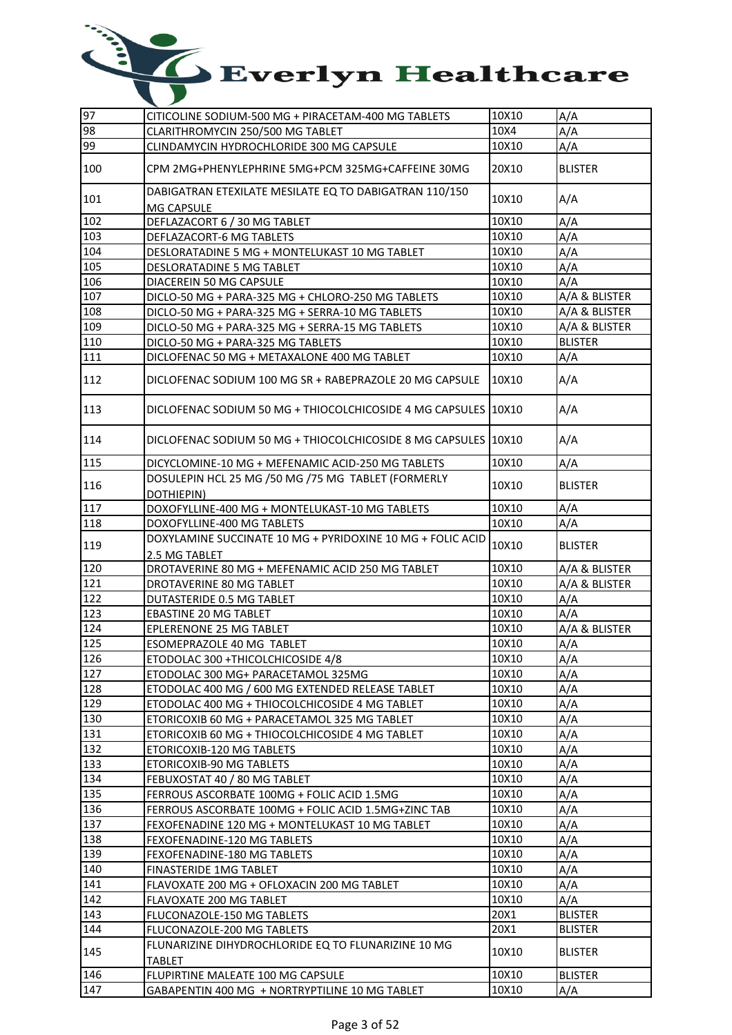| 97 | CITICOLINE SODIUM-500 MG + PIRACETAM-400 MG TABLETS | 10X10 | A/A |
|---|---|---|---|
| 98 | CLARITHROMYCIN 250/500 MG TABLET | 10X4 | A/A |
| 99 | CLINDAMYCIN HYDROCHLORIDE 300 MG CAPSULE | 10X10 | A/A |
| 100 | CPM 2MG+PHENYLEPHRINE 5MG+PCM 325MG+CAFFEINE 30MG | 20X10 | BLISTER |
| 101 | DABIGATRAN ETEXILATE MESILATE EQ TO DABIGATRAN 110/150 MG CAPSULE | 10X10 | A/A |
| 102 | DEFLAZACORT 6 / 30 MG TABLET | 10X10 | A/A |
| 103 | DEFLAZACORT-6 MG TABLETS | 10X10 | A/A |
| 104 | DESLORATADINE 5 MG + MONTELUKAST 10 MG TABLET | 10X10 | A/A |
| 105 | DESLORATADINE 5 MG TABLET | 10X10 | A/A |
| 106 | DIACEREIN 50 MG CAPSULE | 10X10 | A/A |
| 107 | DICLO-50 MG + PARA-325 MG + CHLORO-250 MG TABLETS | 10X10 | A/A & BLISTER |
| 108 | DICLO-50 MG + PARA-325 MG + SERRA-10 MG TABLETS | 10X10 | A/A & BLISTER |
| 109 | DICLO-50 MG + PARA-325 MG + SERRA-15 MG TABLETS | 10X10 | A/A & BLISTER |
| 110 | DICLO-50 MG + PARA-325 MG TABLETS | 10X10 | BLISTER |
| 111 | DICLOFENAC 50 MG + METAXALONE 400 MG TABLET | 10X10 | A/A |
| 112 | DICLOFENAC SODIUM 100 MG SR + RABEPRAZOLE 20 MG CAPSULE | 10X10 | A/A |
| 113 | DICLOFENAC SODIUM 50 MG + THIOCOLCHICOSIDE 4 MG CAPSULES | 10X10 | A/A |
| 114 | DICLOFENAC SODIUM 50 MG + THIOCOLCHICOSIDE 8 MG CAPSULES | 10X10 | A/A |
| 115 | DICYCLOMINE-10 MG + MEFENAMIC ACID-250 MG TABLETS | 10X10 | A/A |
| 116 | DOSULEPIN HCL 25 MG /50 MG /75 MG TABLET (FORMERLY DOTHIEPIN) | 10X10 | BLISTER |
| 117 | DOXOFYLLINE-400 MG + MONTELUKAST-10 MG TABLETS | 10X10 | A/A |
| 118 | DOXOFYLLINE-400 MG TABLETS | 10X10 | A/A |
| 119 | DOXYLAMINE SUCCINATE 10 MG + PYRIDOXINE 10 MG + FOLIC ACID 2.5 MG TABLET | 10X10 | BLISTER |
| 120 | DROTAVERINE 80 MG + MEFENAMIC ACID 250 MG TABLET | 10X10 | A/A & BLISTER |
| 121 | DROTAVERINE 80 MG TABLET | 10X10 | A/A & BLISTER |
| 122 | DUTASTERIDE 0.5 MG TABLET | 10X10 | A/A |
| 123 | EBASTINE 20 MG TABLET | 10X10 | A/A |
| 124 | EPLERENONE 25 MG TABLET | 10X10 | A/A & BLISTER |
| 125 | ESOMEPRAZOLE 40 MG TABLET | 10X10 | A/A |
| 126 | ETODOLAC 300 +THICOLCHICOSIDE 4/8 | 10X10 | A/A |
| 127 | ETODOLAC 300 MG+ PARACETAMOL 325MG | 10X10 | A/A |
| 128 | ETODOLAC 400 MG / 600 MG EXTENDED RELEASE TABLET | 10X10 | A/A |
| 129 | ETODOLAC 400 MG + THIOCOLCHICOSIDE 4 MG TABLET | 10X10 | A/A |
| 130 | ETORICOXIB 60 MG + PARACETAMOL 325 MG TABLET | 10X10 | A/A |
| 131 | ETORICOXIB 60 MG + THIOCOLCHICOSIDE 4 MG TABLET | 10X10 | A/A |
| 132 | ETORICOXIB-120 MG TABLETS | 10X10 | A/A |
| 133 | ETORICOXIB-90 MG TABLETS | 10X10 | A/A |
| 134 | FEBUXOSTAT 40 / 80 MG TABLET | 10X10 | A/A |
| 135 | FERROUS ASCORBATE 100MG + FOLIC ACID 1.5MG | 10X10 | A/A |
| 136 | FERROUS ASCORBATE 100MG + FOLIC ACID 1.5MG+ZINC TAB | 10X10 | A/A |
| 137 | FEXOFENADINE 120 MG + MONTELUKAST 10 MG TABLET | 10X10 | A/A |
| 138 | FEXOFENADINE-120 MG TABLETS | 10X10 | A/A |
| 139 | FEXOFENADINE-180 MG TABLETS | 10X10 | A/A |
| 140 | FINASTERIDE 1MG TABLET | 10X10 | A/A |
| 141 | FLAVOXATE 200 MG + OFLOXACIN 200 MG TABLET | 10X10 | A/A |
| 142 | FLAVOXATE 200 MG TABLET | 10X10 | A/A |
| 143 | FLUCONAZOLE-150 MG TABLETS | 20X1 | BLISTER |
| 144 | FLUCONAZOLE-200 MG TABLETS | 20X1 | BLISTER |
| 145 | FLUNARIZINE DIHYDROCHLORIDE EQ TO FLUNARIZINE 10 MG TABLET | 10X10 | BLISTER |
| 146 | FLUPIRTINE MALEATE 100 MG CAPSULE | 10X10 | BLISTER |
| 147 | GABAPENTIN 400 MG + NORTRYPTILINE 10 MG TABLET | 10X10 | A/A |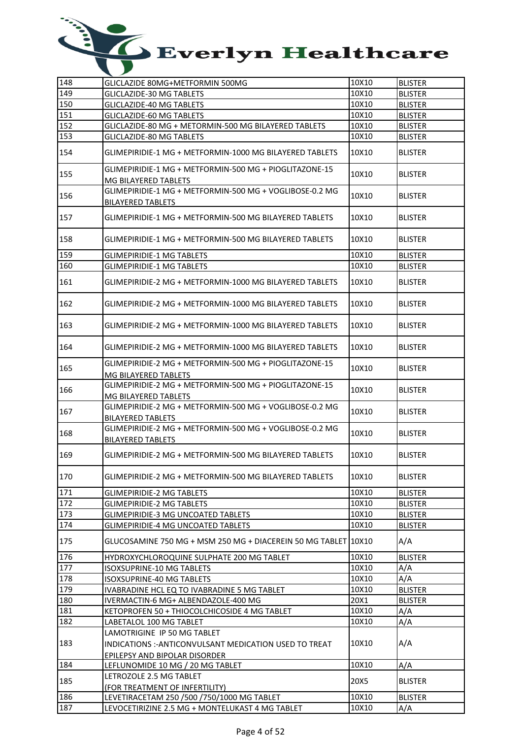# Everlyn Healthcare

| 148 | GLICLAZIDE 80MG+METFORMIN 500MG | 10X10 | BLISTER |
|---|---|---|---|
| 149 | GLICLAZIDE-30 MG TABLETS | 10X10 | BLISTER |
| 150 | GLICLAZIDE-40 MG TABLETS | 10X10 | BLISTER |
| 151 | GLICLAZIDE-60 MG TABLETS | 10X10 | BLISTER |
| 152 | GLICLAZIDE-80 MG + METORMIN-500 MG BILAYERED TABLETS | 10X10 | BLISTER |
| 153 | GLICLAZIDE-80 MG TABLETS | 10X10 | BLISTER |
| 154 | GLIMEPIRIDIE-1 MG + METFORMIN-1000 MG BILAYERED TABLETS | 10X10 | BLISTER |
| 155 | GLIMEPIRIDIE-1 MG + METFORMIN-500 MG + PIOGLITAZONE-15 MG BILAYERED TABLETS | 10X10 | BLISTER |
| 156 | GLIMEPIRIDIE-1 MG + METFORMIN-500 MG + VOGLIBOSE-0.2 MG BILAYERED TABLETS | 10X10 | BLISTER |
| 157 | GLIMEPIRIDIE-1 MG + METFORMIN-500 MG BILAYERED TABLETS | 10X10 | BLISTER |
| 158 | GLIMEPIRIDIE-1 MG + METFORMIN-500 MG BILAYERED TABLETS | 10X10 | BLISTER |
| 159 | GLIMEPIRIDIE-1 MG TABLETS | 10X10 | BLISTER |
| 160 | GLIMEPIRIDIE-1 MG TABLETS | 10X10 | BLISTER |
| 161 | GLIMEPIRIDIE-2 MG + METFORMIN-1000 MG BILAYERED TABLETS | 10X10 | BLISTER |
| 162 | GLIMEPIRIDIE-2 MG + METFORMIN-1000 MG BILAYERED TABLETS | 10X10 | BLISTER |
| 163 | GLIMEPIRIDIE-2 MG + METFORMIN-1000 MG BILAYERED TABLETS | 10X10 | BLISTER |
| 164 | GLIMEPIRIDIE-2 MG + METFORMIN-1000 MG BILAYERED TABLETS | 10X10 | BLISTER |
| 165 | GLIMEPIRIDIE-2 MG + METFORMIN-500 MG + PIOGLITAZONE-15 MG BILAYERED TABLETS | 10X10 | BLISTER |
| 166 | GLIMEPIRIDIE-2 MG + METFORMIN-500 MG + PIOGLITAZONE-15 MG BILAYERED TABLETS | 10X10 | BLISTER |
| 167 | GLIMEPIRIDIE-2 MG + METFORMIN-500 MG + VOGLIBOSE-0.2 MG BILAYERED TABLETS | 10X10 | BLISTER |
| 168 | GLIMEPIRIDIE-2 MG + METFORMIN-500 MG + VOGLIBOSE-0.2 MG BILAYERED TABLETS | 10X10 | BLISTER |
| 169 | GLIMEPIRIDIE-2 MG + METFORMIN-500 MG BILAYERED TABLETS | 10X10 | BLISTER |
| 170 | GLIMEPIRIDIE-2 MG + METFORMIN-500 MG BILAYERED TABLETS | 10X10 | BLISTER |
| 171 | GLIMEPIRIDIE-2 MG TABLETS | 10X10 | BLISTER |
| 172 | GLIMEPIRIDIE-2 MG TABLETS | 10X10 | BLISTER |
| 173 | GLIMEPIRIDIE-3 MG UNCOATED TABLETS | 10X10 | BLISTER |
| 174 | GLIMEPIRIDIE-4 MG UNCOATED TABLETS | 10X10 | BLISTER |
| 175 | GLUCOSAMINE 750 MG + MSM 250 MG + DIACEREIN 50 MG TABLET | 10X10 | A/A |
| 176 | HYDROXYCHLOROQUINE SULPHATE 200 MG TABLET | 10X10 | BLISTER |
| 177 | ISOXSUPRINE-10 MG TABLETS | 10X10 | A/A |
| 178 | ISOXSUPRINE-40 MG TABLETS | 10X10 | A/A |
| 179 | IVABRADINE HCL EQ TO IVABRADINE 5 MG TABLET | 10X10 | BLISTER |
| 180 | IVERMACTIN-6 MG+ ALBENDAZOLE-400 MG | 20X1 | BLISTER |
| 181 | KETOPROFEN 50 + THIOCOLCHICOSIDE 4 MG TABLET | 10X10 | A/A |
| 182 | LABETALOL 100 MG TABLET | 10X10 | A/A |
| 183 | LAMOTRIGINE IP 50 MG TABLET<br>INDICATIONS :-ANTICONVULSANT MEDICATION USED TO TREAT EPILEPSY AND BIPOLAR DISORDER | 10X10 | A/A |
| 184 | LEFLUNOMIDE 10 MG / 20 MG TABLET | 10X10 | A/A |
| 185 | LETROZOLE 2.5 MG TABLET<br>(FOR TREATMENT OF INFERTILITY) | 20X5 | BLISTER |
| 186 | LEVETIRACETAM 250 /500 /750/1000 MG TABLET | 10X10 | BLISTER |
| 187 | LEVOCETIRIZINE 2.5 MG + MONTELUKAST 4 MG TABLET | 10X10 | A/A |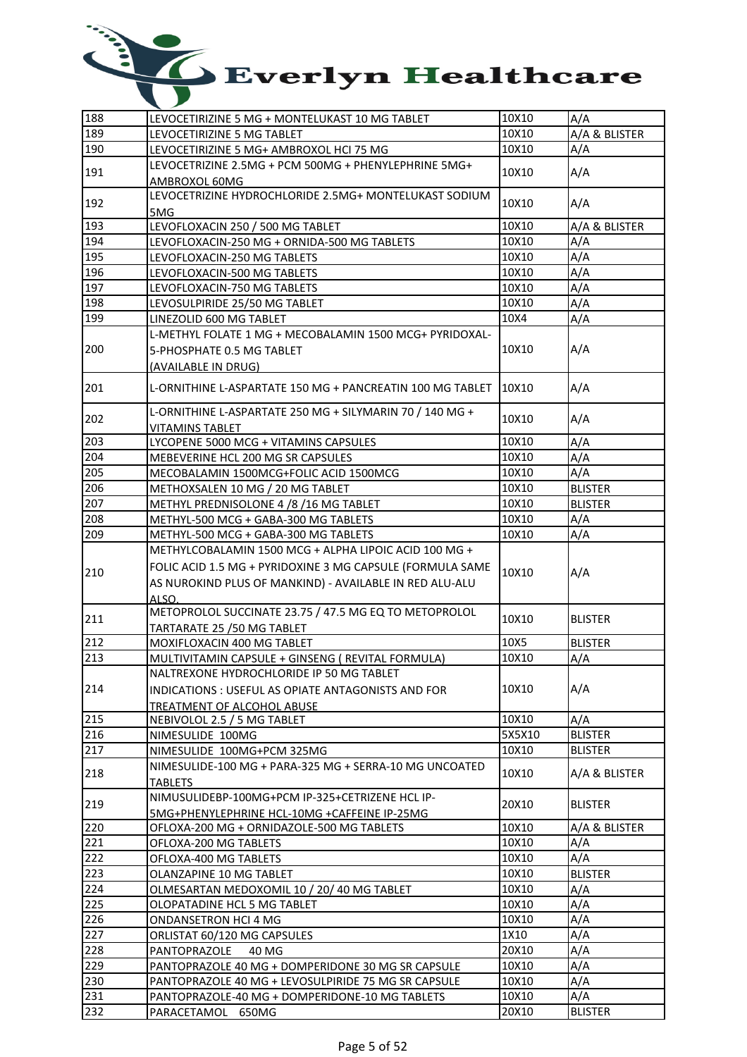# Everlyn Healthcare

| | | | |
|---|---|---|---|
| 188 | LEVOCETIRIZINE 5 MG + MONTELUKAST 10 MG TABLET | 10X10 | A/A |
| 189 | LEVOCETIRIZINE 5 MG TABLET | 10X10 | A/A & BLISTER |
| 190 | LEVOCETIRIZINE 5 MG+ AMBROXOL HCl 75 MG | 10X10 | A/A |
| 191 | LEVOCETRIZINE 2.5MG + PCM 500MG + PHENYLEPHRINE 5MG+ AMBROXOL 60MG | 10X10 | A/A |
| 192 | LEVOCETRIZINE HYDROCHLORIDE 2.5MG+ MONTELUKAST SODIUM 5MG | 10X10 | A/A |
| 193 | LEVOFLOXACIN 250 / 500 MG TABLET | 10X10 | A/A & BLISTER |
| 194 | LEVOFLOXACIN-250 MG + ORNIDA-500 MG TABLETS | 10X10 | A/A |
| 195 | LEVOFLOXACIN-250 MG TABLETS | 10X10 | A/A |
| 196 | LEVOFLOXACIN-500 MG TABLETS | 10X10 | A/A |
| 197 | LEVOFLOXACIN-750 MG TABLETS | 10X10 | A/A |
| 198 | LEVOSULPIRIDE 25/50 MG TABLET | 10X10 | A/A |
| 199 | LINEZOLID 600 MG TABLET | 10X4 | A/A |
| 200 | L-METHYL FOLATE 1 MG + MECOBALAMIN 1500 MCG+ PYRIDOXAL-5-PHOSPHATE 0.5 MG TABLET (AVAILABLE IN DRUG) | 10X10 | A/A |
| 201 | L-ORNITHINE L-ASPARTATE 150 MG + PANCREATIN 100 MG TABLET | 10X10 | A/A |
| 202 | L-ORNITHINE L-ASPARTATE 250 MG + SILYMARIN 70 / 140 MG + VITAMINS TABLET | 10X10 | A/A |
| 203 | LYCOPENE 5000 MCG + VITAMINS CAPSULES | 10X10 | A/A |
| 204 | MEBEVERINE HCL 200 MG SR CAPSULES | 10X10 | A/A |
| 205 | MECOBALAMIN 1500MCG+FOLIC ACID 1500MCG | 10X10 | A/A |
| 206 | METHOXSALEN 10 MG / 20 MG TABLET | 10X10 | BLISTER |
| 207 | METHYL PREDNISOLONE 4 /8 /16 MG TABLET | 10X10 | BLISTER |
| 208 | METHYL-500 MCG + GABA-300 MG TABLETS | 10X10 | A/A |
| 209 | METHYL-500 MCG + GABA-300 MG TABLETS | 10X10 | A/A |
| 210 | METHYLCOBALAMIN 1500 MCG + ALPHA LIPOIC ACID 100 MG + FOLIC ACID 1.5 MG + PYRIDOXINE 3 MG CAPSULE (FORMULA SAME AS NUROKIND PLUS OF MANKIND) - AVAILABLE IN RED ALU-ALU ALSO. | 10X10 | A/A |
| 211 | METOPROLOL SUCCINATE 23.75 / 47.5 MG EQ TO METOPROLOL TARTARATE 25 /50 MG TABLET | 10X10 | BLISTER |
| 212 | MOXIFLOXACIN 400 MG TABLET | 10X5 | BLISTER |
| 213 | MULTIVITAMIN CAPSULE + GINSENG ( REVITAL FORMULA) | 10X10 | A/A |
| 214 | NALTREXONE HYDROCHLORIDE IP 50 MG TABLET INDICATIONS : USEFUL AS OPIATE ANTAGONISTS AND FOR TREATMENT OF ALCOHOL ABUSE | 10X10 | A/A |
| 215 | NEBIVOLOL 2.5 / 5 MG TABLET | 10X10 | A/A |
| 216 | NIMESULIDE 100MG | 5X5X10 | BLISTER |
| 217 | NIMESULIDE 100MG+PCM 325MG | 10X10 | BLISTER |
| 218 | NIMESULIDE-100 MG + PARA-325 MG + SERRA-10 MG UNCOATED TABLETS | 10X10 | A/A & BLISTER |
| 219 | NIMUSULIDEBP-100MG+PCM IP-325+CETRIZENE HCL IP-5MG+PHENYLEPHRINE HCL-10MG +CAFFEINE IP-25MG | 20X10 | BLISTER |
| 220 | OFLOXA-200 MG + ORNIDAZOLE-500 MG TABLETS | 10X10 | A/A & BLISTER |
| 221 | OFLOXA-200 MG TABLETS | 10X10 | A/A |
| 222 | OFLOXA-400 MG TABLETS | 10X10 | A/A |
| 223 | OLANZAPINE 10 MG TABLET | 10X10 | BLISTER |
| 224 | OLMESARTAN MEDOXOMIL 10 / 20/ 40 MG TABLET | 10X10 | A/A |
| 225 | OLOPATADINE HCL 5 MG TABLET | 10X10 | A/A |
| 226 | ONDANSETRON HCl 4 MG | 10X10 | A/A |
| 227 | ORLISTAT 60/120 MG CAPSULES | 1X10 | A/A |
| 228 | PANTOPRAZOLE 40 MG | 20X10 | A/A |
| 229 | PANTOPRAZOLE 40 MG + DOMPERIDONE 30 MG SR CAPSULE | 10X10 | A/A |
| 230 | PANTOPRAZOLE 40 MG + LEVOSULPIRIDE 75 MG SR CAPSULE | 10X10 | A/A |
| 231 | PANTOPRAZOLE-40 MG + DOMPERIDONE-10 MG TABLETS | 10X10 | A/A |
| 232 | PARACETAMOL 650MG | 20X10 | BLISTER |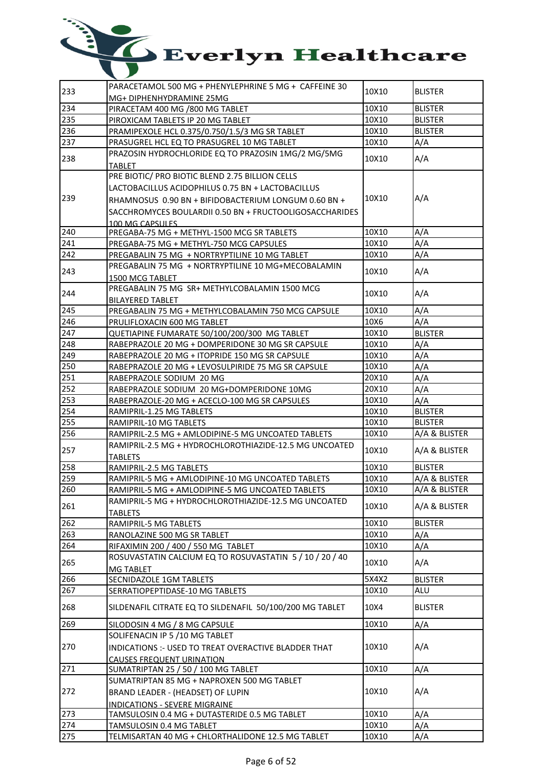# Everlyn Healthcare

| | | | |
|---|---|---|---|
| 233 | PARACETAMOL 500 MG + PHENYLEPHRINE 5 MG + CAFFEINE 30 MG+ DIPHENHYDRAMINE 25MG | 10X10 | BLISTER |
| 234 | PIRACETAM 400 MG /800 MG TABLET | 10X10 | BLISTER |
| 235 | PIROXICAM TABLETS IP 20 MG TABLET | 10X10 | BLISTER |
| 236 | PRAMIPEXOLE HCL 0.375/0.750/1.5/3 MG SR TABLET | 10X10 | BLISTER |
| 237 | PRASUGREL HCL EQ TO PRASUGREL 10 MG TABLET | 10X10 | A/A |
| 238 | PRAZOSIN HYDROCHLORIDE EQ TO PRAZOSIN 1MG/2 MG/5MG TABLET | 10X10 | A/A |
| 239 | PRE BIOTIC/ PRO BIOTIC BLEND 2.75 BILLION CELLS LACTOBACILLUS ACIDOPHILUS 0.75 BN + LACTOBACILLUS RHAMNOSUS 0.90 BN + BIFIDOBACTERIUM LONGUM 0.60 BN + SACCHROMYCES BOULARDII 0.50 BN + FRUCTOOLIGOSACCHARIDES 100 MG CAPSULES | 10X10 | A/A |
| 240 | PREGABA-75 MG + METHYL-1500 MCG SR TABLETS | 10X10 | A/A |
| 241 | PREGABA-75 MG + METHYL-750 MCG CAPSULES | 10X10 | A/A |
| 242 | PREGABALIN 75 MG + NORTRYPTILINE 10 MG TABLET | 10X10 | A/A |
| 243 | PREGABALIN 75 MG + NORTRYPTILINE 10 MG+MECOBALAMIN 1500 MCG TABLET | 10X10 | A/A |
| 244 | PREGABALIN 75 MG SR+ METHYLCOBALAMIN 1500 MCG BILAYERED TABLET | 10X10 | A/A |
| 245 | PREGABALIN 75 MG + METHYLCOBALAMIN 750 MCG CAPSULE | 10X10 | A/A |
| 246 | PRULIFLOXACIN 600 MG TABLET | 10X6 | A/A |
| 247 | QUETIAPINE FUMARATE 50/100/200/300 MG TABLET | 10X10 | BLISTER |
| 248 | RABEPRAZOLE 20 MG + DOMPERIDONE 30 MG SR CAPSULE | 10X10 | A/A |
| 249 | RABEPRAZOLE 20 MG + ITOPRIDE 150 MG SR CAPSULE | 10X10 | A/A |
| 250 | RABEPRAZOLE 20 MG + LEVOSULPIRIDE 75 MG SR CAPSULE | 10X10 | A/A |
| 251 | RABEPRAZOLE SODIUM 20 MG | 20X10 | A/A |
| 252 | RABEPRAZOLE SODIUM 20 MG+DOMPERIDONE 10MG | 20X10 | A/A |
| 253 | RABEPRAZOLE-20 MG + ACECLO-100 MG SR CAPSULES | 10X10 | A/A |
| 254 | RAMIPRIL-1.25 MG TABLETS | 10X10 | BLISTER |
| 255 | RAMIPRIL-10 MG TABLETS | 10X10 | BLISTER |
| 256 | RAMIPRIL-2.5 MG + AMLODIPINE-5 MG UNCOATED TABLETS | 10X10 | A/A & BLISTER |
| 257 | RAMIPRIL-2.5 MG + HYDROCHLOROTHIAZIDE-12.5 MG UNCOATED TABLETS | 10X10 | A/A & BLISTER |
| 258 | RAMIPRIL-2.5 MG TABLETS | 10X10 | BLISTER |
| 259 | RAMIPRIL-5 MG + AMLODIPINE-10 MG UNCOATED TABLETS | 10X10 | A/A & BLISTER |
| 260 | RAMIPRIL-5 MG + AMLODIPINE-5 MG UNCOATED TABLETS | 10X10 | A/A & BLISTER |
| 261 | RAMIPRIL-5 MG + HYDROCHLOROTHIAZIDE-12.5 MG UNCOATED TABLETS | 10X10 | A/A & BLISTER |
| 262 | RAMIPRIL-5 MG TABLETS | 10X10 | BLISTER |
| 263 | RANOLAZINE 500 MG SR TABLET | 10X10 | A/A |
| 264 | RIFAXIMIN 200 / 400 / 550 MG TABLET | 10X10 | A/A |
| 265 | ROSUVASTATIN CALCIUM EQ TO ROSUVASTATIN 5 / 10 / 20 / 40 MG TABLET | 10X10 | A/A |
| 266 | SECNIDAZOLE 1GM TABLETS | 5X4X2 | BLISTER |
| 267 | SERRATIOPEPTIDASE-10 MG TABLETS | 10X10 | ALU |
| 268 | SILDENAFIL CITRATE EQ TO SILDENAFIL 50/100/200 MG TABLET | 10X4 | BLISTER |
| 269 | SILODOSIN 4 MG / 8 MG CAPSULE | 10X10 | A/A |
| 270 | SOLIFENACIN IP 5 /10 MG TABLET INDICATIONS :- USED TO TREAT OVERACTIVE BLADDER THAT CAUSES FREQUENT URINATION | 10X10 | A/A |
| 271 | SUMATRIPTAN 25 / 50 / 100 MG TABLET | 10X10 | A/A |
| 272 | SUMATRIPTAN 85 MG + NAPROXEN 500 MG TABLET BRAND LEADER - (HEADSET) OF LUPIN INDICATIONS - SEVERE MIGRAINE | 10X10 | A/A |
| 273 | TAMSULOSIN 0.4 MG + DUTASTERIDE 0.5 MG TABLET | 10X10 | A/A |
| 274 | TAMSULOSIN 0.4 MG TABLET | 10X10 | A/A |
| 275 | TELMISARTAN 40 MG + CHLORTHALIDONE 12.5 MG TABLET | 10X10 | A/A |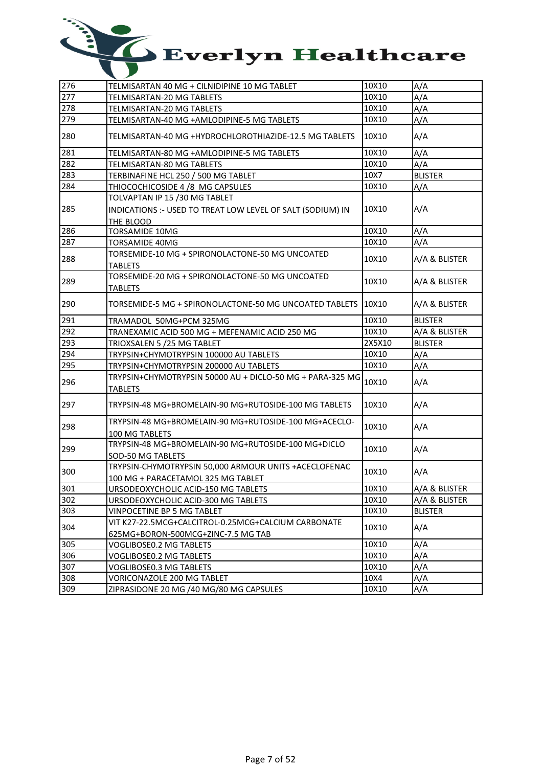# Everlyn Healthcare

| 276 | TELMISARTAN 40 MG + CILNIDIPINE 10 MG TABLET | 10X10 | A/A |
|---|---|---|---|
| 277 | TELMISARTAN-20 MG TABLETS | 10X10 | A/A |
| 278 | TELMISARTAN-20 MG TABLETS | 10X10 | A/A |
| 279 | TELMISARTAN-40 MG +AMLODIPINE-5 MG TABLETS | 10X10 | A/A |
| 280 | TELMISARTAN-40 MG +HYDROCHLOROTHIAZIDE-12.5 MG TABLETS | 10X10 | A/A |
| 281 | TELMISARTAN-80 MG +AMLODIPINE-5 MG TABLETS | 10X10 | A/A |
| 282 | TELMISARTAN-80 MG TABLETS | 10X10 | A/A |
| 283 | TERBINAFINE HCL 250 / 500 MG TABLET | 10X7 | BLISTER |
| 284 | THIOCOCHICOSIDE 4 /8 MG CAPSULES | 10X10 | A/A |
| 285 | TOLVAPTAN IP 15 /30 MG TABLET<br>INDICATIONS :- USED TO TREAT LOW LEVEL OF SALT (SODIUM) IN THE BLOOD | 10X10 | A/A |
| 286 | TORSAMIDE 10MG | 10X10 | A/A |
| 287 | TORSAMIDE 40MG | 10X10 | A/A |
| 288 | TORSEMIDE-10 MG + SPIRONOLACTONE-50 MG UNCOATED TABLETS | 10X10 | A/A & BLISTER |
| 289 | TORSEMIDE-20 MG + SPIRONOLACTONE-50 MG UNCOATED TABLETS | 10X10 | A/A & BLISTER |
| 290 | TORSEMIDE-5 MG + SPIRONOLACTONE-50 MG UNCOATED TABLETS | 10X10 | A/A & BLISTER |
| 291 | TRAMADOL 50MG+PCM 325MG | 10X10 | BLISTER |
| 292 | TRANEXAMIC ACID 500 MG + MEFENAMIC ACID 250 MG | 10X10 | A/A & BLISTER |
| 293 | TRIOXSALEN 5 /25 MG TABLET | 2X5X10 | BLISTER |
| 294 | TRYPSIN+CHYMOTRYPSIN 100000 AU TABLETS | 10X10 | A/A |
| 295 | TRYPSIN+CHYMOTRYPSIN 200000 AU TABLETS | 10X10 | A/A |
| 296 | TRYPSIN+CHYMOTRYPSIN 50000 AU + DICLO-50 MG + PARA-325 MG TABLETS | 10X10 | A/A |
| 297 | TRYPSIN-48 MG+BROMELAIN-90 MG+RUTOSIDE-100 MG TABLETS | 10X10 | A/A |
| 298 | TRYPSIN-48 MG+BROMELAIN-90 MG+RUTOSIDE-100 MG+ACECLO-100 MG TABLETS | 10X10 | A/A |
| 299 | TRYPSIN-48 MG+BROMELAIN-90 MG+RUTOSIDE-100 MG+DICLO SOD-50 MG TABLETS | 10X10 | A/A |
| 300 | TRYPSIN-CHYMOTRYPSIN 50,000 ARMOUR UNITS +ACECLOFENAC 100 MG + PARACETAMOL 325 MG TABLET | 10X10 | A/A |
| 301 | URSODEOXYCHOLIC ACID-150 MG TABLETS | 10X10 | A/A & BLISTER |
| 302 | URSODEOXYCHOLIC ACID-300 MG TABLETS | 10X10 | A/A & BLISTER |
| 303 | VINPOCETINE BP 5 MG TABLET | 10X10 | BLISTER |
| 304 | VIT K27-22.5MCG+CALCITROL-0.25MCG+CALCIUM CARBONATE 625MG+BORON-500MCG+ZINC-7.5 MG TAB | 10X10 | A/A |
| 305 | VOGLIBOSE0.2 MG TABLETS | 10X10 | A/A |
| 306 | VOGLIBOSE0.2 MG TABLETS | 10X10 | A/A |
| 307 | VOGLIBOSE0.3 MG TABLETS | 10X10 | A/A |
| 308 | VORICONAZOLE 200 MG TABLET | 10X4 | A/A |
| 309 | ZIPRASIDONE 20 MG /40 MG/80 MG CAPSULES | 10X10 | A/A |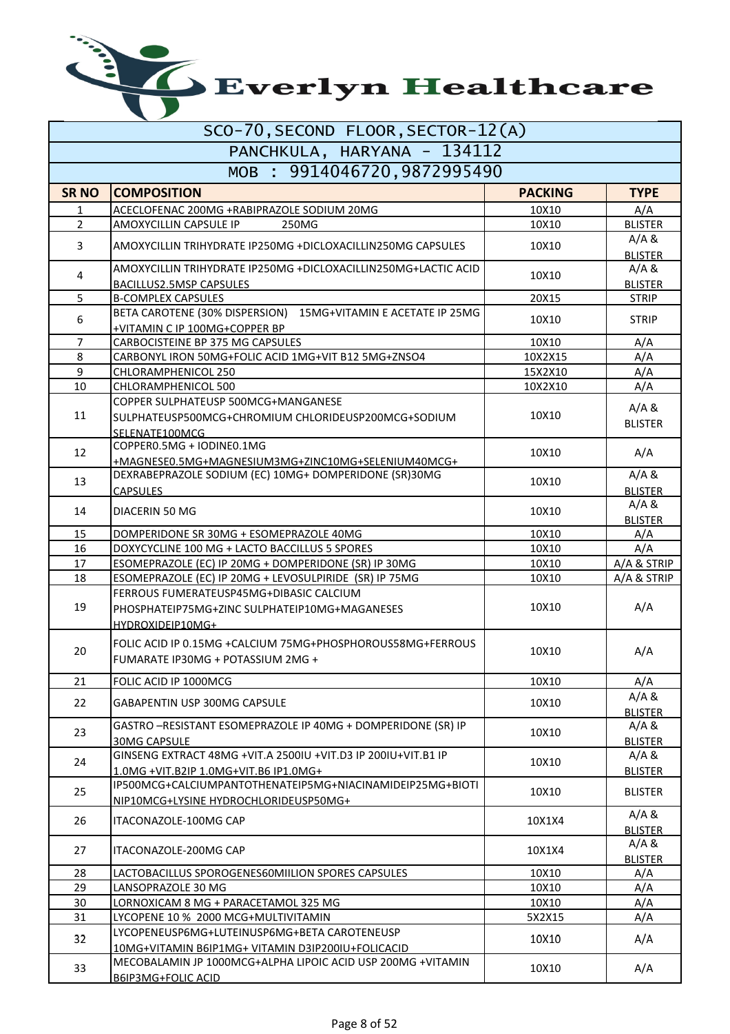# Everlyn Healthcare

| SCO-70, SECOND FLOOR, SECTOR-12(A) | | | |
|---|---|---|---|
| PANCHKULA, HARYANA - 134112 | | | |
| MOB : 9914046720,9872995490 | | | |
| **SR NO** | **COMPOSITION** | **PACKING** | **TYPE** |
| 1 | ACECLOFENAC 200MG +RABIPRAZOLE SODIUM 20MG | 10X10 | A/A |
| 2 | AMOXYCILLIN CAPSULE IP 250MG | 10X10 | BLISTER |
| 3 | AMOXYCILLIN TRIHYDRATE IP250MG +DICLOXACILLIN250MG CAPSULES | 10X10 | A/A & BLISTER |
| 4 | AMOXYCILLIN TRIHYDRATE IP250MG +DICLOXACILLIN250MG+LACTIC ACID BACILLUS2.5MSP CAPSULES | 10X10 | A/A & BLISTER |
| 5 | B-COMPLEX CAPSULES | 20X15 | STRIP |
| 6 | BETA CAROTENE (30% DISPERSION) 15MG+VITAMIN E ACETATE IP 25MG +VITAMIN C IP 100MG+COPPER BP | 10X10 | STRIP |
| 7 | CARBOCISTEINE BP 375 MG CAPSULES | 10X10 | A/A |
| 8 | CARBONYL IRON 50MG+FOLIC ACID 1MG+VIT B12 5MG+ZNSO4 | 10X2X15 | A/A |
| 9 | CHLORAMPHENICOL 250 | 15X2X10 | A/A |
| 10 | CHLORAMPHENICOL 500 | 10X2X10 | A/A |
| 11 | COPPER SULPHATEUSP 500MCG+MANGANESE SULPHATEUSP500MCG+CHROMIUM CHLORIDEUSP200MCG+SODIUM SELENATE100MCG | 10X10 | A/A & BLISTER |
| 12 | COPPER0.5MG + IODINE0.1MG +MAGNESE0.5MG+MAGNESIUM3MG+ZINC10MG+SELENIUM40MCG+ | 10X10 | A/A |
| 13 | DEXRABEPRAZOLE SODIUM (EC) 10MG+ DOMPERIDONE (SR)30MG CAPSULES | 10X10 | A/A & BLISTER |
| 14 | DIACERIN 50 MG | 10X10 | A/A & BLISTER |
| 15 | DOMPERIDONE SR 30MG + ESOMEPRAZOLE 40MG | 10X10 | A/A |
| 16 | DOXYCYCLINE 100 MG + LACTO BACCILLUS 5 SPORES | 10X10 | A/A |
| 17 | ESOMEPRAZOLE (EC) IP 20MG + DOMPERIDONE (SR) IP 30MG | 10X10 | A/A & STRIP |
| 18 | ESOMEPRAZOLE (EC) IP 20MG + LEVOSULPIRIDE (SR) IP 75MG | 10X10 | A/A & STRIP |
| 19 | FERROUS FUMERATEUSP45MG+DIBASIC CALCIUM PHOSPHATEIP75MG+ZINC SULPHATEIP10MG+MAGANESES HYDROXIDEIP10MG+ | 10X10 | A/A |
| 20 | FOLIC ACID IP 0.15MG +CALCIUM 75MG+PHOSPHOROUS58MG+FERROUS FUMARATE IP30MG + POTASSIUM 2MG + | 10X10 | A/A |
| 21 | FOLIC ACID IP 1000MCG | 10X10 | A/A |
| 22 | GABAPENTIN USP 300MG CAPSULE | 10X10 | A/A & BLISTER |
| 23 | GASTRO –RESISTANT ESOMEPRAZOLE IP 40MG + DOMPERIDONE (SR) IP 30MG CAPSULE | 10X10 | A/A & BLISTER |
| 24 | GINSENG EXTRACT 48MG +VIT.A 2500IU +VIT.D3 IP 200IU+VIT.B1 IP 1.0MG +VIT.B2IP 1.0MG+VIT.B6 IP1.0MG+ | 10X10 | A/A & BLISTER |
| 25 | IP500MCG+CALCIUMPANTOTHENATEIP5MG+NIACINAMIDEIP25MG+BIOTINIP10MCG+LYSINE HYDROCHLORIDEUSP50MG+ | 10X10 | BLISTER |
| 26 | ITACONAZOLE-100MG CAP | 10X1X4 | A/A & BLISTER |
| 27 | ITACONAZOLE-200MG CAP | 10X1X4 | A/A & BLISTER |
| 28 | LACTOBACILLUS SPOROGENES60MIILION SPORES CAPSULES | 10X10 | A/A |
| 29 | LANSOPRAZOLE 30 MG | 10X10 | A/A |
| 30 | LORNOXICAM 8 MG + PARACETAMOL 325 MG | 10X10 | A/A |
| 31 | LYCOPENE 10 % 2000 MCG+MULTIVITAMIN | 5X2X15 | A/A |
| 32 | LYCOPENEUSP6MG+LUTEINUSP6MG+BETA CAROTENEUSP 10MG+VITAMIN B6IP1MG+ VITAMIN D3IP200IU+FOLICACID | 10X10 | A/A |
| 33 | MECOBALAMIN JP 1000MCG+ALPHA LIPOIC ACID USP 200MG +VITAMIN B6IP3MG+FOLIC ACID | 10X10 | A/A |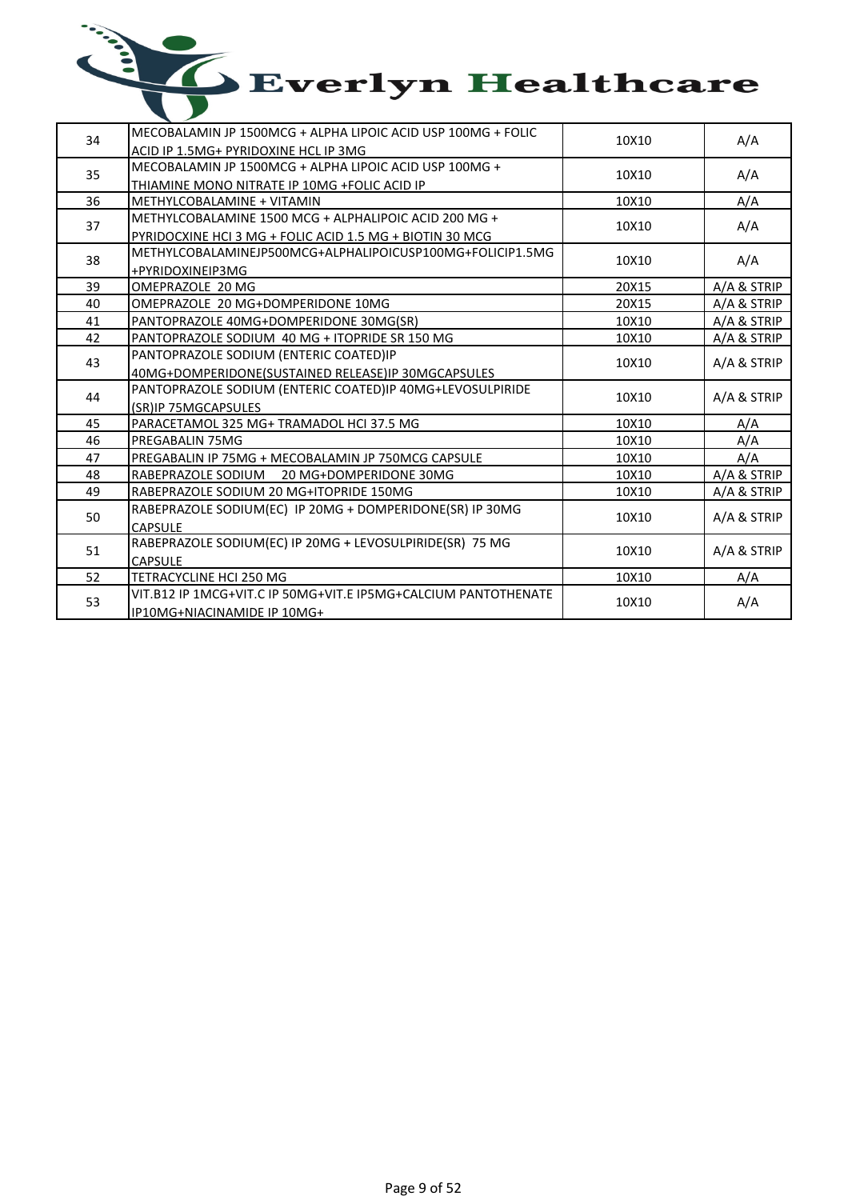# Everlyn Healthcare

| | | | |
|---|---|---|---|
| 34 | MECOBALAMIN JP 1500MCG + ALPHA LIPOIC ACID USP 100MG + FOLIC ACID IP 1.5MG+ PYRIDOXINE HCL IP 3MG | 10X10 | A/A |
| 35 | MECOBALAMIN JP 1500MCG + ALPHA LIPOIC ACID USP 100MG + THIAMINE MONO NITRATE IP 10MG +FOLIC ACID IP | 10X10 | A/A |
| 36 | METHYLCOBALAMINE + VITAMIN | 10X10 | A/A |
| 37 | METHYLCOBALAMINE 1500 MCG + ALPHALIPOIC ACID 200 MG + PYRIDOCXINE HCl 3 MG + FOLIC ACID 1.5 MG + BIOTIN 30 MCG | 10X10 | A/A |
| 38 | METHYLCOBALAMINEJP500MCG+ALPHALIPOICUSP100MG+FOLICIP1.5MG +PYRIDOXINEIP3MG | 10X10 | A/A |
| 39 | OMEPRAZOLE 20 MG | 20X15 | A/A & STRIP |
| 40 | OMEPRAZOLE 20 MG+DOMPERIDONE 10MG | 20X15 | A/A & STRIP |
| 41 | PANTOPRAZOLE 40MG+DOMPERIDONE 30MG(SR) | 10X10 | A/A & STRIP |
| 42 | PANTOPRAZOLE SODIUM 40 MG + ITOPRIDE SR 150 MG | 10X10 | A/A & STRIP |
| 43 | PANTOPRAZOLE SODIUM (ENTERIC COATED)IP 40MG+DOMPERIDONE(SUSTAINED RELEASE)IP 30MGCAPSULES | 10X10 | A/A & STRIP |
| 44 | PANTOPRAZOLE SODIUM (ENTERIC COATED)IP 40MG+LEVOSULPIRIDE (SR)IP 75MGCAPSULES | 10X10 | A/A & STRIP |
| 45 | PARACETAMOL 325 MG+ TRAMADOL HCl 37.5 MG | 10X10 | A/A |
| 46 | PREGABALIN 75MG | 10X10 | A/A |
| 47 | PREGABALIN IP 75MG + MECOBALAMIN JP 750MCG CAPSULE | 10X10 | A/A |
| 48 | RABEPRAZOLE SODIUM 20 MG+DOMPERIDONE 30MG | 10X10 | A/A & STRIP |
| 49 | RABEPRAZOLE SODIUM 20 MG+ITOPRIDE 150MG | 10X10 | A/A & STRIP |
| 50 | RABEPRAZOLE SODIUM(EC) IP 20MG + DOMPERIDONE(SR) IP 30MG CAPSULE | 10X10 | A/A & STRIP |
| 51 | RABEPRAZOLE SODIUM(EC) IP 20MG + LEVOSULPIRIDE(SR) 75 MG CAPSULE | 10X10 | A/A & STRIP |
| 52 | TETRACYCLINE HCl 250 MG | 10X10 | A/A |
| 53 | VIT.B12 IP 1MCG+VIT.C IP 50MG+VIT.E IP5MG+CALCIUM PANTOTHENATE IP10MG+NIACINAMIDE IP 10MG+ | 10X10 | A/A |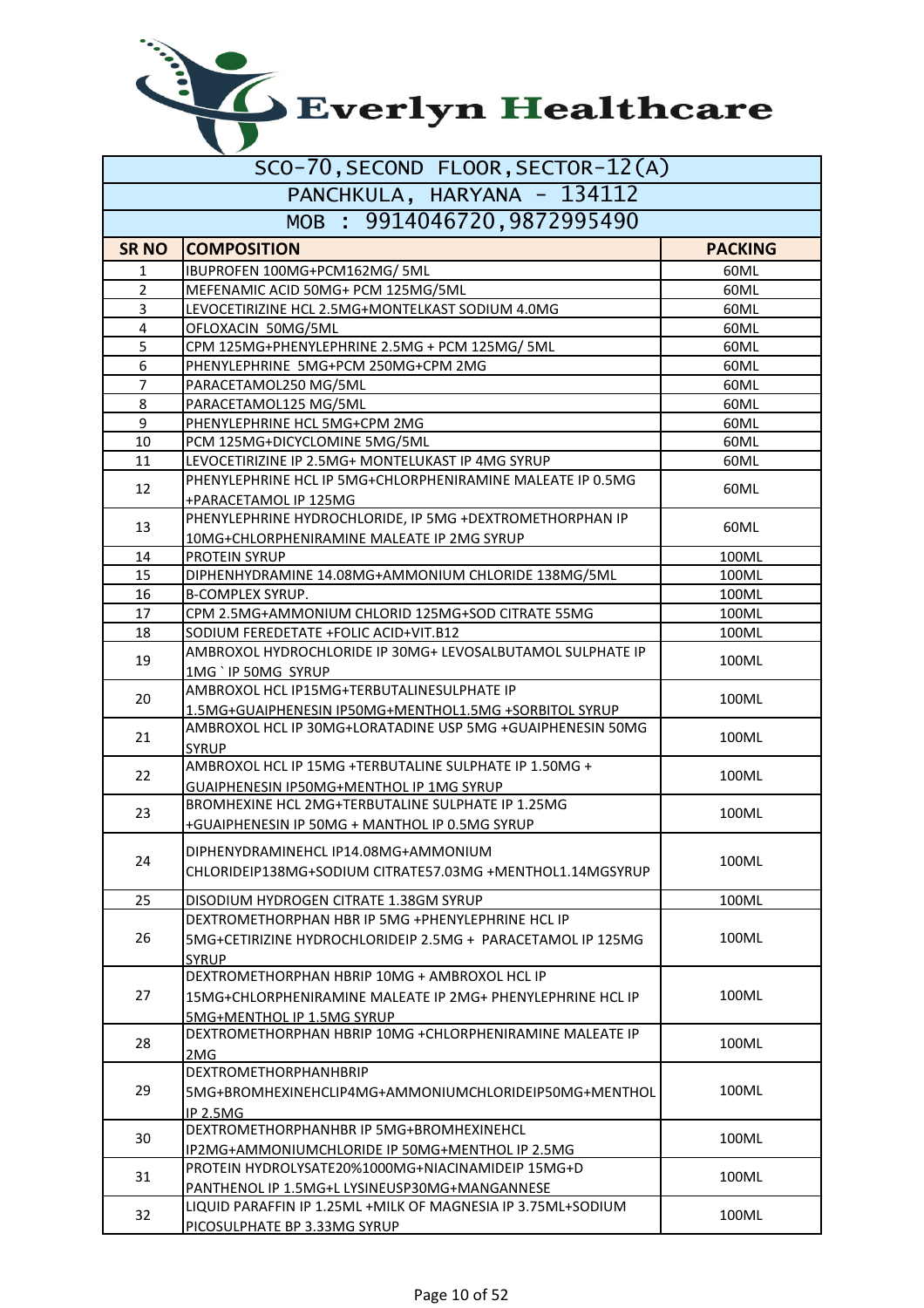# Everlyn Healthcare

| SCO-70, SECOND FLOOR, SECTOR-12(A) | | |
|---|---|---|
| PANCHKULA, HARYANA - 134112 | | |
| MOB : 9914046720, 9872995490 | | |
| **SR NO** | **COMPOSITION** | **PACKING** |
| 1 | IBUPROFEN 100MG+PCM162MG/ 5ML | 60ML |
| 2 | MEFENAMIC ACID 50MG+ PCM 125MG/5ML | 60ML |
| 3 | LEVOCETIRIZINE HCL 2.5MG+MONTELKAST SODIUM 4.0MG | 60ML |
| 4 | OFLOXACIN 50MG/5ML | 60ML |
| 5 | CPM 125MG+PHENYLEPHRINE 2.5MG + PCM 125MG/ 5ML | 60ML |
| 6 | PHENYLEPHRINE 5MG+PCM 250MG+CPM 2MG | 60ML |
| 7 | PARACETAMOL250 MG/5ML | 60ML |
| 8 | PARACETAMOL125 MG/5ML | 60ML |
| 9 | PHENYLEPHRINE HCL 5MG+CPM 2MG | 60ML |
| 10 | PCM 125MG+DICYCLOMINE 5MG/5ML | 60ML |
| 11 | LEVOCETIRIZINE IP 2.5MG+ MONTELUKAST IP 4MG SYRUP | 60ML |
| 12 | PHENYLEPHRINE HCL IP 5MG+CHLORPHENIRAMINE MALEATE IP 0.5MG +PARACETAMOL IP 125MG | 60ML |
| 13 | PHENYLEPHRINE HYDROCHLORIDE, IP 5MG +DEXTROMETHORPHAN IP 10MG+CHLORPHENIRAMINE MALEATE IP 2MG SYRUP | 60ML |
| 14 | PROTEIN SYRUP | 100ML |
| 15 | DIPHENHYDRAMINE 14.08MG+AMMONIUM CHLORIDE 138MG/5ML | 100ML |
| 16 | B-COMPLEX SYRUP. | 100ML |
| 17 | CPM 2.5MG+AMMONIUM CHLORID 125MG+SOD CITRATE 55MG | 100ML |
| 18 | SODIUM FEREDETATE +FOLIC ACID+VIT.B12 | 100ML |
| 19 | AMBROXOL HYDROCHLORIDE IP 30MG+ LEVOSALBUTAMOL SULPHATE IP 1MG ` IP 50MG SYRUP | 100ML |
| 20 | AMBROXOL HCL IP15MG+TERBUTALINESULPHATE IP 1.5MG+GUAIPHENESIN IP50MG+MENTHOL1.5MG +SORBITOL SYRUP | 100ML |
| 21 | AMBROXOL HCL IP 30MG+LORATADINE USP 5MG +GUAIPHENESIN 50MG SYRUP | 100ML |
| 22 | AMBROXOL HCL IP 15MG +TERBUTALINE SULPHATE IP 1.50MG + GUAIPHENESIN IP50MG+MENTHOL IP 1MG SYRUP | 100ML |
| 23 | BROMHEXINE HCL 2MG+TERBUTALINE SULPHATE IP 1.25MG +GUAIPHENESIN IP 50MG + MANTHOL IP 0.5MG SYRUP | 100ML |
| 24 | DIPHENYDRAMINEHCL IP14.08MG+AMMONIUM CHLORIDEIP138MG+SODIUM CITRATE57.03MG +MENTHOL1.14MGSYRUP | 100ML |
| 25 | DISODIUM HYDROGEN CITRATE 1.38GM SYRUP | 100ML |
| 26 | DEXTROMETHORPHAN HBR IP 5MG +PHENYLEPHRINE HCL IP 5MG+CETIRIZINE HYDROCHLORIDEIP 2.5MG + PARACETAMOL IP 125MG SYRUP | 100ML |
| 27 | DEXTROMETHORPHAN HBRIP 10MG + AMBROXOL HCL IP 15MG+CHLORPHENIRAMINE MALEATE IP 2MG+ PHENYLEPHRINE HCL IP 5MG+MENTHOL IP 1.5MG SYRUP | 100ML |
| 28 | DEXTROMETHORPHAN HBRIP 10MG +CHLORPHENIRAMINE MALEATE IP 2MG | 100ML |
| 29 | DEXTROMETHORPHANHBRIP 5MG+BROMHEXINEHCLIP4MG+AMMONIUMCHLORIDEIP50MG+MENTHOL IP 2.5MG | 100ML |
| 30 | DEXTROMETHORPHANHBR IP 5MG+BROMHEXINEHCL IP2MG+AMMONIUMCHLORIDE IP 50MG+MENTHOL IP 2.5MG | 100ML |
| 31 | PROTEIN HYDROLYSATE20%1000MG+NIACINAMIDEIP 15MG+D PANTHENOL IP 1.5MG+L LYSINEUSP30MG+MANGANNESE | 100ML |
| 32 | LIQUID PARAFFIN IP 1.25ML +MILK OF MAGNESIA IP 3.75ML+SODIUM PICOSULPHATE BP 3.33MG SYRUP | 100ML |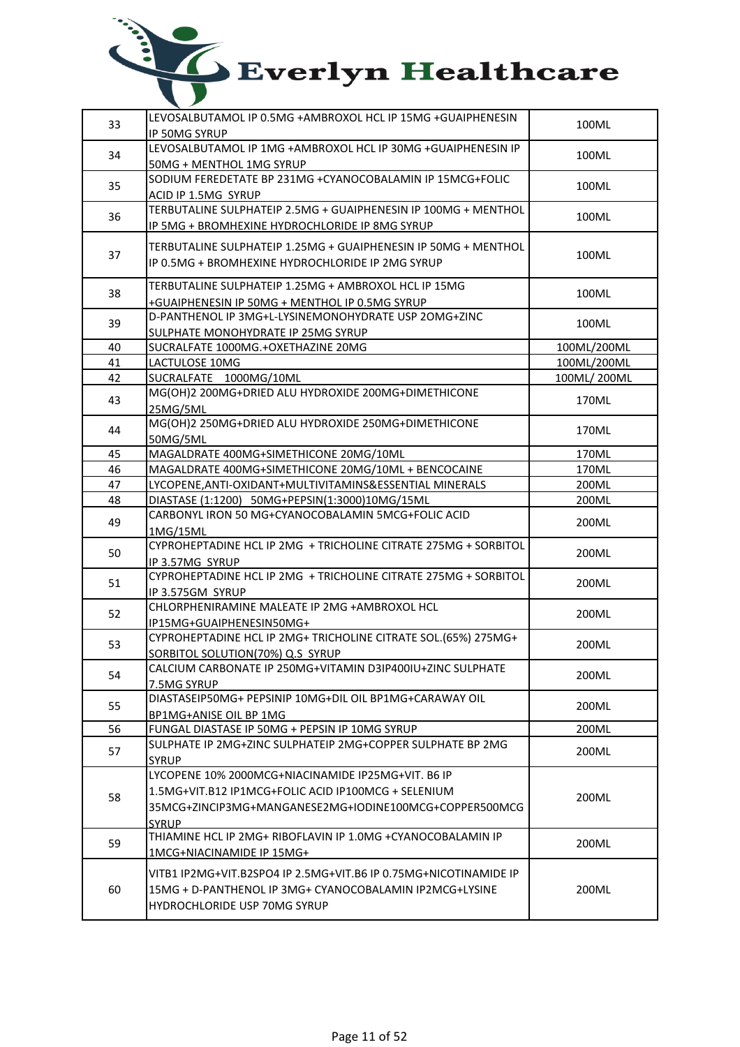| 33 | LEVOSALBUTAMOL IP 0.5MG +AMBROXOL HCL IP 15MG +GUAIPHENESIN IP 50MG SYRUP | 100ML |
|---|---|---|
| 34 | LEVOSALBUTAMOL IP 1MG +AMBROXOL HCL IP 30MG +GUAIPHENESIN IP 50MG + MENTHOL 1MG SYRUP | 100ML |
| 35 | SODIUM FEREDETATE BP 231MG +CYANOCOBALAMIN IP 15MCG+FOLIC ACID IP 1.5MG SYRUP | 100ML |
| 36 | TERBUTALINE SULPHATEIP 2.5MG + GUAIPHENESIN IP 100MG + MENTHOL IP 5MG + BROMHEXINE HYDROCHLORIDE IP 8MG SYRUP | 100ML |
| 37 | TERBUTALINE SULPHATEIP 1.25MG + GUAIPHENESIN IP 50MG + MENTHOL IP 0.5MG + BROMHEXINE HYDROCHLORIDE IP 2MG SYRUP | 100ML |
| 38 | TERBUTALINE SULPHATEIP 1.25MG + AMBROXOL HCL IP 15MG +GUAIPHENESIN IP 50MG + MENTHOL IP 0.5MG SYRUP | 100ML |
| 39 | D-PANTHENOL IP 3MG+L-LYSINEMONOHYDRATE USP 2OMG+ZINC SULPHATE MONOHYDRATE IP 25MG SYRUP | 100ML |
| 40 | SUCRALFATE 1000MG.+OXETHAZINE 20MG | 100ML/200ML |
| 41 | LACTULOSE 10MG | 100ML/200ML |
| 42 | SUCRALFATE 1000MG/10ML | 100ML/ 200ML |
| 43 | MG(OH)2 200MG+DRIED ALU HYDROXIDE 200MG+DIMETHICONE 25MG/5ML | 170ML |
| 44 | MG(OH)2 250MG+DRIED ALU HYDROXIDE 250MG+DIMETHICONE 50MG/5ML | 170ML |
| 45 | MAGALDRATE 400MG+SIMETHICONE 20MG/10ML | 170ML |
| 46 | MAGALDRATE 400MG+SIMETHICONE 20MG/10ML + BENCOCAINE | 170ML |
| 47 | LYCOPENE,ANTI-OXIDANT+MULTIVITAMINS&ESSENTIAL MINERALS | 200ML |
| 48 | DIASTASE (1:1200) 50MG+PEPSIN(1:3000)10MG/15ML | 200ML |
| 49 | CARBONYL IRON 50 MG+CYANOCOBALAMIN 5MCG+FOLIC ACID 1MG/15ML | 200ML |
| 50 | CYPROHEPTADINE HCL IP 2MG + TRICHOLINE CITRATE 275MG + SORBITOL IP 3.57MG SYRUP | 200ML |
| 51 | CYPROHEPTADINE HCL IP 2MG + TRICHOLINE CITRATE 275MG + SORBITOL IP 3.575GM SYRUP | 200ML |
| 52 | CHLORPHENIRAMINE MALEATE IP 2MG +AMBROXOL HCL IP15MG+GUAIPHENESIN50MG+ | 200ML |
| 53 | CYPROHEPTADINE HCL IP 2MG+ TRICHOLINE CITRATE SOL.(65%) 275MG+ SORBITOL SOLUTION(70%) Q.S SYRUP | 200ML |
| 54 | CALCIUM CARBONATE IP 250MG+VITAMIN D3IP400IU+ZINC SULPHATE 7.5MG SYRUP | 200ML |
| 55 | DIASTASEIP50MG+ PEPSINIP 10MG+DIL OIL BP1MG+CARAWAY OIL BP1MG+ANISE OIL BP 1MG | 200ML |
| 56 | FUNGAL DIASTASE IP 50MG + PEPSIN IP 10MG SYRUP | 200ML |
| 57 | SULPHATE IP 2MG+ZINC SULPHATEIP 2MG+COPPER SULPHATE BP 2MG SYRUP | 200ML |
| 58 | LYCOPENE 10% 2000MCG+NIACINAMIDE IP25MG+VIT. B6 IP 1.5MG+VIT.B12 IP1MCG+FOLIC ACID IP100MCG + SELENIUM 35MCG+ZINCIP3MG+MANGANESE2MG+IODINE100MCG+COPPER500MCG SYRUP | 200ML |
| 59 | THIAMINE HCL IP 2MG+ RIBOFLAVIN IP 1.0MG +CYANOCOBALAMIN IP 1MCG+NIACINAMIDE IP 15MG+ | 200ML |
| 60 | VITB1 IP2MG+VIT.B2SPO4 IP 2.5MG+VIT.B6 IP 0.75MG+NICOTINAMIDE IP 15MG + D-PANTHENOL IP 3MG+ CYANOCOBALAMIN IP2MCG+LYSINE HYDROCHLORIDE USP 70MG SYRUP | 200ML |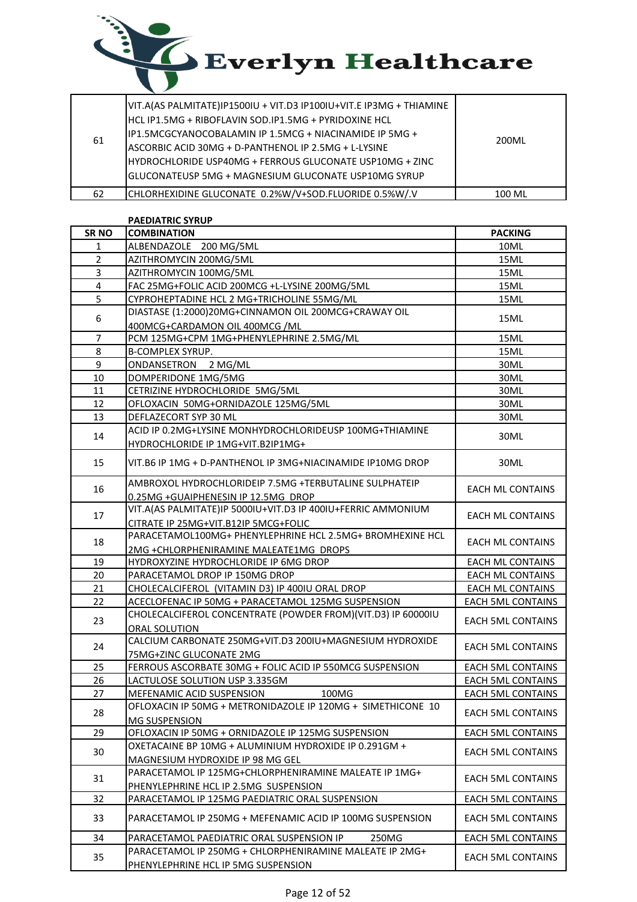# Everlyn Healthcare

| | | |
|---|---|---|
| 61 | VIT.A(AS PALMITATE)IP1500IU + VIT.D3 IP100IU+VIT.E IP3MG + THIAMINE HCL IP1.5MG + RIBOFLAVIN SOD.IP1.5MG + PYRIDOXINE HCL IP1.5MCGCYANOCOBALAMIN IP 1.5MCG + NIACINAMIDE IP 5MG + ASCORBIC ACID 30MG + D-PANTHENOL IP 2.5MG + L-LYSINE HYDROCHLORIDE USP40MG + FERROUS GLUCONATE USP10MG + ZINC GLUCONATEUSP 5MG + MAGNESIUM GLUCONATE USP10MG SYRUP | 200ML |
| 62 | CHLORHEXIDINE GLUCONATE 0.2%W/V+SOD.FLUORIDE 0.5%W/.V | 100 ML |

**PAEDIATRIC SYRUP**

| SR NO | COMBINATION | PACKING |
|---|---|---|
| 1 | ALBENDAZOLE 200 MG/5ML | 10ML |
| 2 | AZITHROMYCIN 200MG/5ML | 15ML |
| 3 | AZITHROMYCIN 100MG/5ML | 15ML |
| 4 | FAC 25MG+FOLIC ACID 200MCG +L-LYSINE 200MG/5ML | 15ML |
| 5 | CYPROHEPTADINE HCL 2 MG+TRICHOLINE 55MG/ML | 15ML |
| 6 | DIASTASE (1:2000)20MG+CINNAMON OIL 200MCG+CRAWAY OIL 400MCG+CARDAMON OIL 400MCG /ML | 15ML |
| 7 | PCM 125MG+CPM 1MG+PHENYLEPHRINE 2.5MG/ML | 15ML |
| 8 | B-COMPLEX SYRUP. | 15ML |
| 9 | ONDANSETRON 2 MG/ML | 30ML |
| 10 | DOMPERIDONE 1MG/5MG | 30ML |
| 11 | CETRIZINE HYDROCHLORIDE 5MG/5ML | 30ML |
| 12 | OFLOXACIN 50MG+ORNIDAZOLE 125MG/5ML | 30ML |
| 13 | DEFLAZECORT SYP 30 ML | 30ML |
| 14 | ACID IP 0.2MG+LYSINE MONHYDROCHLORIDEUSP 100MG+THIAMINE HYDROCHLORIDE IP 1MG+VIT.B2IP1MG+ | 30ML |
| 15 | VIT.B6 IP 1MG + D-PANTHENOL IP 3MG+NIACINAMIDE IP10MG DROP | 30ML |
| 16 | AMBROXOL HYDROCHLORIDEIP 7.5MG +TERBUTALINE SULPHATEIP 0.25MG +GUAIPHENESIN IP 12.5MG DROP | EACH ML CONTAINS |
| 17 | VIT.A(AS PALMITATE)IP 5000IU+VIT.D3 IP 400IU+FERRIC AMMONIUM CITRATE IP 25MG+VIT.B12IP 5MCG+FOLIC | EACH ML CONTAINS |
| 18 | PARACETAMOL100MG+ PHENYLEPHRINE HCL 2.5MG+ BROMHEXINE HCL 2MG +CHLORPHENIRAMINE MALEATE1MG DROPS | EACH ML CONTAINS |
| 19 | HYDROXYZINE HYDROCHLORIDE IP 6MG DROP | EACH ML CONTAINS |
| 20 | PARACETAMOL DROP IP 150MG DROP | EACH ML CONTAINS |
| 21 | CHOLECALCIFEROL (VITAMIN D3) IP 400IU ORAL DROP | EACH ML CONTAINS |
| 22 | ACECLOFENAC IP 50MG + PARACETAMOL 125MG SUSPENSION | EACH 5ML CONTAINS |
| 23 | CHOLECALCIFEROL CONCENTRATE (POWDER FROM)(VIT.D3) IP 60000IU ORAL SOLUTION | EACH 5ML CONTAINS |
| 24 | CALCIUM CARBONATE 250MG+VIT.D3 200IU+MAGNESIUM HYDROXIDE 75MG+ZINC GLUCONATE 2MG | EACH 5ML CONTAINS |
| 25 | FERROUS ASCORBATE 30MG + FOLIC ACID IP 550MCG SUSPENSION | EACH 5ML CONTAINS |
| 26 | LACTULOSE SOLUTION USP 3.335GM | EACH 5ML CONTAINS |
| 27 | MEFENAMIC ACID SUSPENSION 100MG | EACH 5ML CONTAINS |
| 28 | OFLOXACIN IP 50MG + METRONIDAZOLE IP 120MG + SIMETHICONE 10 MG SUSPENSION | EACH 5ML CONTAINS |
| 29 | OFLOXACIN IP 50MG + ORNIDAZOLE IP 125MG SUSPENSION | EACH 5ML CONTAINS |
| 30 | OXETACAINE BP 10MG + ALUMINIUM HYDROXIDE IP 0.291GM + MAGNESIUM HYDROXIDE IP 98 MG GEL | EACH 5ML CONTAINS |
| 31 | PARACETAMOL IP 125MG+CHLORPHENIRAMINE MALEATE IP 1MG+ PHENYLEPHRINE HCL IP 2.5MG SUSPENSION | EACH 5ML CONTAINS |
| 32 | PARACETAMOL IP 125MG PAEDIATRIC ORAL SUSPENSION | EACH 5ML CONTAINS |
| 33 | PARACETAMOL IP 250MG + MEFENAMIC ACID IP 100MG SUSPENSION | EACH 5ML CONTAINS |
| 34 | PARACETAMOL PAEDIATRIC ORAL SUSPENSION IP 250MG | EACH 5ML CONTAINS |
| 35 | PARACETAMOL IP 250MG + CHLORPHENIRAMINE MALEATE IP 2MG+ PHENYLEPHRINE HCL IP 5MG SUSPENSION | EACH 5ML CONTAINS |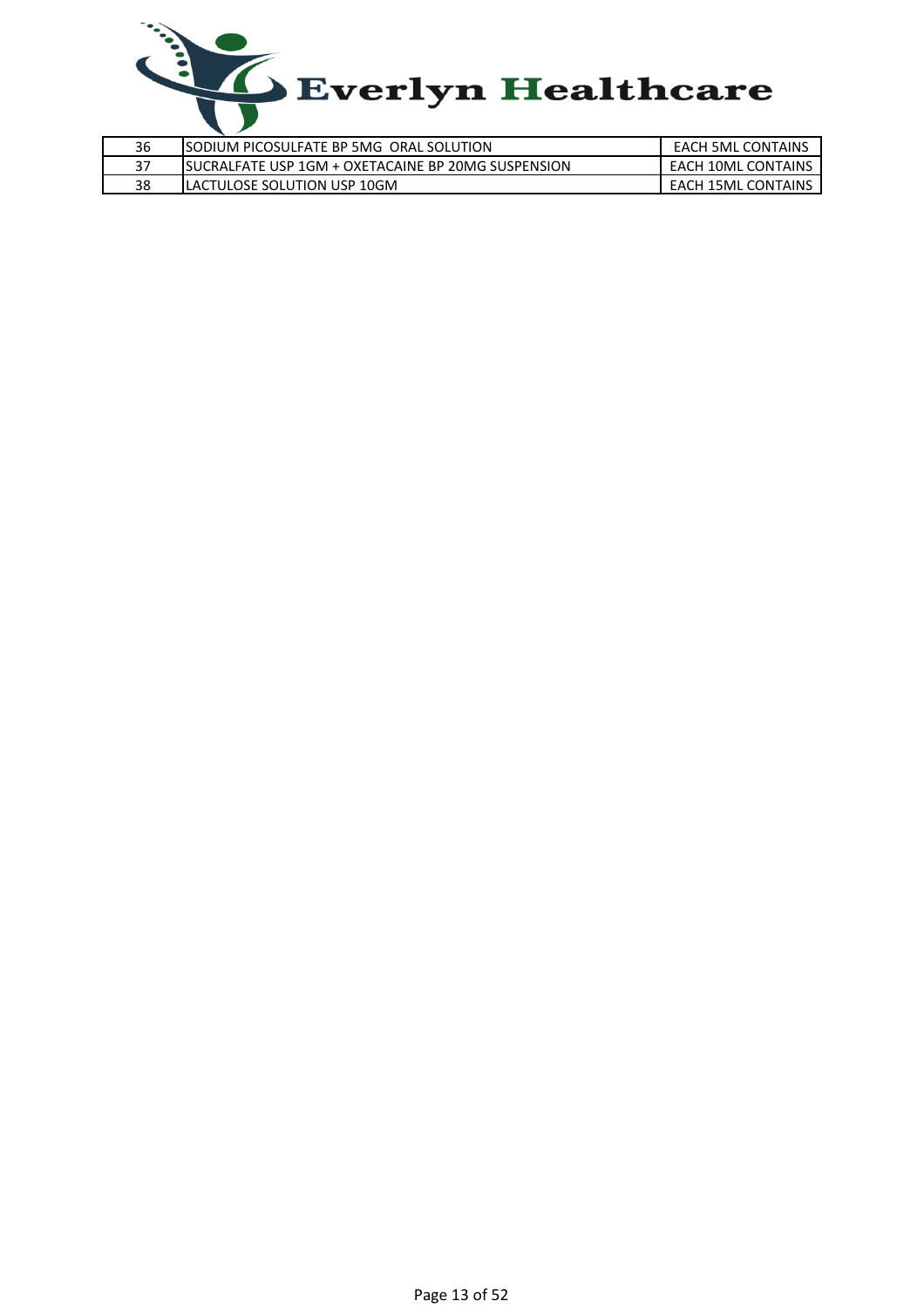| 36 | SODIUM PICOSULFATE BP 5MG ORAL SOLUTION | EACH 5ML CONTAINS |
|---|---|---|
| 37 | SUCRALFATE USP 1GM + OXETACAINE BP 20MG SUSPENSION | EACH 10ML CONTAINS |
| 38 | LACTULOSE SOLUTION USP 10GM | EACH 15ML CONTAINS |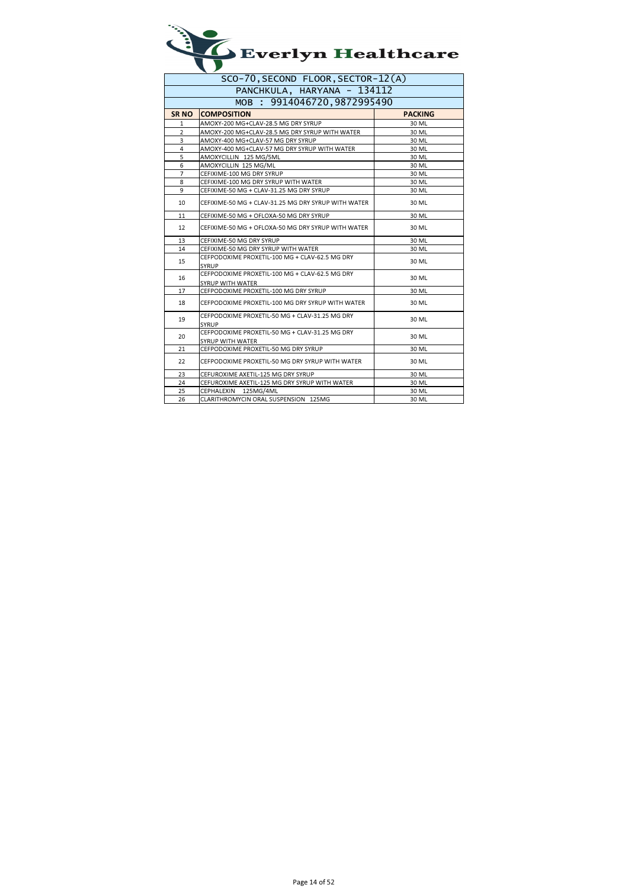# Everlyn Healthcare

| SCO-70, SECOND FLOOR, SECTOR-12(A) | | |
|---|---|---|
| PANCHKULA, HARYANA - 134112 | | |
| MOB : 9914046720,9872995490 | | |
| **SR NO** | **COMPOSITION** | **PACKING** |
| 1 | AMOXY-200 MG+CLAV-28.5 MG DRY SYRUP | 30 ML |
| 2 | AMOXY-200 MG+CLAV-28.5 MG DRY SYRUP WITH WATER | 30 ML |
| 3 | AMOXY-400 MG+CLAV-57 MG DRY SYRUP | 30 ML |
| 4 | AMOXY-400 MG+CLAV-57 MG DRY SYRUP WITH WATER | 30 ML |
| 5 | AMOXYCILLIN 125 MG/5ML | 30 ML |
| 6 | AMOXYCILLIN 125 MG/ML | 30 ML |
| 7 | CEFIXIME-100 MG DRY SYRUP | 30 ML |
| 8 | CEFIXIME-100 MG DRY SYRUP WITH WATER | 30 ML |
| 9 | CEFIXIME-50 MG + CLAV-31.25 MG DRY SYRUP | 30 ML |
| 10 | CEFIXIME-50 MG + CLAV-31.25 MG DRY SYRUP WITH WATER | 30 ML |
| 11 | CEFIXIME-50 MG + OFLOXA-50 MG DRY SYRUP | 30 ML |
| 12 | CEFIXIME-50 MG + OFLOXA-50 MG DRY SYRUP WITH WATER | 30 ML |
| 13 | CEFIXIME-50 MG DRY SYRUP | 30 ML |
| 14 | CEFIXIME-50 MG DRY SYRUP WITH WATER | 30 ML |
| 15 | CEFPODOXIME PROXETIL-100 MG + CLAV-62.5 MG DRY SYRUP | 30 ML |
| 16 | CEFPODOXIME PROXETIL-100 MG + CLAV-62.5 MG DRY SYRUP WITH WATER | 30 ML |
| 17 | CEFPODOXIME PROXETIL-100 MG DRY SYRUP | 30 ML |
| 18 | CEFPODOXIME PROXETIL-100 MG DRY SYRUP WITH WATER | 30 ML |
| 19 | CEFPODOXIME PROXETIL-50 MG + CLAV-31.25 MG DRY SYRUP | 30 ML |
| 20 | CEFPODOXIME PROXETIL-50 MG + CLAV-31.25 MG DRY SYRUP WITH WATER | 30 ML |
| 21 | CEFPODOXIME PROXETIL-50 MG DRY SYRUP | 30 ML |
| 22 | CEFPODOXIME PROXETIL-50 MG DRY SYRUP WITH WATER | 30 ML |
| 23 | CEFUROXIME AXETIL-125 MG DRY SYRUP | 30 ML |
| 24 | CEFUROXIME AXETIL-125 MG DRY SYRUP WITH WATER | 30 ML |
| 25 | CEPHALEXIN 125MG/4ML | 30 ML |
| 26 | CLARITHROMYCIN ORAL SUSPENSION 125MG | 30 ML |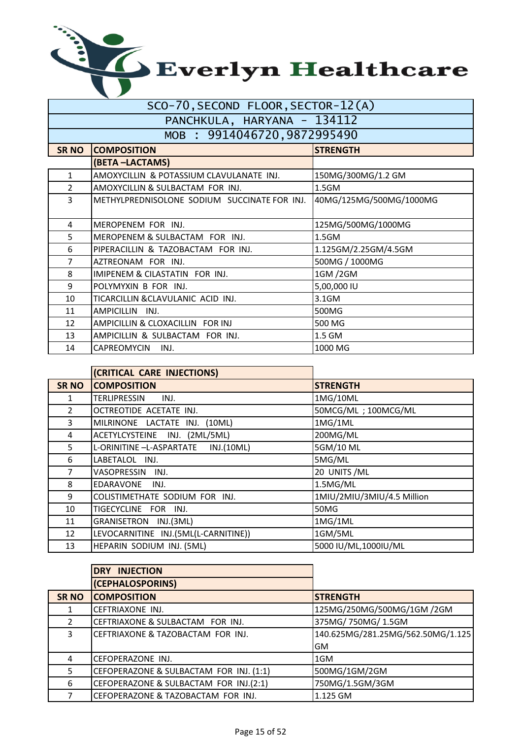# Everlyn Healthcare

SCO-70, SECOND FLOOR, SECTOR-12(A)
PANCHKULA, HARYANA - 134112
MOB : 9914046720, 9872995490

| SR NO | COMPOSITION | STRENGTH |
|---|---|---|
| | **(BETA –LACTAMS)** | |
| 1 | AMOXYCILLIN & POTASSIUM CLAVULANATE INJ. | 150MG/300MG/1.2 GM |
| 2 | AMOXYCILLIN & SULBACTAM FOR INJ. | 1.5GM |
| 3 | METHYLPREDNISOLONE SODIUM SUCCINATE FOR INJ. | 40MG/125MG/500MG/1000MG |
| 4 | MEROPENEM FOR INJ. | 125MG/500MG/1000MG |
| 5 | MEROPENEM & SULBACTAM FOR INJ. | 1.5GM |
| 6 | PIPERACILLIN & TAZOBACTAM FOR INJ. | 1.125GM/2.25GM/4.5GM |
| 7 | AZTREONAM FOR INJ. | 500MG / 1000MG |
| 8 | IMIPENEM & CILASTATIN FOR INJ. | 1GM /2GM |
| 9 | POLYMYXIN B FOR INJ. | 5,00,000 IU |
| 10 | TICARCILLIN &CLAVULANIC ACID INJ. | 3.1GM |
| 11 | AMPICILLIN INJ. | 500MG |
| 12 | AMPICILLIN & CLOXACILLIN FOR INJ | 500 MG |
| 13 | AMPICILLIN & SULBACTAM FOR INJ. | 1.5 GM |
| 14 | CAPREOMYCIN INJ. | 1000 MG |

| SR NO | COMPOSITION | STRENGTH |
|---|---|---|
| | **(CRITICAL CARE INJECTIONS)** | |
| 1 | TERLIPRESSIN INJ. | 1MG/10ML |
| 2 | OCTREOTIDE ACETATE INJ. | 50MCG/ML ; 100MCG/ML |
| 3 | MILRINONE LACTATE INJ. (10ML) | 1MG/1ML |
| 4 | ACETYLCYSTEINE INJ. (2ML/5ML) | 200MG/ML |
| 5 | L-ORINITINE –L-ASPARTATE INJ.(10ML) | 5GM/10 ML |
| 6 | LABETALOL INJ. | 5MG/ML |
| 7 | VASOPRESSIN INJ. | 20 UNITS /ML |
| 8 | EDARAVONE INJ. | 1.5MG/ML |
| 9 | COLISTIMETHATE SODIUM FOR INJ. | 1MIU/2MIU/3MIU/4.5 Million |
| 10 | TIGECYCLINE FOR INJ. | 50MG |
| 11 | GRANISETRON INJ.(3ML) | 1MG/1ML |
| 12 | LEVOCARNITINE INJ.(5ML(L-CARNITINE)) | 1GM/5ML |
| 13 | HEPARIN SODIUM INJ. (5ML) | 5000 IU/ML,1000IU/ML |

| SR NO | COMPOSITION | STRENGTH |
|---|---|---|
| | **DRY INJECTION** | |
| | **(CEPHALOSPORINS)** | |
| 1 | CEFTRIAXONE INJ. | 125MG/250MG/500MG/1GM /2GM |
| 2 | CEFTRIAXONE & SULBACTAM FOR INJ. | 375MG/ 750MG/ 1.5GM |
| 3 | CEFTRIAXONE & TAZOBACTAM FOR INJ. | 140.625MG/281.25MG/562.50MG/1.125GM |
| 4 | CEFOPERAZONE INJ. | 1GM |
| 5 | CEFOPERAZONE & SULBACTAM FOR INJ. (1:1) | 500MG/1GM/2GM |
| 6 | CEFOPERAZONE & SULBACTAM FOR INJ.(2:1) | 750MG/1.5GM/3GM |
| 7 | CEFOPERAZONE & TAZOBACTAM FOR INJ. | 1.125 GM |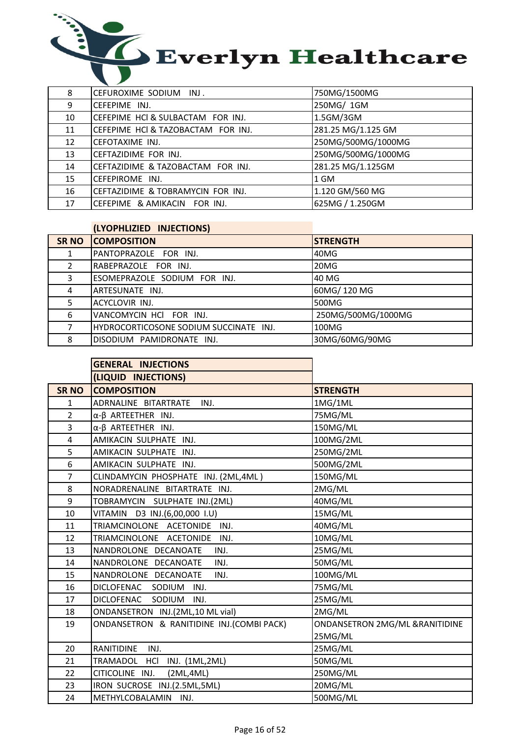# Everlyn Healthcare

| | | |
|---|---|---|
| 8 | CEFUROXIME SODIUM INJ . | 750MG/1500MG |
| 9 | CEFEPIME INJ. | 250MG/ 1GM |
| 10 | CEFEPIME HCl & SULBACTAM FOR INJ. | 1.5GM/3GM |
| 11 | CEFEPIME HCl & TAZOBACTAM FOR INJ. | 281.25 MG/1.125 GM |
| 12 | CEFOTAXIME INJ. | 250MG/500MG/1000MG |
| 13 | CEFTAZIDIME FOR INJ. | 250MG/500MG/1000MG |
| 14 | CEFTAZIDIME & TAZOBACTAM FOR INJ. | 281.25 MG/1.125GM |
| 15 | CEFEPIROME INJ. | 1 GM |
| 16 | CEFTAZIDIME & TOBRAMYCIN FOR INJ. | 1.120 GM/560 MG |
| 17 | CEFEPIME & AMIKACIN FOR INJ. | 625MG / 1.250GM |

**(LYOPHLIZIED INJECTIONS)**

| SR NO | COMPOSITION | STRENGTH |
|---|---|---|
| 1 | PANTOPRAZOLE FOR INJ. | 40MG |
| 2 | RABEPRAZOLE FOR INJ. | 20MG |
| 3 | ESOMEPRAZOLE SODIUM FOR INJ. | 40 MG |
| 4 | ARTESUNATE INJ. | 60MG/ 120 MG |
| 5 | ACYCLOVIR INJ. | 500MG |
| 6 | VANCOMYCIN HCl FOR INJ. | 250MG/500MG/1000MG |
| 7 | HYDROCORTICOSONE SODIUM SUCCINATE INJ. | 100MG |
| 8 | DISODIUM PAMIDRONATE INJ. | 30MG/60MG/90MG |

**GENERAL INJECTIONS**

**(LIQUID INJECTIONS)**

| SR NO | COMPOSITION | STRENGTH |
|---|---|---|
| 1 | ADRNALINE BITARTRATE INJ. | 1MG/1ML |
| 2 | α-β ARTEETHER INJ. | 75MG/ML |
| 3 | α-β ARTEETHER INJ. | 150MG/ML |
| 4 | AMIKACIN SULPHATE INJ. | 100MG/2ML |
| 5 | AMIKACIN SULPHATE INJ. | 250MG/2ML |
| 6 | AMIKACIN SULPHATE INJ. | 500MG/2ML |
| 7 | CLINDAMYCIN PHOSPHATE INJ. (2ML,4ML ) | 150MG/ML |
| 8 | NORADRENALINE BITARTRATE INJ. | 2MG/ML |
| 9 | TOBRAMYCIN SULPHATE INJ.(2ML) | 40MG/ML |
| 10 | VITAMIN D3 INJ.(6,00,000 I.U) | 15MG/ML |
| 11 | TRIAMCINOLONE ACETONIDE INJ. | 40MG/ML |
| 12 | TRIAMCINOLONE ACETONIDE INJ. | 10MG/ML |
| 13 | NANDROLONE DECANOATE INJ. | 25MG/ML |
| 14 | NANDROLONE DECANOATE INJ. | 50MG/ML |
| 15 | NANDROLONE DECANOATE INJ. | 100MG/ML |
| 16 | DICLOFENAC SODIUM INJ. | 75MG/ML |
| 17 | DICLOFENAC SODIUM INJ. | 25MG/ML |
| 18 | ONDANSETRON INJ.(2ML,10 ML vial) | 2MG/ML |
| 19 | ONDANSETRON & RANITIDINE INJ.(COMBI PACK) | ONDANSETRON 2MG/ML &RANITIDINE 25MG/ML |
| 20 | RANITIDINE INJ. | 25MG/ML |
| 21 | TRAMADOL HCl INJ. (1ML,2ML) | 50MG/ML |
| 22 | CITICOLINE INJ. (2ML,4ML) | 250MG/ML |
| 23 | IRON SUCROSE INJ.(2.5ML,5ML) | 20MG/ML |
| 24 | METHYLCOBALAMIN INJ. | 500MG/ML |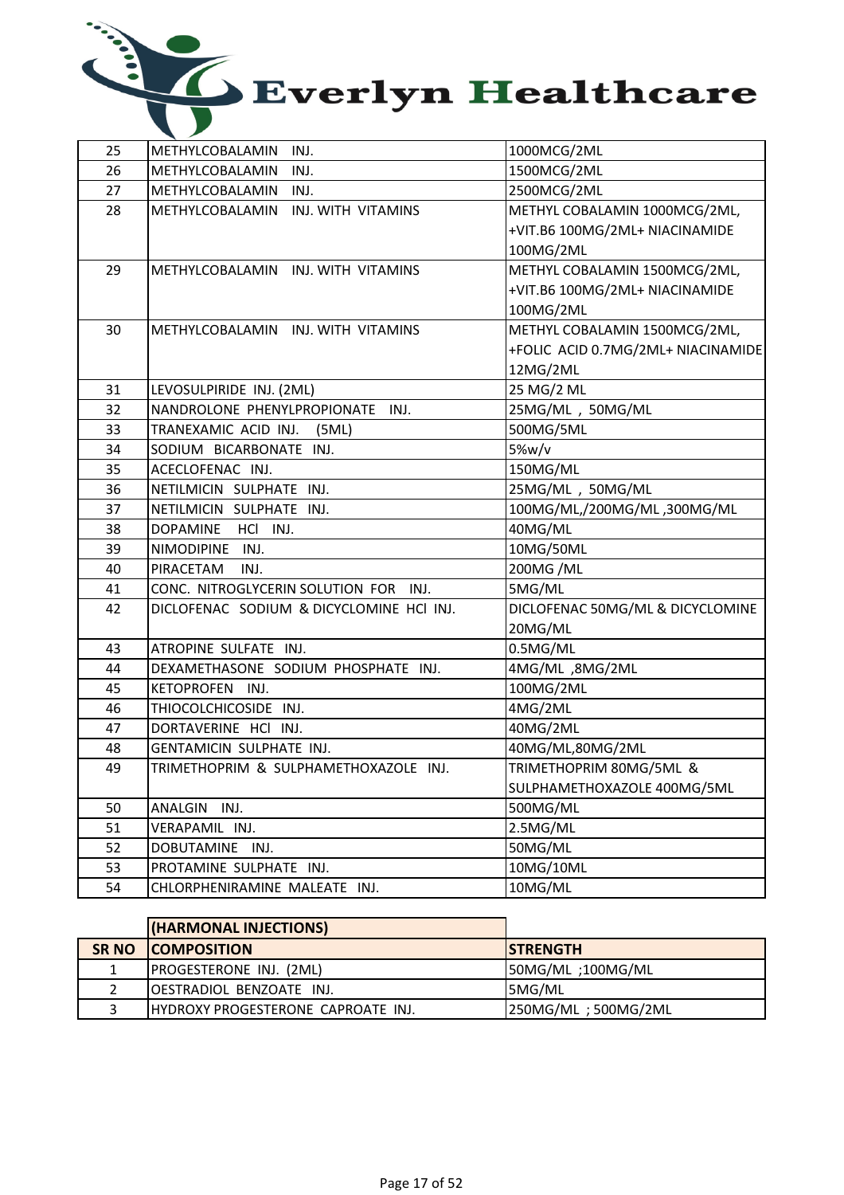# Everlyn Healthcare

| | | |
|---|---|---|
| 25 | METHYLCOBALAMIN INJ. | 1000MCG/2ML |
| 26 | METHYLCOBALAMIN INJ. | 1500MCG/2ML |
| 27 | METHYLCOBALAMIN INJ. | 2500MCG/2ML |
| 28 | METHYLCOBALAMIN INJ. WITH VITAMINS | METHYL COBALAMIN 1000MCG/2ML, +VIT.B6 100MG/2ML+ NIACINAMIDE 100MG/2ML |
| 29 | METHYLCOBALAMIN INJ. WITH VITAMINS | METHYL COBALAMIN 1500MCG/2ML, +VIT.B6 100MG/2ML+ NIACINAMIDE 100MG/2ML |
| 30 | METHYLCOBALAMIN INJ. WITH VITAMINS | METHYL COBALAMIN 1500MCG/2ML, +FOLIC ACID 0.7MG/2ML+ NIACINAMIDE 12MG/2ML |
| 31 | LEVOSULPIRIDE INJ. (2ML) | 25 MG/2 ML |
| 32 | NANDROLONE PHENYLPROPIONATE INJ. | 25MG/ML , 50MG/ML |
| 33 | TRANEXAMIC ACID INJ. (5ML) | 500MG/5ML |
| 34 | SODIUM BICARBONATE INJ. | 5%w/v |
| 35 | ACECLOFENAC INJ. | 150MG/ML |
| 36 | NETILMICIN SULPHATE INJ. | 25MG/ML , 50MG/ML |
| 37 | NETILMICIN SULPHATE INJ. | 100MG/ML,/200MG/ML ,300MG/ML |
| 38 | DOPAMINE HCl INJ. | 40MG/ML |
| 39 | NIMODIPINE INJ. | 10MG/50ML |
| 40 | PIRACETAM INJ. | 200MG /ML |
| 41 | CONC. NITROGLYCERIN SOLUTION FOR INJ. | 5MG/ML |
| 42 | DICLOFENAC SODIUM & DICYCLOMINE HCl INJ. | DICLOFENAC 50MG/ML & DICYCLOMINE 20MG/ML |
| 43 | ATROPINE SULFATE INJ. | 0.5MG/ML |
| 44 | DEXAMETHASONE SODIUM PHOSPHATE INJ. | 4MG/ML ,8MG/2ML |
| 45 | KETOPROFEN INJ. | 100MG/2ML |
| 46 | THIOCOLCHICOSIDE INJ. | 4MG/2ML |
| 47 | DORTAVERINE HCl INJ. | 40MG/2ML |
| 48 | GENTAMICIN SULPHATE INJ. | 40MG/ML,80MG/2ML |
| 49 | TRIMETHOPRIM & SULPHAMETHOXAZOLE INJ. | TRIMETHOPRIM 80MG/5ML & SULPHAMETHOXAZOLE 400MG/5ML |
| 50 | ANALGIN INJ. | 500MG/ML |
| 51 | VERAPAMIL INJ. | 2.5MG/ML |
| 52 | DOBUTAMINE INJ. | 50MG/ML |
| 53 | PROTAMINE SULPHATE INJ. | 10MG/10ML |
| 54 | CHLORPHENIRAMINE MALEATE INJ. | 10MG/ML |

**(HARMONAL INJECTIONS)**

| SR NO | COMPOSITION | STRENGTH |
|---|---|---|
| 1 | PROGESTERONE INJ. (2ML) | 50MG/ML ;100MG/ML |
| 2 | OESTRADIOL BENZOATE INJ. | 5MG/ML |
| 3 | HYDROXY PROGESTERONE CAPROATE INJ. | 250MG/ML ; 500MG/2ML |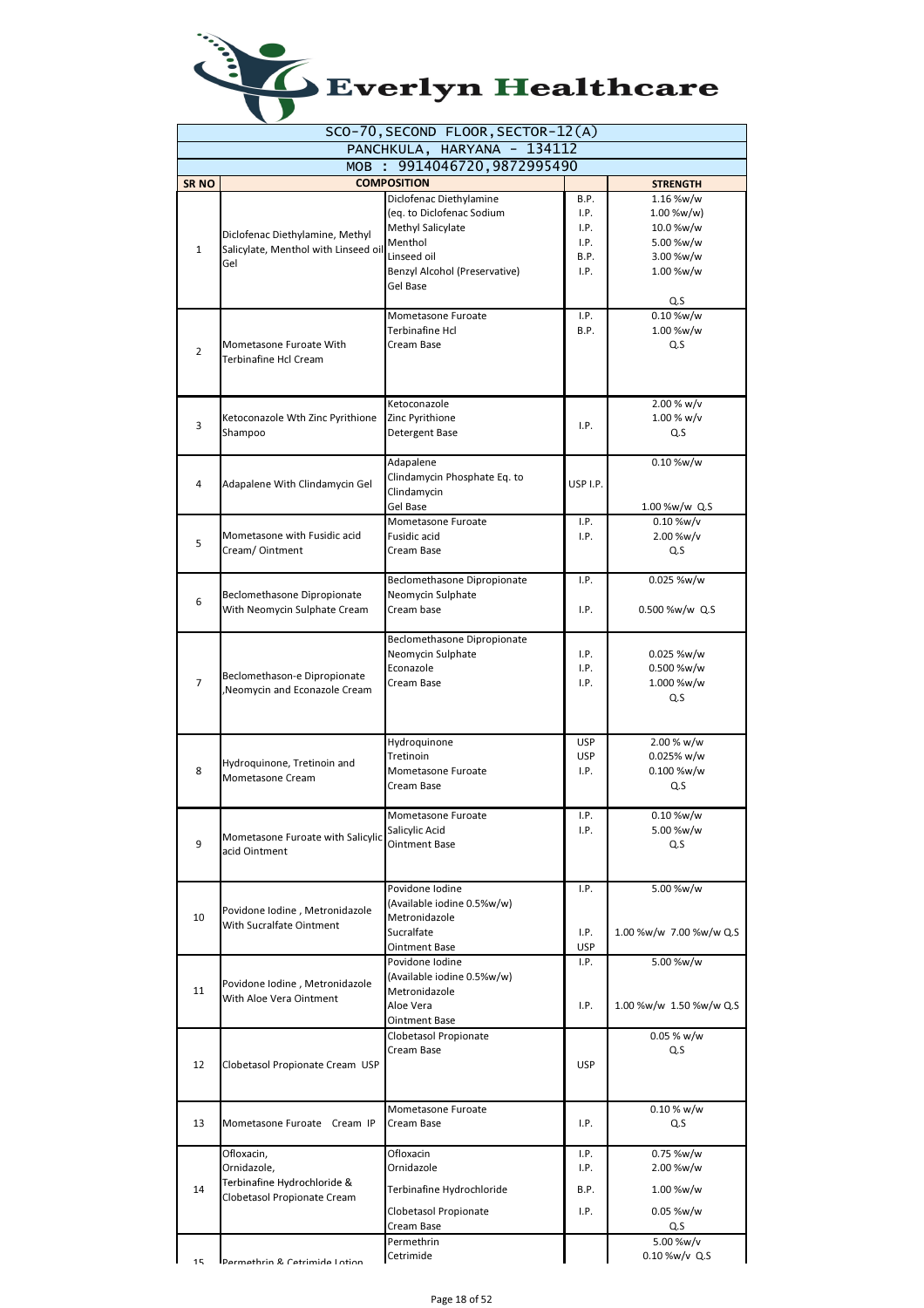# Everlyn Healthcare

| SCO-70, SECOND FLOOR, SECTOR-12(A) | | | | |
|---|---|---|---|---|
| PANCHKULA, HARYANA - 134112 | | | | |
| MOB : 9914046720,9872995490 | | | | |
| **SR NO** | **COMPOSITION** | | | **STRENGTH** |
| 1 | Diclofenac Diethylamine, Methyl Salicylate, Menthol with Linseed oil Gel | Diclofenac Diethylamine<br>(eq. to Diclofenac Sodium<br>Methyl Salicylate<br>Menthol<br>Linseed oil<br>Benzyl Alcohol (Preservative)<br>Gel Base | B.P.<br>I.P.<br>I.P.<br>I.P.<br>B.P.<br>I.P. | 1.16 %w/w<br>1.00 %w/w)<br>10.0 %w/w<br>5.00 %w/w<br>3.00 %w/w<br>1.00 %w/w<br>Q.S |
| 2 | Mometasone Furoate With Terbinafine Hcl Cream | Mometasone Furoate<br>Terbinafine Hcl<br>Cream Base | I.P.<br>B.P. | 0.10 %w/w<br>1.00 %w/w<br>Q.S |
| 3 | Ketoconazole Wth Zinc Pyrithione Shampoo | Ketoconazole<br>Zinc Pyrithione<br>Detergent Base | I.P. | 2.00 % w/v<br>1.00 % w/v<br>Q.S |
| 4 | Adapalene With Clindamycin Gel | Adapalene<br>Clindamycin Phosphate Eq. to Clindamycin<br>Gel Base | USP I.P. | 0.10 %w/w<br>1.00 %w/w Q.S |
| 5 | Mometasone with Fusidic acid Cream/ Ointment | Mometasone Furoate<br>Fusidic acid<br>Cream Base | I.P.<br>I.P. | 0.10 %w/v<br>2.00 %w/v<br>Q.S |
| 6 | Beclomethasone Dipropionate With Neomycin Sulphate Cream | Beclomethasone Dipropionate<br>Neomycin Sulphate<br>Cream base | I.P.<br>I.P. | 0.025 %w/w<br>0.500 %w/w Q.S |
| 7 | Beclomethason-e Dipropionate ,Neomycin and Econazole Cream | Beclomethasone Dipropionate<br>Neomycin Sulphate<br>Econazole<br>Cream Base | I.P.<br>I.P.<br>I.P. | 0.025 %w/w<br>0.500 %w/w<br>1.000 %w/w<br>Q.S |
| 8 | Hydroquinone, Tretinoin and Mometasone Cream | Hydroquinone<br>Tretinoin<br>Mometasone Furoate<br>Cream Base | USP<br>USP<br>I.P. | 2.00 % w/w<br>0.025% w/w<br>0.100 %w/w<br>Q.S |
| 9 | Mometasone Furoate with Salicylic acid Ointment | Mometasone Furoate<br>Salicylic Acid<br>Ointment Base | I.P.<br>I.P. | 0.10 %w/w<br>5.00 %w/w<br>Q.S |
| 10 | Povidone Iodine , Metronidazole With Sucralfate Ointment | Povidone Iodine<br>(Available iodine 0.5%w/w)<br>Metronidazole<br>Sucralfate<br>Ointment Base | I.P.<br>I.P.<br>USP | 5.00 %w/w<br>1.00 %w/w 7.00 %w/w Q.S |
| 11 | Povidone Iodine , Metronidazole With Aloe Vera Ointment | Povidone Iodine<br>(Available iodine 0.5%w/w)<br>Metronidazole<br>Aloe Vera<br>Ointment Base | I.P.<br>I.P. | 5.00 %w/w<br>1.00 %w/w 1.50 %w/w Q.S |
| 12 | Clobetasol Propionate Cream USP | Clobetasol Propionate<br>Cream Base | USP | 0.05 % w/w<br>Q.S |
| 13 | Mometasone Furoate Cream IP | Mometasone Furoate<br>Cream Base | I.P. | 0.10 % w/w<br>Q.S |
| 14 | Ofloxacin,<br>Ornidazole,<br>Terbinafine Hydrochloride & Clobetasol Propionate Cream | Ofloxacin<br>Ornidazole<br>Terbinafine Hydrochloride<br>Clobetasol Propionate<br>Cream Base | I.P.<br>I.P.<br>B.P.<br>I.P. | 0.75 %w/w<br>2.00 %w/w<br>1.00 %w/w<br>0.05 %w/w<br>Q.S |
| 15 | Permethrin & Cetrimide Lotion | Permethrin<br>Cetrimide | | 5.00 %w/v<br>0.10 %w/v Q.S |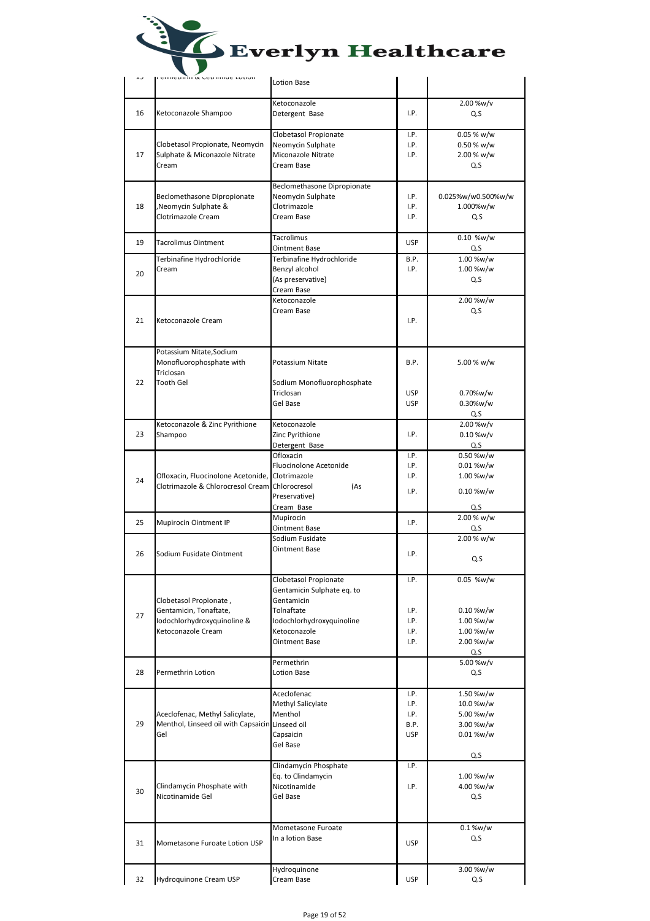# Everlyn Healthcare

| | | | | |
|---|---|---|---|---|
| 15 | Permethrin & Cetrimide Lotion | Lotion Base | | |
| 16 | Ketoconazole Shampoo | Ketoconazole<br>Detergent Base | I.P. | 2.00 %w/v<br>Q.S |
| 17 | Clobetasol Propionate, Neomycin Sulphate & Miconazole Nitrate Cream | Clobetasol Propionate<br>Neomycin Sulphate<br>Miconazole Nitrate<br>Cream Base | I.P.<br>I.P.<br>I.P. | 0.05 % w/w<br>0.50 % w/w<br>2.00 % w/w<br>Q.S |
| 18 | Beclomethasone Dipropionate ,Neomycin Sulphate & Clotrimazole Cream | Beclomethasone Dipropionate<br>Neomycin Sulphate<br>Clotrimazole<br>Cream Base | I.P.<br>I.P.<br>I.P. | 0.025%w/w0.500%w/w<br>1.000%w/w<br>Q.S |
| 19 | Tacrolimus Ointment | Tacrolimus<br>Ointment Base | USP | 0.10 %w/w<br>Q.S |
| 20 | Terbinafine Hydrochloride Cream | Terbinafine Hydrochloride<br>Benzyl alcohol<br>(As preservative)<br>Cream Base | B.P.<br>I.P. | 1.00 %w/w<br>1.00 %w/w<br>Q.S |
| 21 | Ketoconazole Cream | Ketoconazole<br>Cream Base | I.P. | 2.00 %w/w<br>Q.S |
| 22 | Potassium Nitate,Sodium Monofluorophosphate with Triclosan Tooth Gel | Potassium Nitate<br>Sodium Monofluorophosphate<br>Triclosan<br>Gel Base | B.P.<br>USP<br>USP | 5.00 % w/w<br>0.70%w/w<br>0.30%w/w<br>Q.S |
| 23 | Ketoconazole & Zinc Pyrithione Shampoo | Ketoconazole<br>Zinc Pyrithione<br>Detergent Base | I.P. | 2.00 %w/v<br>0.10 %w/v<br>Q.S |
| 24 | Ofloxacin, Fluocinolone Acetonide, Clotrimazole & Chlorocresol Cream | Ofloxacin<br>Fluocinolone Acetonide<br>Clotrimazole<br>Chlorocresol (As Preservative)<br>Cream Base | I.P.<br>I.P.<br>I.P.<br>I.P. | 0.50 %w/w<br>0.01 %w/w<br>1.00 %w/w<br>0.10 %w/w<br>Q.S |
| 25 | Mupirocin Ointment IP | Mupirocin<br>Ointment Base | I.P. | 2.00 % w/w<br>Q.S |
| 26 | Sodium Fusidate Ointment | Sodium Fusidate<br>Ointment Base | I.P. | 2.00 % w/w<br>Q.S |
| 27 | Clobetasol Propionate , Gentamicin, Tonaftate, Iodochlorhydroxyquinoline & Ketoconazole Cream | Clobetasol Propionate<br>Gentamicin Sulphate eq. to Gentamicin<br>Tolnaftate<br>Iodochlorhydroxyquinoline<br>Ketoconazole<br>Ointment Base | I.P.<br>I.P.<br>I.P.<br>I.P.<br>I.P. | 0.05 %w/w<br>0.10 %w/w<br>1.00 %w/w<br>1.00 %w/w<br>2.00 %w/w<br>Q.S |
| 28 | Permethrin Lotion | Permethrin<br>Lotion Base | | 5.00 %w/v<br>Q.S |
| 29 | Aceclofenac, Methyl Salicylate, Menthol, Linseed oil with Capsaicin Gel | Aceclofenac<br>Methyl Salicylate<br>Menthol<br>Linseed oil<br>Capsaicin<br>Gel Base | I.P.<br>I.P.<br>I.P.<br>B.P.<br>USP | 1.50 %w/w<br>10.0 %w/w<br>5.00 %w/w<br>3.00 %w/w<br>0.01 %w/w<br>Q.S |
| 30 | Clindamycin Phosphate with Nicotinamide Gel | Clindamycin Phosphate Eq. to Clindamycin<br>Nicotinamide<br>Gel Base | I.P.<br>I.P. | 1.00 %w/w<br>4.00 %w/w<br>Q.S |
| 31 | Mometasone Furoate Lotion USP | Mometasone Furoate<br>In a lotion Base | USP | 0.1 %w/w<br>Q.S |
| 32 | Hydroquinone Cream USP | Hydroquinone<br>Cream Base | USP | 3.00 %w/w<br>Q.S |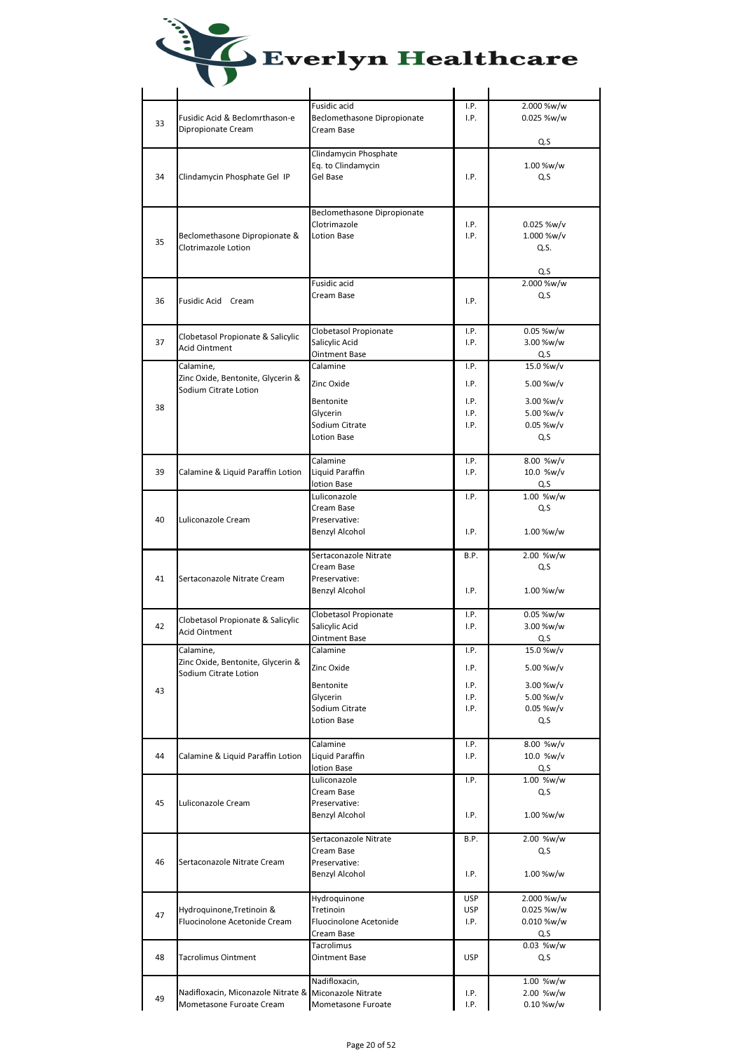| | | | | |
|---|---|---|---|---|
| 33 | Fusidic Acid & Beclomrthason-e Dipropionate Cream | Fusidic acid<br>Beclomethasone Dipropionate<br>Cream Base | I.P.<br>I.P. | 2.000 %w/w<br>0.025 %w/w<br>Q.S |
| 34 | Clindamycin Phosphate Gel IP | Clindamycin Phosphate<br>Eq. to Clindamycin<br>Gel Base | I.P. | 1.00 %w/w<br>Q.S |
| 35 | Beclomethasone Dipropionate & Clotrimazole Lotion | Beclomethasone Dipropionate<br>Clotrimazole<br>Lotion Base | I.P.<br>I.P. | 0.025 %w/v<br>1.000 %w/v<br>Q.S.<br>Q.S |
| 36 | Fusidic Acid Cream | Fusidic acid<br>Cream Base | I.P. | 2.000 %w/w<br>Q.S |
| 37 | Clobetasol Propionate & Salicylic Acid Ointment | Clobetasol Propionate<br>Salicylic Acid<br>Ointment Base | I.P.<br>I.P. | 0.05 %w/w<br>3.00 %w/w<br>Q.S |
| 38 | Calamine, Zinc Oxide, Bentonite, Glycerin & Sodium Citrate Lotion | Calamine<br>Zinc Oxide<br>Bentonite<br>Glycerin<br>Sodium Citrate<br>Lotion Base | I.P.<br>I.P.<br>I.P.<br>I.P.<br>I.P. | 15.0 %w/v<br>5.00 %w/v<br>3.00 %w/v<br>5.00 %w/v<br>0.05 %w/v<br>Q.S |
| 39 | Calamine & Liquid Paraffin Lotion | Calamine<br>Liquid Paraffin<br>lotion Base | I.P.<br>I.P. | 8.00 %w/v<br>10.0 %w/v<br>Q.S |
| 40 | Luliconazole Cream | Luliconazole<br>Cream Base<br>Preservative:<br>Benzyl Alcohol | I.P.<br><br><br>I.P. | 1.00 %w/w<br>Q.S<br><br>1.00 %w/w |
| 41 | Sertaconazole Nitrate Cream | Sertaconazole Nitrate<br>Cream Base<br>Preservative:<br>Benzyl Alcohol | B.P.<br><br><br>I.P. | 2.00 %w/w<br>Q.S<br><br>1.00 %w/w |
| 42 | Clobetasol Propionate & Salicylic Acid Ointment | Clobetasol Propionate<br>Salicylic Acid<br>Ointment Base | I.P.<br>I.P. | 0.05 %w/w<br>3.00 %w/w<br>Q.S |
| 43 | Calamine, Zinc Oxide, Bentonite, Glycerin & Sodium Citrate Lotion | Calamine<br>Zinc Oxide<br>Bentonite<br>Glycerin<br>Sodium Citrate<br>Lotion Base | I.P.<br>I.P.<br>I.P.<br>I.P.<br>I.P. | 15.0 %w/v<br>5.00 %w/v<br>3.00 %w/v<br>5.00 %w/v<br>0.05 %w/v<br>Q.S |
| 44 | Calamine & Liquid Paraffin Lotion | Calamine<br>Liquid Paraffin<br>lotion Base | I.P.<br>I.P. | 8.00 %w/v<br>10.0 %w/v<br>Q.S |
| 45 | Luliconazole Cream | Luliconazole<br>Cream Base<br>Preservative:<br>Benzyl Alcohol | I.P.<br><br><br>I.P. | 1.00 %w/w<br>Q.S<br><br>1.00 %w/w |
| 46 | Sertaconazole Nitrate Cream | Sertaconazole Nitrate<br>Cream Base<br>Preservative:<br>Benzyl Alcohol | B.P.<br><br><br>I.P. | 2.00 %w/w<br>Q.S<br><br>1.00 %w/w |
| 47 | Hydroquinone,Tretinoin & Fluocinolone Acetonide Cream | Hydroquinone<br>Tretinoin<br>Fluocinolone Acetonide<br>Cream Base | USP<br>USP<br>I.P. | 2.000 %w/w<br>0.025 %w/w<br>0.010 %w/w<br>Q.S |
| 48 | Tacrolimus Ointment | Tacrolimus<br>Ointment Base | USP | 0.03 %w/w<br>Q.S |
| 49 | Nadifloxacin, Miconazole Nitrate & Mometasone Furoate Cream | Nadifloxacin,<br>Miconazole Nitrate<br>Mometasone Furoate | <br>I.P.<br>I.P. | 1.00 %w/w<br>2.00 %w/w<br>0.10 %w/w |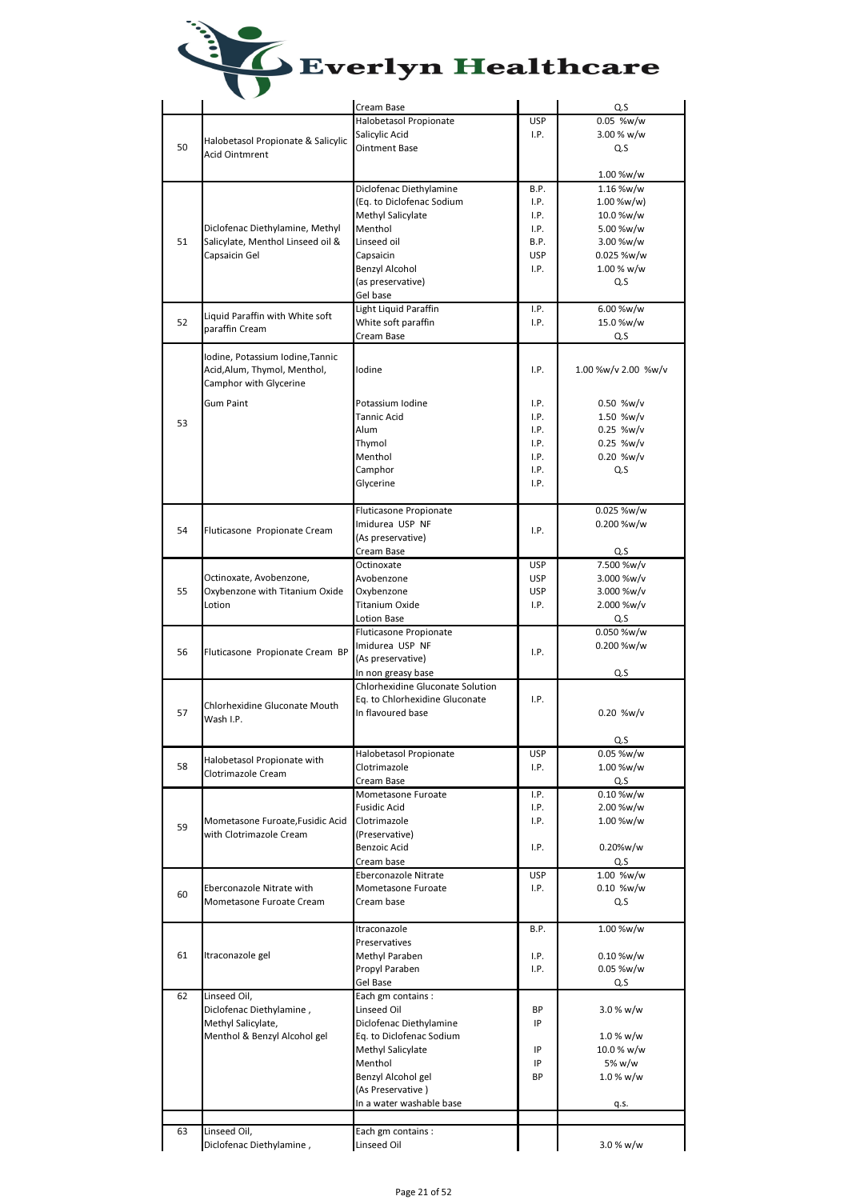# Everlyn Healthcare

| | | | | |
|---|---|---|---|---|
| | | Cream Base | | Q.S |
| 50 | Halobetasol Propionate & Salicylic Acid Ointmrent | Halobetasol Propionate<br>Salicylic Acid<br>Ointment Base | USP<br>I.P. | 0.05 %w/w<br>3.00 % w/w<br>Q.S<br><br>1.00 %w/w |
| 51 | Diclofenac Diethylamine, Methyl Salicylate, Menthol Linseed oil & Capsaicin Gel | Diclofenac Diethylamine<br>(Eq. to Diclofenac Sodium<br>Methyl Salicylate<br>Menthol<br>Linseed oil<br>Capsaicin<br>Benzyl Alcohol<br>(as preservative)<br>Gel base | B.P.<br>I.P.<br>I.P.<br>I.P.<br>B.P.<br>USP<br>I.P. | 1.16 %w/w<br>1.00 %w/w)<br>10.0 %w/w<br>5.00 %w/w<br>3.00 %w/w<br>0.025 %w/w<br>1.00 % w/w<br>Q.S |
| 52 | Liquid Paraffin with White soft paraffin Cream | Light Liquid Paraffin<br>White soft paraffin<br>Cream Base | I.P.<br>I.P. | 6.00 %w/w<br>15.0 %w/w<br>Q.S |
| 53 | Iodine, Potassium Iodine,Tannic Acid,Alum, Thymol, Menthol, Camphor with Glycerine<br><br>Gum Paint | Iodine<br><br>Potassium Iodine<br>Tannic Acid<br>Alum<br>Thymol<br>Menthol<br>Camphor<br>Glycerine | I.P.<br><br>I.P.<br>I.P.<br>I.P.<br>I.P.<br>I.P.<br>I.P.<br>I.P. | 1.00 %w/v 2.00 %w/v<br><br>0.50 %w/v<br>1.50 %w/v<br>0.25 %w/v<br>0.25 %w/v<br>0.20 %w/v<br>Q.S |
| 54 | Fluticasone Propionate Cream | Fluticasone Propionate<br>Imidurea USP NF<br>(As preservative)<br>Cream Base | I.P. | 0.025 %w/w<br>0.200 %w/w<br><br>Q.S |
| 55 | Octinoxate, Avobenzone, Oxybenzone with Titanium Oxide Lotion | Octinoxate<br>Avobenzone<br>Oxybenzone<br>Titanium Oxide<br>Lotion Base | USP<br>USP<br>USP<br>I.P. | 7.500 %w/v<br>3.000 %w/v<br>3.000 %w/v<br>2.000 %w/v<br>Q.S |
| 56 | Fluticasone Propionate Cream BP | Fluticasone Propionate<br>Imidurea USP NF<br>(As preservative)<br>In non greasy base | I.P. | 0.050 %w/w<br>0.200 %w/w<br><br>Q.S |
| 57 | Chlorhexidine Gluconate Mouth Wash I.P. | Chlorhexidine Gluconate Solution<br>Eq. to Chlorhexidine Gluconate<br>In flavoured base | I.P. | 0.20 %w/v<br><br>Q.S |
| 58 | Halobetasol Propionate with Clotrimazole Cream | Halobetasol Propionate<br>Clotrimazole<br>Cream Base | USP<br>I.P. | 0.05 %w/w<br>1.00 %w/w<br>Q.S |
| 59 | Mometasone Furoate,Fusidic Acid with Clotrimazole Cream | Mometasone Furoate<br>Fusidic Acid<br>Clotrimazole<br>(Preservative)<br>Benzoic Acid<br>Cream base | I.P.<br>I.P.<br>I.P.<br><br>I.P. | 0.10 %w/w<br>2.00 %w/w<br>1.00 %w/w<br><br>0.20%w/w<br>Q.S |
| 60 | Eberconazole Nitrate with Mometasone Furoate Cream | Eberconazole Nitrate<br>Mometasone Furoate<br>Cream base | USP<br>I.P. | 1.00 %w/w<br>0.10 %w/w<br>Q.S |
| 61 | Itraconazole gel | Itraconazole<br>Preservatives<br>Methyl Paraben<br>Propyl Paraben<br>Gel Base | B.P.<br><br>I.P.<br>I.P. | 1.00 %w/w<br><br>0.10 %w/w<br>0.05 %w/w<br>Q.S |
| 62 | Linseed Oil,<br>Diclofenac Diethylamine ,<br>Methyl Salicylate,<br>Menthol & Benzyl Alcohol gel | Each gm contains :<br>Linseed Oil<br>Diclofenac Diethylamine<br>Eq. to Diclofenac Sodium<br>Methyl Salicylate<br>Menthol<br>Benzyl Alcohol gel<br>(As Preservative )<br>In a water washable base | <br>BP<br>IP<br><br>IP<br>IP<br>BP | <br>3.0 % w/w<br><br>1.0 % w/w<br>10.0 % w/w<br>5% w/w<br>1.0 % w/w<br><br>q.s. |
| | | | | |
| 63 | Linseed Oil,<br>Diclofenac Diethylamine , | Each gm contains :<br>Linseed Oil | | <br>3.0 % w/w |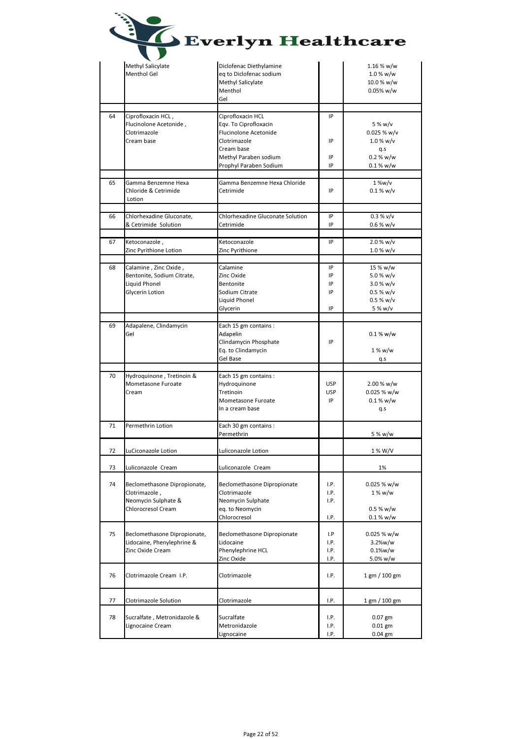| | | | | |
|---|---|---|---|---|
| | Methyl Salicylate Menthol Gel | Diclofenac Diethylamine<br>eq to Diclofenac sodium<br>Methyl Salicylate<br>Menthol<br>Gel | | 1.16 % w/w<br>1.0 % w/w<br>10.0 % w/w<br>0.05% w/w |
| 64 | Ciprofloxacin HCL , Flucinolone Acetonide , Clotrimazole Cream base | Ciprofloxacin HCL<br>Eqv. To Ciprofloxacin<br>Flucinolone Acetonide<br>Clotrimazole<br>Cream base<br>Methyl Paraben sodium<br>Prophyl Paraben Sodium | IP<br><br><br>IP<br><br>IP<br>IP | <br>5 % w/v<br>0.025 % w/v<br>1.0 % w/v<br>q.s<br>0.2 % w/w<br>0.1 % w/w |
| 65 | Gamma Benzemne Hexa Chloride & Cetrimide Lotion | Gamma Benzemne Hexa Chloride<br>Cetrimide | <br>IP | 1 %w/v<br>0.1 % w/v |
| 66 | Chlorhexadine Gluconate, & Cetrimide Solution | Chlorhexadine Gluconate Solution<br>Cetrimide | IP<br>IP | 0.3 % v/v<br>0.6 % w/v |
| 67 | Ketoconazole , Zinc Pyrithione Lotion | Ketoconazole<br>Zinc Pyrithione | IP | 2.0 % w/v<br>1.0 % w/v |
| 68 | Calamine , Zinc Oxide , Bentonite, Sodium Citrate, Liquid Phonel Glycerin Lotion | Calamine<br>Zinc Oxide<br>Bentonite<br>Sodium Citrate<br>Liquid Phonel<br>Glycerin | IP<br>IP<br>IP<br>IP<br><br>IP | 15 % w/w<br>5.0 % w/v<br>3.0 % w/v<br>0.5 % w/v<br>0.5 % w/v<br>5 % w/v |
| 69 | Adapalene, Clindamycin Gel | Each 15 gm contains :<br>Adapelin<br>Clindamycin Phosphate<br>Eq. to Clindamycin<br>Gel Base | <br><br>IP | <br>0.1 % w/w<br><br>1 % w/w<br>q.s |
| 70 | Hydroquinone , Tretinoin & Mometasone Furoate Cream | Each 15 gm contains :<br>Hydroquinone<br>Tretinoin<br>Mometasone Furoate<br>In a cream base | <br>USP<br>USP<br>IP | <br>2.00 % w/w<br>0.025 % w/w<br>0.1 % w/w<br>q.s |
| 71 | Permethrin Lotion | Each 30 gm contains :<br>Permethrin | | <br>5 % w/w |
| 72 | LuCiconazole Lotion | Luliconazole Lotion | | 1 % W/V |
| 73 | Luliconazole Cream | Luliconazole Cream | | 1% |
| 74 | Beclomethasone Dipropionate, Clotrimazole , Neomycin Sulphate & Chlorocresol Cream | Beclomethasone Dipropionate<br>Clotrimazole<br>Neomycin Sulphate<br>eq. to Neomycin<br>Chlorocresol | I.P.<br>I.P.<br>I.P.<br><br>I.P. | 0.025 % w/w<br>1 % w/w<br><br>0.5 % w/w<br>0.1 % w/w |
| 75 | Beclomethasone Dipropionate, Lidocaine, Phenylephrine & Zinc Oxide Cream | Beclomethasone Dipropionate<br>Lidocaine<br>Phenylephrine HCL<br>Zinc Oxide | I.P<br>I.P.<br>I.P.<br>I.P. | 0.025 % w/w<br>3.2%w/w<br>0.1%w/w<br>5.0% w/w |
| 76 | Clotrimazole Cream I.P. | Clotrimazole | I.P. | 1 gm / 100 gm |
| 77 | Clotrimazole Solution | Clotrimazole | I.P. | 1 gm / 100 gm |
| 78 | Sucralfate , Metronidazole & Lignocaine Cream | Sucralfate<br>Metronidazole<br>Lignocaine | I.P.<br>I.P.<br>I.P. | 0.07 gm<br>0.01 gm<br>0.04 gm |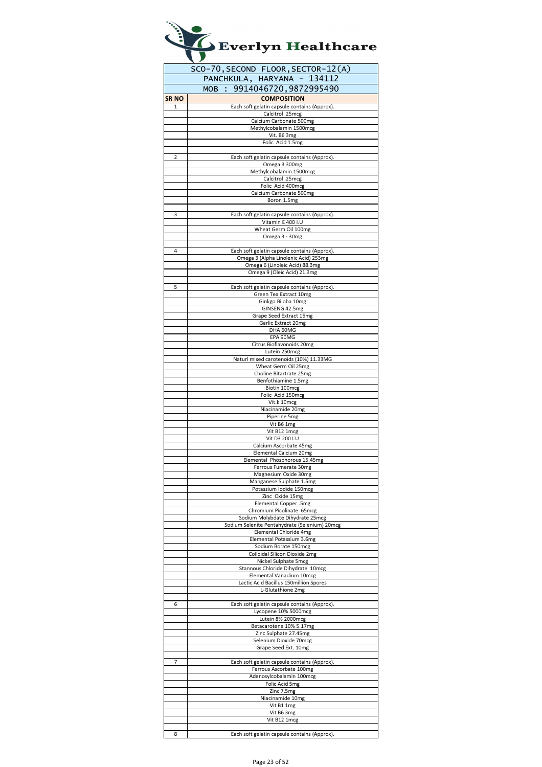# Everlyn Healthcare

| SCO-70, SECOND FLOOR, SECTOR-12(A) | |
|---|---|
| PANCHKULA, HARYANA - 134112 | |
| MOB : 9914046720,9872995490 | |
| **SR NO** | **COMPOSITION** |
| 1 | Each soft gelatin capsule contains (Approx). |
| | Calcitrol .25mcg |
| | Calcium Carbonate 500mg |
| | Methylcobalamin 1500mcg |
| | Vit. B6 3mg |
| | Folic Acid 1.5mg |
| | |
| 2 | Each soft gelatin capsule contains (Approx). |
| | Omega 3 300mg |
| | Methylcobalamin 1500mcg |
| | Calcitrol .25mcg |
| | Folic Acid 400mcg |
| | Calcium Carbonate 500mg |
| | Boron 1.5mg |
| | |
| 3 | Each soft gelatin capsule contains (Approx). |
| | Vitamin E 400 I.U |
| | Wheat Germ Oil 100mg |
| | Omega 3 - 30mg |
| | |
| 4 | Each soft gelatin capsule contains (Approx). |
| | Omega 3 (Alpha Linolenic Acid) 253mg |
| | Omega 6 (Linoleic Acid) 88.3mg |
| | Omega 9 (Oleic Acid) 21.3mg |
| | |
| 5 | Each soft gelatin capsule contains (Approx). |
| | Green Tea Extract 10mg |
| | Ginkgo Biloba 10mg |
| | GINSENG 42.5mg |
| | Grape Seed Extract 15mg |
| | Garlic Extract 20mg |
| | DHA 60MG |
| | EPA 90MG |
| | Citrus Bioflavonoids 20mg |
| | Lutein 250mcg |
| | Naturl mixed carotenoids (10%) 11.33MG |
| | Wheat Germ Oil 25mg |
| | Choline Bitartrate 25mg |
| | Benfothiamine 1.5mg |
| | Biotin 100mcg |
| | Folic Acid 150mcg |
| | Vit.k 10mcg |
| | Niacinamide 20mg |
| | Piperine 5mg |
| | Vit B6 1mg |
| | Vit B12 1mcg |
| | Vit D3 200 I.U |
| | Calcium Ascorbate 45mg |
| | Elemental Calcium 20mg |
| | Elemental Phosphorous 15.45mg |
| | Ferrous Fumerate 30mg |
| | Magnesium Oxide 30mg |
| | Manganese Sulphate 1.5mg |
| | Potassium Iodide 150mcg |
| | Zinc Oxide 15mg |
| | Elemental Copper .5mg |
| | Chromium Picolinate 65mcg |
| | Sodium Molybdate Dihydrate 25mcg |
| | Sodium Selenite Pentahydrate (Selenium) 20mcg |
| | Elemental Chloride 4mg |
| | Elemental Potassium 3.6mg |
| | Sodium Borate 150mcg |
| | Colloidal Silicon Dioxide 2mg |
| | Nickel Sulphate 5mcg |
| | Stannous Chloride Dihydrate 10mcg |
| | Elemental Vanadium 10mcg |
| | Lactic Acid Bacillus 150million Spores |
| | L-Glutathione 2mg |
| | |
| 6 | Each soft gelatin capsule contains (Approx). |
| | Lycopene 10% 5000mcg |
| | Lutein 8% 2000mcg |
| | Betacarotene 10% 5.17mg |
| | Zinc Sulphate 27.45mg |
| | Selenium Dioxide 70mcg |
| | Grape Seed Ext. 10mg |
| | |
| 7 | Each soft gelatin capsule contains (Approx). |
| | Ferrous Ascorbate 100mg |
| | Adenosylcobalamin 100mcg |
| | Folic Acid 5mg |
| | Zinc 7.5mg |
| | Niacinamide 10mg |
| | Vit B1 1mg |
| | Vit B6 3mg |
| | Vit B12 1mcg |
| | |
| 8 | Each soft gelatin capsule contains (Approx). |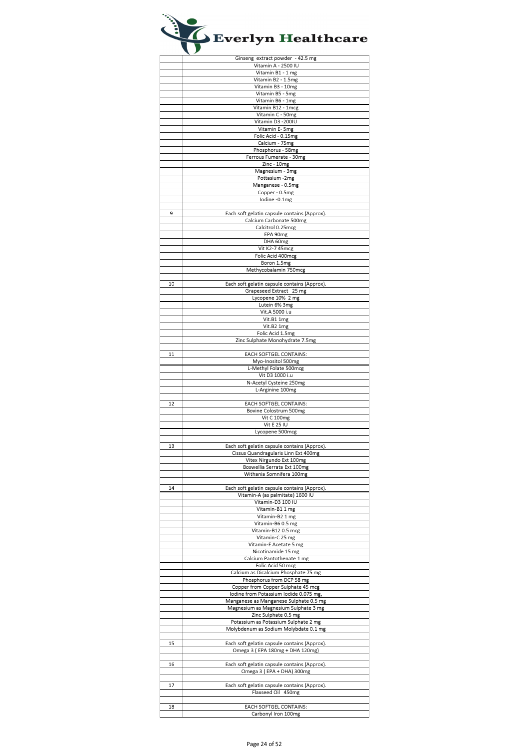# Everlyn Healthcare

| | |
|---|---|
| | Ginseng extract powder - 42.5 mg |
| | Vitamin A - 2500 IU |
| | Vitamin B1 - 1 mg |
| | Vitamin B2 - 1.5mg |
| | Vitamin B3 - 10mg |
| | Vitamin B5 - 5mg |
| | Vitamin B6 - 1mg |
| | Vitamin B12 - 1mcg |
| | Vitamin C - 50mg |
| | Vitamin D3 -200IU |
| | Vitamin E- 5mg |
| | Folic Acid - 0.15mg |
| | Calcium - 75mg |
| | Phosphorus - 58mg |
| | Ferrous Fumerate - 30mg |
| | Zinc - 10mg |
| | Magnesium - 3mg |
| | Pottasium -2mg |
| | Manganese - 0.5mg |
| | Copper - 0.5mg |
| | Iodine -0.1mg |
| | |
| 9 | Each soft gelatin capsule contains (Approx). |
| | Calcium Carbonate 500mg |
| | Calcitrol 0.25mcg |
| | EPA 90mg |
| | DHA 60mg |
| | Vit K2-7 45mcg |
| | Folic Acid 400mcg |
| | Boron 1.5mg |
| | Methycobalamin 750mcg |
| | |
| 10 | Each soft gelatin capsule contains (Approx). |
| | Grapeseed Extract 25 mg |
| | Lycopene 10% 2 mg |
| | Lutein 6% 3mg |
| | Vit.A 5000 i.u |
| | Vit.B1 1mg |
| | Vit.B2 1mg |
| | Folic Acid 1.5mg |
| | Zinc Sulphate Monohydrate 7.5mg |
| | |
| 11 | EACH SOFTGEL CONTAINS: |
| | Myo-Inositol 500mg |
| | L-Methyl Folate 500mcg |
| | Vit D3 1000 i.u |
| | N-Acetyl Cysteine 250mg |
| | L-Arginine 100mg |
| | |
| 12 | EACH SOFTGEL CONTAINS: |
| | Bovine Colostrum 500mg |
| | Vit C 100mg |
| | Vit E 25 IU |
| | Lycopene 500mcg |
| | |
| 13 | Each soft gelatin capsule contains (Approx). |
| | Cissus Quandragularis Linn Ext 400mg |
| | Vitex Nirgundo Ext 100mg |
| | Boswellia Serrata Ext 100mg |
| | Withania Somnifera 100mg |
| | |
| 14 | Each soft gelatin capsule contains (Approx). |
| | Vitamin-A (as palmitate) 1600 IU |
| | Vitamin-D3 100 IU |
| | Vitamin-B1 1 mg |
| | Vitamin-B2 1 mg |
| | Vitamin-B6 0.5 mg |
| | Vitamin-B12 0.5 mcg |
| | Vitamin-C 25 mg |
| | Vitamin-E Acetate 5 mg |
| | Nicotinamide 15 mg |
| | Calcium Pantothenate 1 mg |
| | Folic Acid 50 mcg |
| | Calcium as Dicalcium Phosphate 75 mg |
| | Phosphorus from DCP 58 mg |
| | Copper from Copper Sulphate 45 mcg |
| | Iodine from Potassium Iodide 0.075 mg, |
| | Manganese as Manganese Sulphate 0.5 mg |
| | Magnesium as Magnesium Sulphate 3 mg |
| | Zinc Sulphate 0.5 mg |
| | Potassium as Potassium Sulphate 2 mg |
| | Molybdenum as Sodium Molybdate 0.1 mg |
| | |
| 15 | Each soft gelatin capsule contains (Approx). |
| | Omega 3 ( EPA 180mg + DHA 120mg) |
| | |
| 16 | Each soft gelatin capsule contains (Approx). |
| | Omega 3 ( EPA + DHA) 300mg |
| | |
| 17 | Each soft gelatin capsule contains (Approx). |
| | Flaxseed Oil 450mg |
| | |
| 18 | EACH SOFTGEL CONTAINS: |
| | Carbonyl Iron 100mg |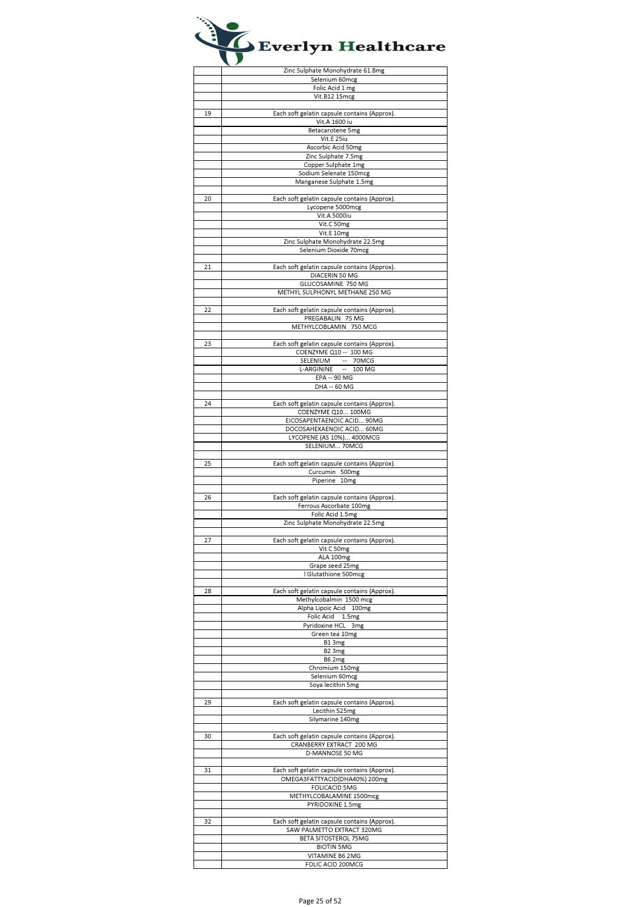# Everlyn Healthcare

| | |
|---|---|
| | Zinc Sulphate Monohydrate 61.8mg |
| | Selenium 60mcg |
| | Folic Acid 1 mg |
| | Vit.B12 15mcg |
| | |
| 19 | Each soft gelatin capsule contains (Approx). |
| | Vit.A 1600 iu |
| | Betacarotene 5mg |
| | Vit.E 25iu |
| | Ascorbic Acid 50mg |
| | Zinc Sulphate 7.5mg |
| | Copper Sulphate 1mg |
| | Sodium Selenate 150mcg |
| | Manganese Sulphate 1.5mg |
| | |
| 20 | Each soft gelatin capsule contains (Approx). |
| | Lycopene 5000mcg |
| | Vit.A 5000iu |
| | Vit.C 50mg |
| | Vit.E 10mg |
| | Zinc Sulphate Monohydrate 22.5mg |
| | Selenium Dioxide 70mcg |
| | |
| 21 | Each soft gelatin capsule contains (Approx). |
| | DIACERIN 50 MG |
| | GLUCOSAMINE 750 MG |
| | METHYL SULPHONYL METHANE 250 MG |
| | |
| 22 | Each soft gelatin capsule contains (Approx). |
| | PREGABALIN 75 MG |
| | METHYLCOBLAMIN 750 MCG |
| | |
| 23 | Each soft gelatin capsule contains (Approx). |
| | COENZYME Q10 -- 100 MG |
| | SELENIUM -- 70MCG |
| | L-ARGININE -- 100 MG |
| | EPA -- 90 MG |
| | DHA -- 60 MG |
| | |
| 24 | Each soft gelatin capsule contains (Approx). |
| | COENZYME Q10... 100MG |
| | EICOSAPENTAENOIC ACID... 90MG |
| | DOCOSAHEXAENOIC ACID... 60MG |
| | LYCOPENE (AS 10%)... 4000MCG |
| | SELENIUM... 70MCG |
| | |
| 25 | Each soft gelatin capsule contains (Approx). |
| | Curcumin 500mg |
| | Piperine 10mg |
| | |
| 26 | Each soft gelatin capsule contains (Approx). |
| | Ferrous Ascorbate 100mg |
| | Folic Acid 1.5mg |
| | Zinc Sulphate Monohydrate 22.5mg |
| | |
| 27 | Each soft gelatin capsule contains (Approx). |
| | Vit C 50mg |
| | ALA 100mg |
| | Grape seed 25mg |
| | l Glutathione 500mcg |
| | |
| 28 | Each soft gelatin capsule contains (Approx). |
| | Methylcobalmin 1500 mcg |
| | Alpha Lipoic Acid 100mg |
| | Folic Acid 1.5mg |
| | Pyridoxine HCL 3mg |
| | Green tea 10mg |
| | B1 3mg |
| | B2 3mg |
| | B6 2mg |
| | Chromium 150mg |
| | Selenium 60mcg |
| | Soya lecithin 5mg |
| | |
| 29 | Each soft gelatin capsule contains (Approx). |
| | Lecithin 525mg |
| | Silymarine 140mg |
| | |
| 30 | Each soft gelatin capsule contains (Approx). |
| | CRANBERRY EXTRACT 200 MG |
| | D-MANNOSE 50 MG |
| | |
| 31 | Each soft gelatin capsule contains (Approx). |
| | OMEGA3FATTYACID(DHA40%) 200mg |
| | FOLICACID 5MG |
| | METHYLCOBALAMINE 1500mcg |
| | PYRIDOXINE 1.5mg |
| | |
| 32 | Each soft gelatin capsule contains (Approx). |
| | SAW PALMETTO EXTRACT 320MG |
| | BETA SITOSTEROL 75MG |
| | BIOTIN 5MG |
| | VITAMINE B6 2MG |
| | FOLIC ACID 200MCG |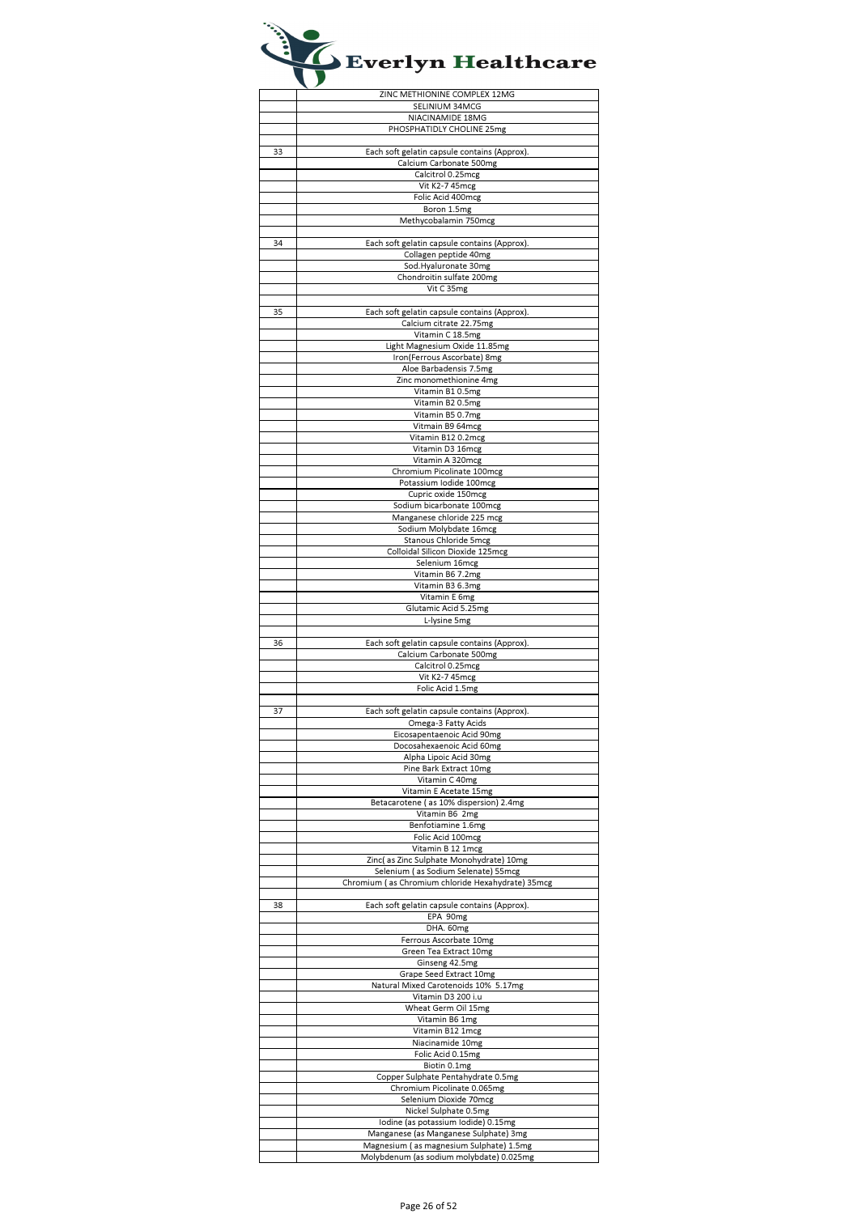| | |
|---|---|
| | ZINC METHIONINE COMPLEX 12MG |
| | SELINIUM 34MCG |
| | NIACINAMIDE 18MG |
| | PHOSPHATIDLY CHOLINE 25mg |
| | |
| 33 | Each soft gelatin capsule contains (Approx). |
| | Calcium Carbonate 500mg |
| | Calcitrol 0.25mcg |
| | Vit K2-7 45mcg |
| | Folic Acid 400mcg |
| | Boron 1.5mg |
| | Methycobalamin 750mcg |
| | |
| 34 | Each soft gelatin capsule contains (Approx). |
| | Collagen peptide 40mg |
| | Sod.Hyaluronate 30mg |
| | Chondroitin sulfate 200mg |
| | Vit C 35mg |
| | |
| 35 | Each soft gelatin capsule contains (Approx). |
| | Calcium citrate 22.75mg |
| | Vitamin C 18.5mg |
| | Light Magnesium Oxide 11.85mg |
| | Iron(Ferrous Ascorbate) 8mg |
| | Aloe Barbadensis 7.5mg |
| | Zinc monomethionine 4mg |
| | Vitamin B1 0.5mg |
| | Vitamin B2 0.5mg |
| | Vitamin B5 0.7mg |
| | Vitmain B9 64mcg |
| | Vitamin B12 0.2mcg |
| | Vitamin D3 16mcg |
| | Vitamin A 320mcg |
| | Chromium Picolinate 100mcg |
| | Potassium Iodide 100mcg |
| | Cupric oxide 150mcg |
| | Sodium bicarbonate 100mcg |
| | Manganese chloride 225 mcg |
| | Sodium Molybdate 16mcg |
| | Stanous Chloride 5mcg |
| | Colloidal Silicon Dioxide 125mcg |
| | Selenium 16mcg |
| | Vitamin B6 7.2mg |
| | Vitamin B3 6.3mg |
| | Vitamin E 6mg |
| | Glutamic Acid 5.25mg |
| | L-lysine 5mg |
| | |
| 36 | Each soft gelatin capsule contains (Approx). |
| | Calcium Carbonate 500mg |
| | Calcitrol 0.25mcg |
| | Vit K2-7 45mcg |
| | Folic Acid 1.5mg |
| | |
| 37 | Each soft gelatin capsule contains (Approx). |
| | Omega-3 Fatty Acids |
| | Eicosapentaenoic Acid 90mg |
| | Docosahexaenoic Acid 60mg |
| | Alpha Lipoic Acid 30mg |
| | Pine Bark Extract 10mg |
| | Vitamin C 40mg |
| | Vitamin E Acetate 15mg |
| | Betacarotene ( as 10% dispersion) 2.4mg |
| | Vitamin B6 2mg |
| | Benfotiamine 1.6mg |
| | Folic Acid 100mcg |
| | Vitamin B 12 1mcg |
| | Zinc( as Zinc Sulphate Monohydrate) 10mg |
| | Selenium ( as Sodium Selenate) 55mcg |
| | Chromium ( as Chromium chloride Hexahydrate) 35mcg |
| | |
| 38 | Each soft gelatin capsule contains (Approx). |
| | EPA 90mg |
| | DHA. 60mg |
| | Ferrous Ascorbate 10mg |
| | Green Tea Extract 10mg |
| | Ginseng 42.5mg |
| | Grape Seed Extract 10mg |
| | Natural Mixed Carotenoids 10% 5.17mg |
| | Vitamin D3 200 i.u |
| | Wheat Germ Oil 15mg |
| | Vitamin B6 1mg |
| | Vitamin B12 1mcg |
| | Niacinamide 10mg |
| | Folic Acid 0.15mg |
| | Biotin 0.1mg |
| | Copper Sulphate Pentahydrate 0.5mg |
| | Chromium Picolinate 0.065mg |
| | Selenium Dioxide 70mcg |
| | Nickel Sulphate 0.5mg |
| | Iodine (as potassium Iodide) 0.15mg |
| | Manganese (as Manganese Sulphate) 3mg |
| | Magnesium ( as magnesium Sulphate) 1.5mg |
| | Molybdenum (as sodium molybdate) 0.025mg |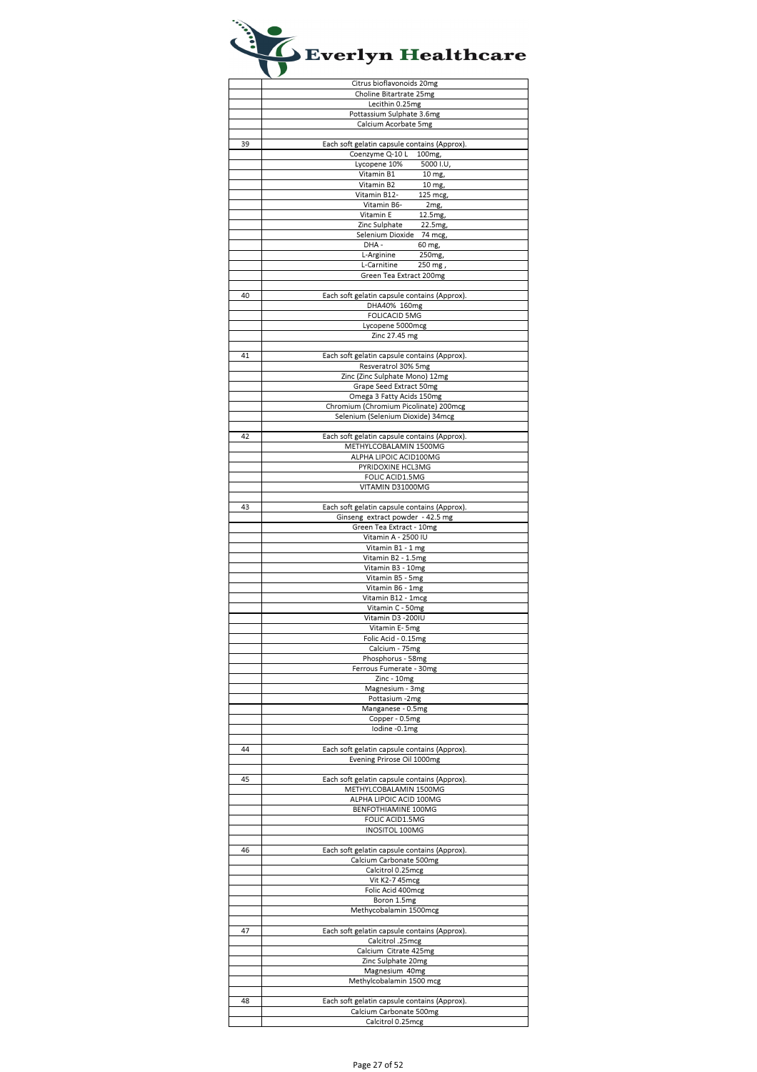# Everlyn Healthcare

| | |
|---|---|
| | Citrus bioflavonoids 20mg |
| | Choline Bitartrate 25mg |
| | Lecithin 0.25mg |
| | Pottassium Sulphate 3.6mg |
| | Calcium Acorbate 5mg |
| | |
| 39 | Each soft gelatin capsule contains (Approx). |
| | Coenzyme Q-10 L 100mg, |
| | Lycopene 10% 5000 I.U, |
| | Vitamin B1 10 mg, |
| | Vitamin B2 10 mg, |
| | Vitamin B12- 125 mcg, |
| | Vitamin B6- 2mg, |
| | Vitamin E 12.5mg, |
| | Zinc Sulphate 22.5mg, |
| | Selenium Dioxide 74 mcg, |
| | DHA - 60 mg, |
| | L-Arginine 250mg, |
| | L-Carnitine 250 mg , |
| | Green Tea Extract 200mg |
| | |
| 40 | Each soft gelatin capsule contains (Approx). |
| | DHA40% 160mg |
| | FOLICACID 5MG |
| | Lycopene 5000mcg |
| | Zinc 27.45 mg |
| | |
| 41 | Each soft gelatin capsule contains (Approx). |
| | Resveratrol 30% 5mg |
| | Zinc (Zinc Sulphate Mono) 12mg |
| | Grape Seed Extract 50mg |
| | Omega 3 Fatty Acids 150mg |
| | Chromium (Chromium Picolinate) 200mcg |
| | Selenium (Selenium Dioxide) 34mcg |
| | |
| 42 | Each soft gelatin capsule contains (Approx). |
| | METHYLCOBALAMIN 1500MG |
| | ALPHA LIPOIC ACID100MG |
| | PYRIDOXINE HCL3MG |
| | FOLIC ACID1.5MG |
| | VITAMIN D31000MG |
| | |
| 43 | Each soft gelatin capsule contains (Approx). |
| | Ginseng extract powder - 42.5 mg |
| | Green Tea Extract - 10mg |
| | Vitamin A - 2500 IU |
| | Vitamin B1 - 1 mg |
| | Vitamin B2 - 1.5mg |
| | Vitamin B3 - 10mg |
| | Vitamin B5 - 5mg |
| | Vitamin B6 - 1mg |
| | Vitamin B12 - 1mcg |
| | Vitamin C - 50mg |
| | Vitamin D3 -200IU |
| | Vitamin E- 5mg |
| | Folic Acid - 0.15mg |
| | Calcium - 75mg |
| | Phosphorus - 58mg |
| | Ferrous Fumerate - 30mg |
| | Zinc - 10mg |
| | Magnesium - 3mg |
| | Pottasium -2mg |
| | Manganese - 0.5mg |
| | Copper - 0.5mg |
| | Iodine -0.1mg |
| | |
| 44 | Each soft gelatin capsule contains (Approx). |
| | Evening Prirose Oil 1000mg |
| | |
| 45 | Each soft gelatin capsule contains (Approx). |
| | METHYLCOBALAMIN 1500MG |
| | ALPHA LIPOIC ACID 100MG |
| | BENFOTHIAMINE 100MG |
| | FOLIC ACID1.5MG |
| | INOSITOL 100MG |
| | |
| 46 | Each soft gelatin capsule contains (Approx). |
| | Calcium Carbonate 500mg |
| | Calcitrol 0.25mcg |
| | Vit K2-7 45mcg |
| | Folic Acid 400mcg |
| | Boron 1.5mg |
| | Methycobalamin 1500mcg |
| | |
| 47 | Each soft gelatin capsule contains (Approx). |
| | Calcitrol .25mcg |
| | Calcium Citrate 425mg |
| | Zinc Sulphate 20mg |
| | Magnesium 40mg |
| | Methylcobalamin 1500 mcg |
| | |
| 48 | Each soft gelatin capsule contains (Approx). |
| | Calcium Carbonate 500mg |
| | Calcitrol 0.25mcg |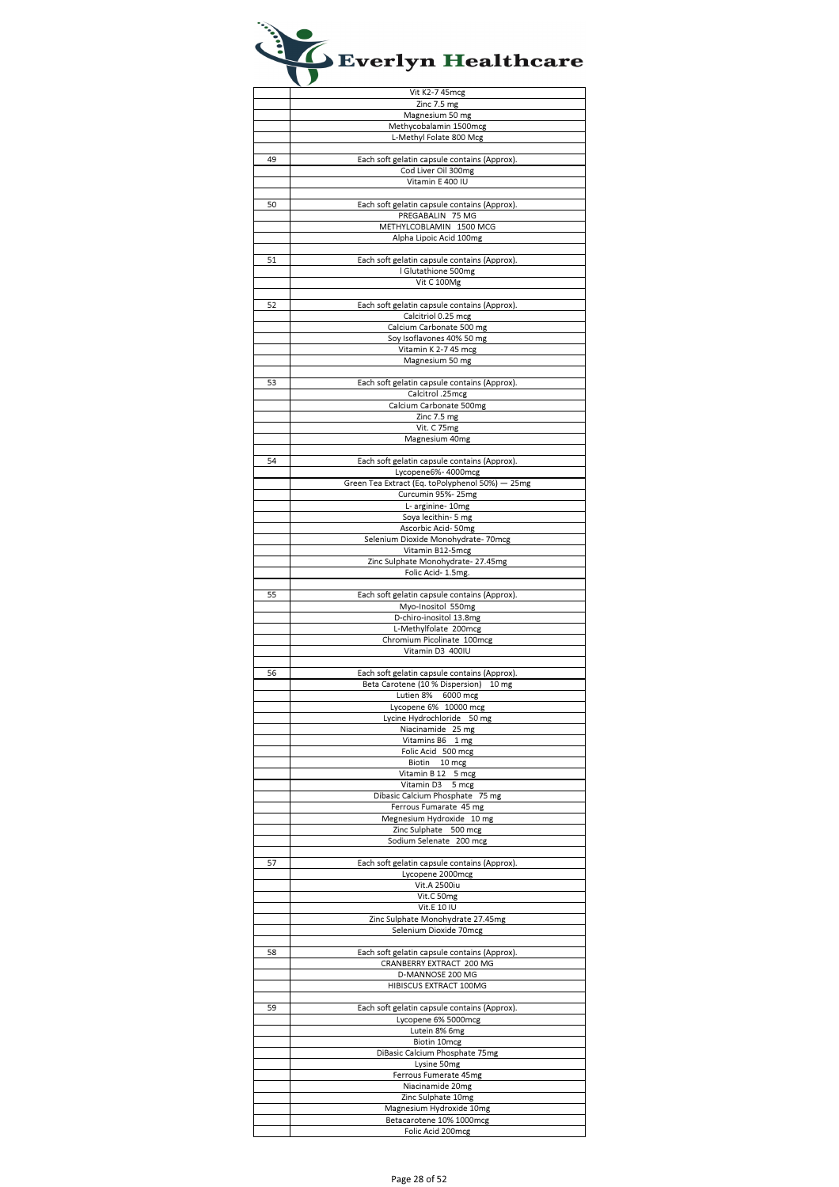# Everlyn Healthcare

| | |
|---|---|
| | Vit K2-7 45mcg |
| | Zinc 7.5 mg |
| | Magnesium 50 mg |
| | Methycobalamin 1500mcg |
| | L-Methyl Folate 800 Mcg |
| | |
| 49 | Each soft gelatin capsule contains (Approx). |
| | Cod Liver Oil 300mg |
| | Vitamin E 400 IU |
| | |
| 50 | Each soft gelatin capsule contains (Approx). |
| | PREGABALIN 75 MG |
| | METHYLCOBLAMIN 1500 MCG |
| | Alpha Lipoic Acid 100mg |
| | |
| 51 | Each soft gelatin capsule contains (Approx). |
| | l Glutathione 500mg |
| | Vit C 100Mg |
| | |
| 52 | Each soft gelatin capsule contains (Approx). |
| | Calcitriol 0.25 mcg |
| | Calcium Carbonate 500 mg |
| | Soy Isoflavones 40% 50 mg |
| | Vitamin K 2-7 45 mcg |
| | Magnesium 50 mg |
| | |
| 53 | Each soft gelatin capsule contains (Approx). |
| | Calcitrol .25mcg |
| | Calcium Carbonate 500mg |
| | Zinc 7.5 mg |
| | Vit. C 75mg |
| | Magnesium 40mg |
| | |
| 54 | Each soft gelatin capsule contains (Approx). |
| | Lycopene6%- 4000mcg |
| | Green Tea Extract (Eq. toPolyphenol 50%) — 25mg |
| | Curcumin 95%- 25mg |
| | L- arginine- 10mg |
| | Soya lecithin- 5 mg |
| | Ascorbic Acid- 50mg |
| | Selenium Dioxide Monohydrate- 70mcg |
| | Vitamin B12-5mcg |
| | Zinc Sulphate Monohydrate- 27.45mg |
| | Folic Acid- 1.5mg. |
| | |
| 55 | Each soft gelatin capsule contains (Approx). |
| | Myo-Inositol 550mg |
| | D-chiro-inositol 13.8mg |
| | L-Methylfolate 200mcg |
| | Chromium Picolinate 100mcg |
| | Vitamin D3 400IU |
| | |
| 56 | Each soft gelatin capsule contains (Approx). |
| | Beta Carotene (10 % Dispersion) 10 mg |
| | Lutien 8% 6000 mcg |
| | Lycopene 6% 10000 mcg |
| | Lycine Hydrochloride 50 mg |
| | Niacinamide 25 mg |
| | Vitamins B6 1 mg |
| | Folic Acid 500 mcg |
| | Biotin 10 mcg |
| | Vitamin B 12 5 mcg |
| | Vitamin D3 5 mcg |
| | Dibasic Calcium Phosphate 75 mg |
| | Ferrous Fumarate 45 mg |
| | Megnesium Hydroxide 10 mg |
| | Zinc Sulphate 500 mcg |
| | Sodium Selenate 200 mcg |
| | |
| 57 | Each soft gelatin capsule contains (Approx). |
| | Lycopene 2000mcg |
| | Vit.A 2500iu |
| | Vit.C 50mg |
| | Vit.E 10 IU |
| | Zinc Sulphate Monohydrate 27.45mg |
| | Selenium Dioxide 70mcg |
| | |
| 58 | Each soft gelatin capsule contains (Approx). |
| | CRANBERRY EXTRACT 200 MG |
| | D-MANNOSE 200 MG |
| | HIBISCUS EXTRACT 100MG |
| | |
| 59 | Each soft gelatin capsule contains (Approx). |
| | Lycopene 6% 5000mcg |
| | Lutein 8% 6mg |
| | Biotin 10mcg |
| | DiBasic Calcium Phosphate 75mg |
| | Lysine 50mg |
| | Ferrous Fumerate 45mg |
| | Niacinamide 20mg |
| | Zinc Sulphate 10mg |
| | Magnesium Hydroxide 10mg |
| | Betacarotene 10% 1000mcg |
| | Folic Acid 200mcg |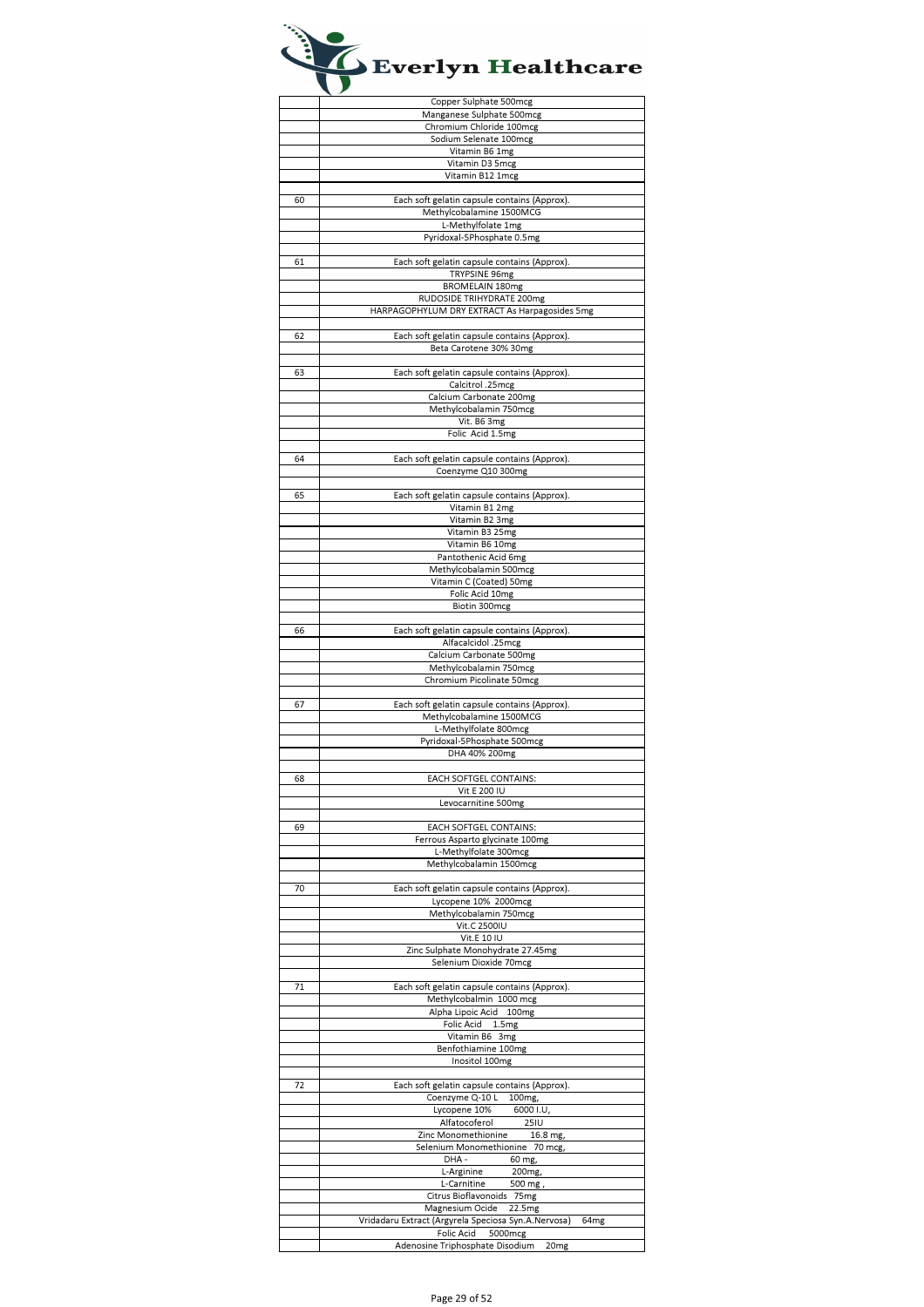# Everlyn Healthcare

| | |
|---|---|
| | Copper Sulphate 500mcg |
| | Manganese Sulphate 500mcg |
| | Chromium Chloride 100mcg |
| | Sodium Selenate 100mcg |
| | Vitamin B6 1mg |
| | Vitamin D3 5mcg |
| | Vitamin B12 1mcg |
| | |
| 60 | Each soft gelatin capsule contains (Approx). |
| | Methylcobalamine 1500MCG |
| | L-Methylfolate 1mg |
| | Pyridoxal-5Phosphate 0.5mg |
| | |
| 61 | Each soft gelatin capsule contains (Approx). |
| | TRYPSINE 96mg |
| | BROMELAIN 180mg |
| | RUDOSIDE TRIHYDRATE 200mg |
| | HARPAGOPHYLUM DRY EXTRACT As Harpagosides 5mg |
| | |
| 62 | Each soft gelatin capsule contains (Approx). |
| | Beta Carotene 30% 30mg |
| | |
| 63 | Each soft gelatin capsule contains (Approx). |
| | Calcitrol .25mcg |
| | Calcium Carbonate 200mg |
| | Methylcobalamin 750mcg |
| | Vit. B6 3mg |
| | Folic Acid 1.5mg |
| | |
| 64 | Each soft gelatin capsule contains (Approx). |
| | Coenzyme Q10 300mg |
| | |
| 65 | Each soft gelatin capsule contains (Approx). |
| | Vitamin B1 2mg |
| | Vitamin B2 3mg |
| | Vitamin B3 25mg |
| | Vitamin B6 10mg |
| | Pantothenic Acid 6mg |
| | Methylcobalamin 500mcg |
| | Vitamin C (Coated) 50mg |
| | Folic Acid 10mg |
| | Biotin 300mcg |
| | |
| 66 | Each soft gelatin capsule contains (Approx). |
| | Alfacalcidol .25mcg |
| | Calcium Carbonate 500mg |
| | Methylcobalamin 750mcg |
| | Chromium Picolinate 50mcg |
| | |
| 67 | Each soft gelatin capsule contains (Approx). |
| | Methylcobalamine 1500MCG |
| | L-Methylfolate 800mcg |
| | Pyridoxal-5Phosphate 500mcg |
| | DHA 40% 200mg |
| | |
| 68 | EACH SOFTGEL CONTAINS: |
| | Vit E 200 IU |
| | Levocarnitine 500mg |
| | |
| 69 | EACH SOFTGEL CONTAINS: |
| | Ferrous Asparto glycinate 100mg |
| | L-Methylfolate 300mcg |
| | Methylcobalamin 1500mcg |
| | |
| 70 | Each soft gelatin capsule contains (Approx). |
| | Lycopene 10% 2000mcg |
| | Methylcobalamin 750mcg |
| | Vit.C 2500IU |
| | Vit.E 10 IU |
| | Zinc Sulphate Monohydrate 27.45mg |
| | Selenium Dioxide 70mcg |
| | |
| 71 | Each soft gelatin capsule contains (Approx). |
| | Methylcobalmin 1000 mcg |
| | Alpha Lipoic Acid 100mg |
| | Folic Acid 1.5mg |
| | Vitamin B6 3mg |
| | Benfothiamine 100mg |
| | Inositol 100mg |
| | |
| 72 | Each soft gelatin capsule contains (Approx). |
| | Coenzyme Q-10 L 100mg, |
| | Lycopene 10% 6000 I.U, |
| | Alfatocoferol 25IU |
| | Zinc Monomethionine 16.8 mg, |
| | Selenium Monomethionine 70 mcg, |
| | DHA - 60 mg, |
| | L-Arginine 200mg, |
| | L-Carnitine 500 mg , |
| | Citrus Bioflavonoids 75mg |
| | Magnesium Ocide 22.5mg |
| | Vridadaru Extract (Argyrela Speciosa Syn.A.Nervosa) 64mg |
| | Folic Acid 5000mcg |
| | Adenosine Triphosphate Disodium 20mg |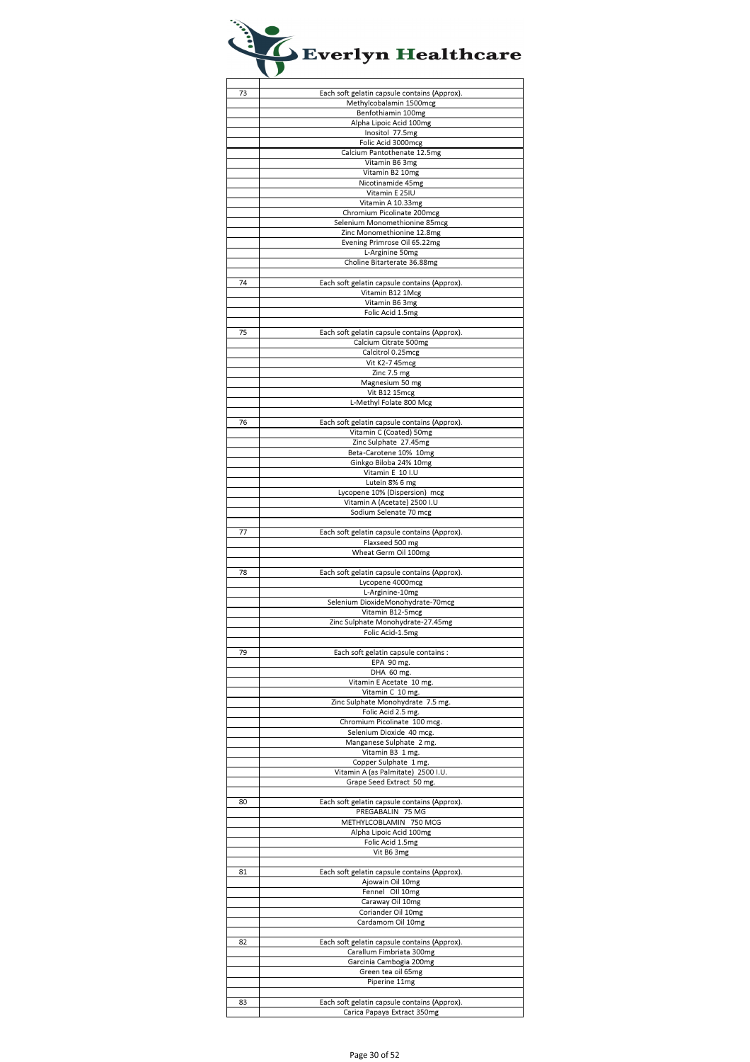# Everlyn Healthcare

| | |
|---|---|
| 73 | Each soft gelatin capsule contains (Approx). |
| | Methylcobalamin 1500mcg |
| | Benfothiamin 100mg |
| | Alpha Lipoic Acid 100mg |
| | Inositol 77.5mg |
| | Folic Acid 3000mcg |
| | Calcium Pantothenate 12.5mg |
| | Vitamin B6 3mg |
| | Vitamin B2 10mg |
| | Nicotinamide 45mg |
| | Vitamin E 25IU |
| | Vitamin A 10.33mg |
| | Chromium Picolinate 200mcg |
| | Selenium Monomethionine 85mcg |
| | Zinc Monomethionine 12.8mg |
| | Evening Primrose Oil 65.22mg |
| | L-Arginine 50mg |
| | Choline Bitarterate 36.88mg |
| | |
| 74 | Each soft gelatin capsule contains (Approx). |
| | Vitamin B12 1Mcg |
| | Vitamin B6 3mg |
| | Folic Acid 1.5mg |
| | |
| 75 | Each soft gelatin capsule contains (Approx). |
| | Calcium Citrate 500mg |
| | Calcitrol 0.25mcg |
| | Vit K2-7 45mcg |
| | Zinc 7.5 mg |
| | Magnesium 50 mg |
| | Vit B12 15mcg |
| | L-Methyl Folate 800 Mcg |
| | |
| 76 | Each soft gelatin capsule contains (Approx). |
| | Vitamin C (Coated) 50mg |
| | Zinc Sulphate 27.45mg |
| | Beta-Carotene 10% 10mg |
| | Ginkgo Biloba 24% 10mg |
| | Vitamin E 10 I.U |
| | Lutein 8% 6 mg |
| | Lycopene 10% (Dispersion) mcg |
| | Vitamin A (Acetate) 2500 I.U |
| | Sodium Selenate 70 mcg |
| | |
| 77 | Each soft gelatin capsule contains (Approx). |
| | Flaxseed 500 mg |
| | Wheat Germ Oil 100mg |
| | |
| 78 | Each soft gelatin capsule contains (Approx). |
| | Lycopene 4000mcg |
| | L-Arginine-10mg |
| | Selenium DioxideMonohydrate-70mcg |
| | Vitamin B12-5mcg |
| | Zinc Sulphate Monohydrate-27.45mg |
| | Folic Acid-1.5mg |
| | |
| 79 | Each soft gelatin capsule contains : |
| | EPA 90 mg. |
| | DHA 60 mg. |
| | Vitamin E Acetate 10 mg. |
| | Vitamin C 10 mg. |
| | Zinc Sulphate Monohydrate 7.5 mg. |
| | Folic Acid 2.5 mg. |
| | Chromium Picolinate 100 mcg. |
| | Selenium Dioxide 40 mcg. |
| | Manganese Sulphate 2 mg. |
| | Vitamin B3 1 mg. |
| | Copper Sulphate 1 mg. |
| | Vitamin A (as Palmitate) 2500 I.U. |
| | Grape Seed Extract 50 mg. |
| | |
| 80 | Each soft gelatin capsule contains (Approx). |
| | PREGABALIN 75 MG |
| | METHYLCOBLAMIN 750 MCG |
| | Alpha Lipoic Acid 100mg |
| | Folic Acid 1.5mg |
| | Vit B6 3mg |
| | |
| 81 | Each soft gelatin capsule contains (Approx). |
| | Ajowain Oil 10mg |
| | Fennel Oil 10mg |
| | Caraway Oil 10mg |
| | Coriander Oil 10mg |
| | Cardamom Oil 10mg |
| | |
| 82 | Each soft gelatin capsule contains (Approx). |
| | Carallum Fimbriata 300mg |
| | Garcinia Cambogia 200mg |
| | Green tea oil 65mg |
| | Piperine 11mg |
| | |
| 83 | Each soft gelatin capsule contains (Approx). |
| | Carica Papaya Extract 350mg |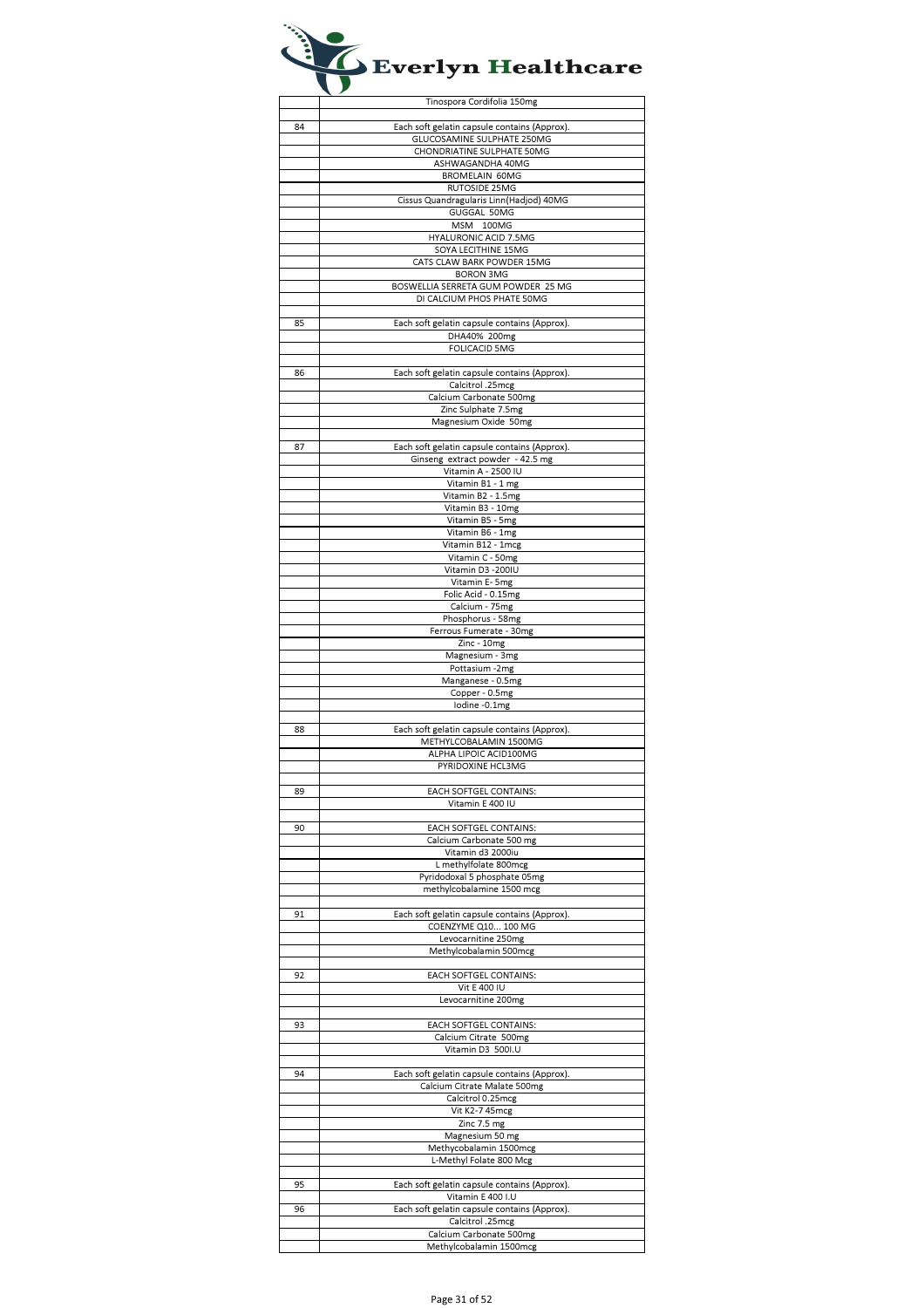# Everlyn Healthcare

| | |
|---|---|
| | Tinospora Cordifolia 150mg |
| | |
| 84 | Each soft gelatin capsule contains (Approx). |
| | GLUCOSAMINE SULPHATE 250MG |
| | CHONDRIATINE SULPHATE 50MG |
| | ASHWAGANDHA 40MG |
| | BROMELAIN 60MG |
| | RUTOSIDE 25MG |
| | Cissus Quandragularis Linn(Hadjod) 40MG |
| | GUGGAL 50MG |
| | MSM 100MG |
| | HYALURONIC ACID 7.5MG |
| | SOYA LECITHINE 15MG |
| | CATS CLAW BARK POWDER 15MG |
| | BORON 3MG |
| | BOSWELLIA SERRETA GUM POWDER 25 MG |
| | DI CALCIUM PHOS PHATE 50MG |
| | |
| 85 | Each soft gelatin capsule contains (Approx). |
| | DHA40% 200mg |
| | FOLICACID 5MG |
| | |
| 86 | Each soft gelatin capsule contains (Approx). |
| | Calcitrol .25mcg |
| | Calcium Carbonate 500mg |
| | Zinc Sulphate 7.5mg |
| | Magnesium Oxide 50mg |
| | |
| 87 | Each soft gelatin capsule contains (Approx). |
| | Ginseng extract powder - 42.5 mg |
| | Vitamin A - 2500 IU |
| | Vitamin B1 - 1 mg |
| | Vitamin B2 - 1.5mg |
| | Vitamin B3 - 10mg |
| | Vitamin B5 - 5mg |
| | Vitamin B6 - 1mg |
| | Vitamin B12 - 1mcg |
| | Vitamin C - 50mg |
| | Vitamin D3 -200IU |
| | Vitamin E- 5mg |
| | Folic Acid - 0.15mg |
| | Calcium - 75mg |
| | Phosphorus - 58mg |
| | Ferrous Fumerate - 30mg |
| | Zinc - 10mg |
| | Magnesium - 3mg |
| | Pottasium -2mg |
| | Manganese - 0.5mg |
| | Copper - 0.5mg |
| | Iodine -0.1mg |
| | |
| 88 | Each soft gelatin capsule contains (Approx). |
| | METHYLCOBALAMIN 1500MG |
| | ALPHA LIPOIC ACID100MG |
| | PYRIDOXINE HCL3MG |
| | |
| 89 | EACH SOFTGEL CONTAINS: |
| | Vitamin E 400 IU |
| | |
| 90 | EACH SOFTGEL CONTAINS: |
| | Calcium Carbonate 500 mg |
| | Vitamin d3 2000iu |
| | L methylfolate 800mcg |
| | Pyridodoxal 5 phosphate 05mg |
| | methylcobalamine 1500 mcg |
| | |
| 91 | Each soft gelatin capsule contains (Approx). |
| | COENZYME Q10... 100 MG |
| | Levocarnitine 250mg |
| | Methylcobalamin 500mcg |
| | |
| 92 | EACH SOFTGEL CONTAINS: |
| | Vit E 400 IU |
| | Levocarnitine 200mg |
| | |
| 93 | EACH SOFTGEL CONTAINS: |
| | Calcium Citrate 500mg |
| | Vitamin D3 500I.U |
| | |
| 94 | Each soft gelatin capsule contains (Approx). |
| | Calcium Citrate Malate 500mg |
| | Calcitrol 0.25mcg |
| | Vit K2-7 45mcg |
| | Zinc 7.5 mg |
| | Magnesium 50 mg |
| | Methycobalamin 1500mcg |
| | L-Methyl Folate 800 Mcg |
| | |
| 95 | Each soft gelatin capsule contains (Approx). |
| | Vitamin E 400 I.U |
| 96 | Each soft gelatin capsule contains (Approx). |
| | Calcitrol .25mcg |
| | Calcium Carbonate 500mg |
| | Methylcobalamin 1500mcg |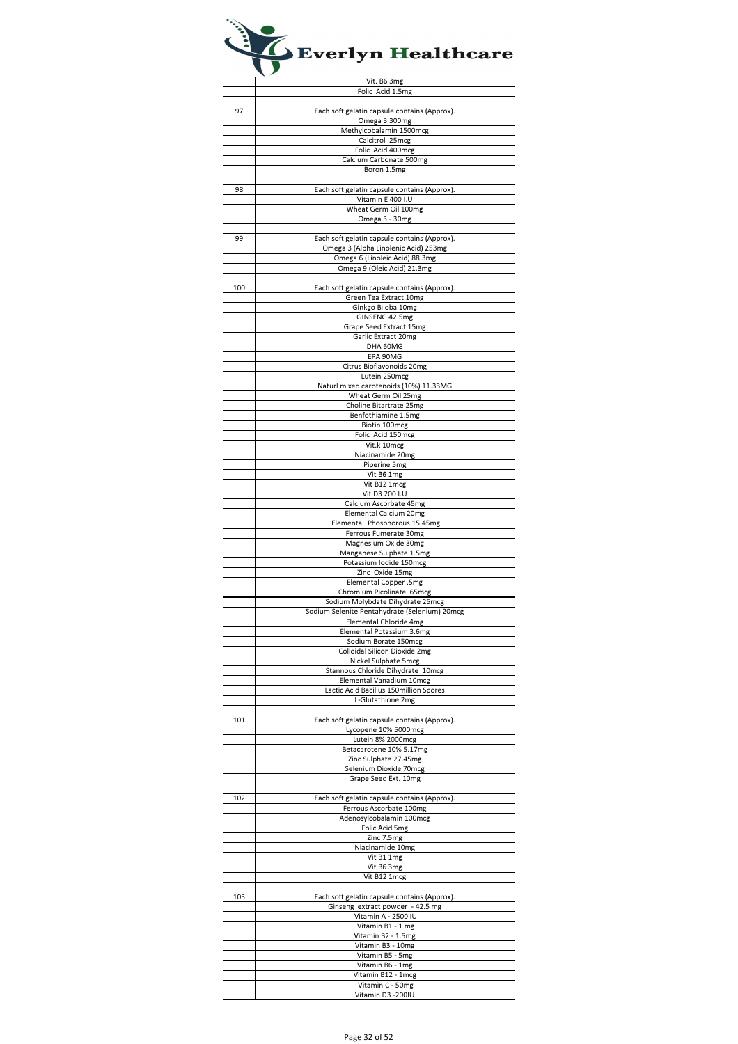# Everlyn Healthcare

| | |
|---|---|
| | Vit. B6 3mg |
| | Folic Acid 1.5mg |
| | |
| 97 | Each soft gelatin capsule contains (Approx). |
| | Omega 3 300mg |
| | Methylcobalamin 1500mcg |
| | Calcitrol .25mcg |
| | Folic Acid 400mcg |
| | Calcium Carbonate 500mg |
| | Boron 1.5mg |
| | |
| 98 | Each soft gelatin capsule contains (Approx). |
| | Vitamin E 400 I.U |
| | Wheat Germ Oil 100mg |
| | Omega 3 - 30mg |
| | |
| 99 | Each soft gelatin capsule contains (Approx). |
| | Omega 3 (Alpha Linolenic Acid) 253mg |
| | Omega 6 (Linoleic Acid) 88.3mg |
| | Omega 9 (Oleic Acid) 21.3mg |
| | |
| 100 | Each soft gelatin capsule contains (Approx). |
| | Green Tea Extract 10mg |
| | Ginkgo Biloba 10mg |
| | GINSENG 42.5mg |
| | Grape Seed Extract 15mg |
| | Garlic Extract 20mg |
| | DHA 60MG |
| | EPA 90MG |
| | Citrus Bioflavonoids 20mg |
| | Lutein 250mcg |
| | Naturl mixed carotenoids (10%) 11.33MG |
| | Wheat Germ Oil 25mg |
| | Choline Bitartrate 25mg |
| | Benfothiamine 1.5mg |
| | Biotin 100mcg |
| | Folic Acid 150mcg |
| | Vit.k 10mcg |
| | Niacinamide 20mg |
| | Piperine 5mg |
| | Vit B6 1mg |
| | Vit B12 1mcg |
| | Vit D3 200 I.U |
| | Calcium Ascorbate 45mg |
| | Elemental Calcium 20mg |
| | Elemental Phosphorous 15.45mg |
| | Ferrous Fumerate 30mg |
| | Magnesium Oxide 30mg |
| | Manganese Sulphate 1.5mg |
| | Potassium Iodide 150mcg |
| | Zinc Oxide 15mg |
| | Elemental Copper .5mg |
| | Chromium Picolinate 65mcg |
| | Sodium Molybdate Dihydrate 25mcg |
| | Sodium Selenite Pentahydrate (Selenium) 20mcg |
| | Elemental Chloride 4mg |
| | Elemental Potassium 3.6mg |
| | Sodium Borate 150mcg |
| | Colloidal Silicon Dioxide 2mg |
| | Nickel Sulphate 5mcg |
| | Stannous Chloride Dihydrate 10mcg |
| | Elemental Vanadium 10mcg |
| | Lactic Acid Bacillus 150million Spores |
| | L-Glutathione 2mg |
| | |
| 101 | Each soft gelatin capsule contains (Approx). |
| | Lycopene 10% 5000mcg |
| | Lutein 8% 2000mcg |
| | Betacarotene 10% 5.17mg |
| | Zinc Sulphate 27.45mg |
| | Selenium Dioxide 70mcg |
| | Grape Seed Ext. 10mg |
| | |
| 102 | Each soft gelatin capsule contains (Approx). |
| | Ferrous Ascorbate 100mg |
| | Adenosylcobalamin 100mcg |
| | Folic Acid 5mg |
| | Zinc 7.5mg |
| | Niacinamide 10mg |
| | Vit B1 1mg |
| | Vit B6 3mg |
| | Vit B12 1mcg |
| | |
| 103 | Each soft gelatin capsule contains (Approx). |
| | Ginseng extract powder - 42.5 mg |
| | Vitamin A - 2500 IU |
| | Vitamin B1 - 1 mg |
| | Vitamin B2 - 1.5mg |
| | Vitamin B3 - 10mg |
| | Vitamin B5 - 5mg |
| | Vitamin B6 - 1mg |
| | Vitamin B12 - 1mcg |
| | Vitamin C - 50mg |
| | Vitamin D3 -200IU |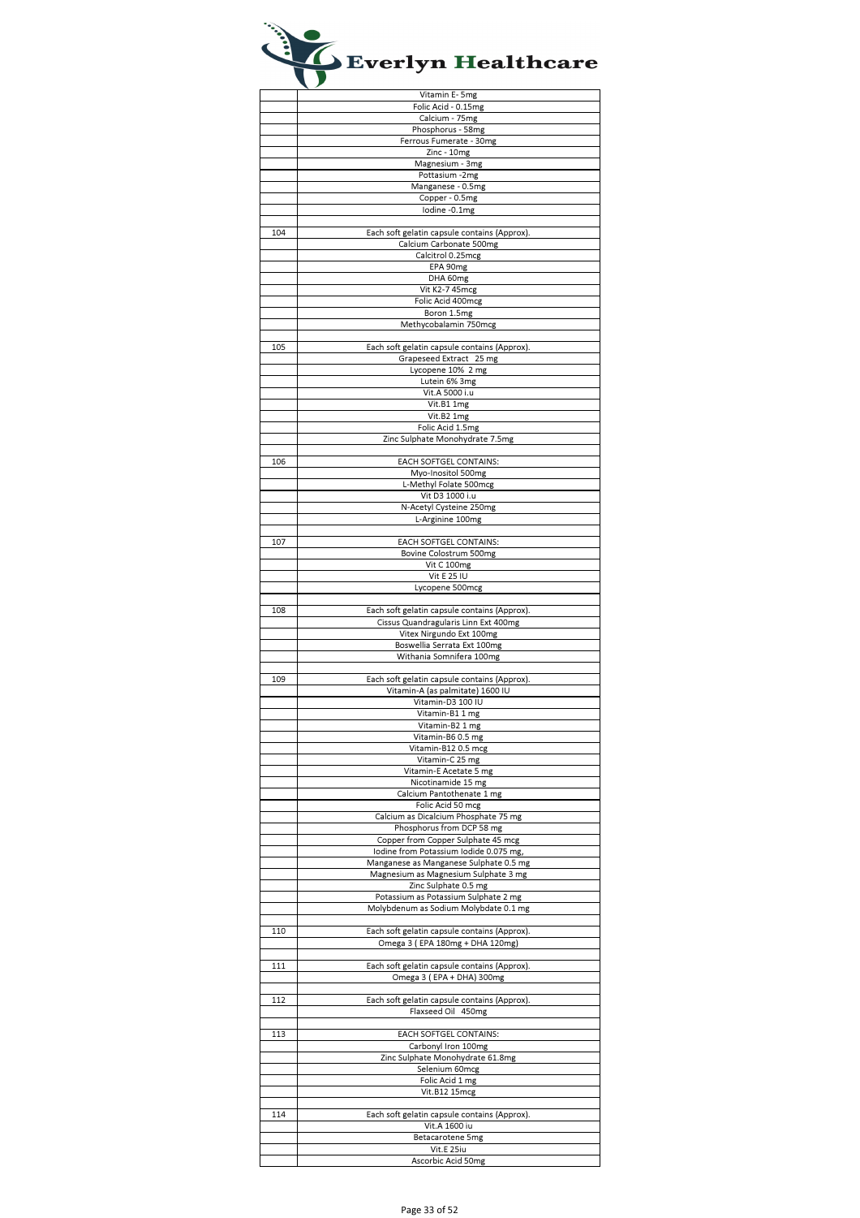# Everlyn Healthcare

| | |
|---|---|
| | Vitamin E- 5mg |
| | Folic Acid - 0.15mg |
| | Calcium - 75mg |
| | Phosphorus - 58mg |
| | Ferrous Fumerate - 30mg |
| | Zinc - 10mg |
| | Magnesium - 3mg |
| | Pottasium -2mg |
| | Manganese - 0.5mg |
| | Copper - 0.5mg |
| | Iodine -0.1mg |
| | |
| 104 | Each soft gelatin capsule contains (Approx). |
| | Calcium Carbonate 500mg |
| | Calcitrol 0.25mcg |
| | EPA 90mg |
| | DHA 60mg |
| | Vit K2-7 45mcg |
| | Folic Acid 400mcg |
| | Boron 1.5mg |
| | Methycobalamin 750mcg |
| | |
| 105 | Each soft gelatin capsule contains (Approx). |
| | Grapeseed Extract 25 mg |
| | Lycopene 10% 2 mg |
| | Lutein 6% 3mg |
| | Vit.A 5000 i.u |
| | Vit.B1 1mg |
| | Vit.B2 1mg |
| | Folic Acid 1.5mg |
| | Zinc Sulphate Monohydrate 7.5mg |
| | |
| 106 | EACH SOFTGEL CONTAINS: |
| | Myo-Inositol 500mg |
| | L-Methyl Folate 500mcg |
| | Vit D3 1000 i.u |
| | N-Acetyl Cysteine 250mg |
| | L-Arginine 100mg |
| | |
| 107 | EACH SOFTGEL CONTAINS: |
| | Bovine Colostrum 500mg |
| | Vit C 100mg |
| | Vit E 25 IU |
| | Lycopene 500mcg |
| | |
| 108 | Each soft gelatin capsule contains (Approx). |
| | Cissus Quandragularis Linn Ext 400mg |
| | Vitex Nirgundo Ext 100mg |
| | Boswellia Serrata Ext 100mg |
| | Withania Somnifera 100mg |
| | |
| 109 | Each soft gelatin capsule contains (Approx). |
| | Vitamin-A (as palmitate) 1600 IU |
| | Vitamin-D3 100 IU |
| | Vitamin-B1 1 mg |
| | Vitamin-B2 1 mg |
| | Vitamin-B6 0.5 mg |
| | Vitamin-B12 0.5 mcg |
| | Vitamin-C 25 mg |
| | Vitamin-E Acetate 5 mg |
| | Nicotinamide 15 mg |
| | Calcium Pantothenate 1 mg |
| | Folic Acid 50 mcg |
| | Calcium as Dicalcium Phosphate 75 mg |
| | Phosphorus from DCP 58 mg |
| | Copper from Copper Sulphate 45 mcg |
| | Iodine from Potassium Iodide 0.075 mg, |
| | Manganese as Manganese Sulphate 0.5 mg |
| | Magnesium as Magnesium Sulphate 3 mg |
| | Zinc Sulphate 0.5 mg |
| | Potassium as Potassium Sulphate 2 mg |
| | Molybdenum as Sodium Molybdate 0.1 mg |
| | |
| 110 | Each soft gelatin capsule contains (Approx). |
| | Omega 3 ( EPA 180mg + DHA 120mg) |
| | |
| 111 | Each soft gelatin capsule contains (Approx). |
| | Omega 3 ( EPA + DHA) 300mg |
| | |
| 112 | Each soft gelatin capsule contains (Approx). |
| | Flaxseed Oil 450mg |
| | |
| 113 | EACH SOFTGEL CONTAINS: |
| | Carbonyl Iron 100mg |
| | Zinc Sulphate Monohydrate 61.8mg |
| | Selenium 60mcg |
| | Folic Acid 1 mg |
| | Vit.B12 15mcg |
| | |
| 114 | Each soft gelatin capsule contains (Approx). |
| | Vit.A 1600 iu |
| | Betacarotene 5mg |
| | Vit.E 25iu |
| | Ascorbic Acid 50mg |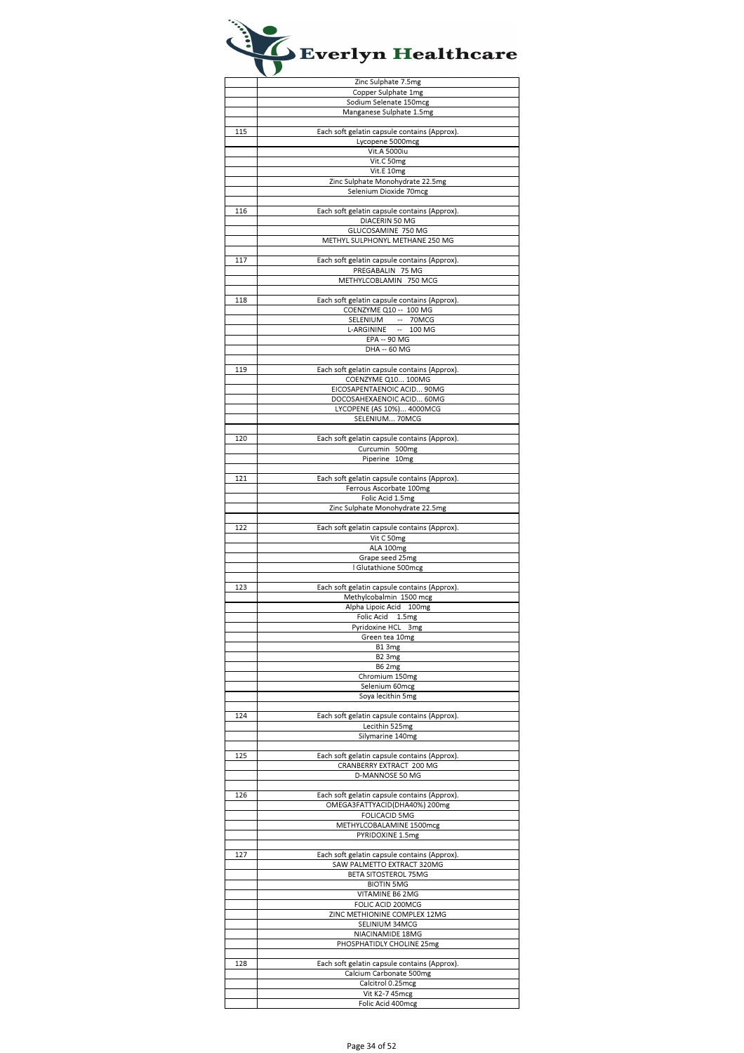# Everlyn Healthcare

| | |
|---|---|
| | Zinc Sulphate 7.5mg |
| | Copper Sulphate 1mg |
| | Sodium Selenate 150mcg |
| | Manganese Sulphate 1.5mg |
| | |
| 115 | Each soft gelatin capsule contains (Approx). |
| | Lycopene 5000mcg |
| | Vit.A 5000iu |
| | Vit.C 50mg |
| | Vit.E 10mg |
| | Zinc Sulphate Monohydrate 22.5mg |
| | Selenium Dioxide 70mcg |
| | |
| 116 | Each soft gelatin capsule contains (Approx). |
| | DIACERIN 50 MG |
| | GLUCOSAMINE 750 MG |
| | METHYL SULPHONYL METHANE 250 MG |
| | |
| 117 | Each soft gelatin capsule contains (Approx). |
| | PREGABALIN 75 MG |
| | METHYLCOBLAMIN 750 MCG |
| | |
| 118 | Each soft gelatin capsule contains (Approx). |
| | COENZYME Q10 -- 100 MG |
| | SELENIUM -- 70MCG |
| | L-ARGININE -- 100 MG |
| | EPA -- 90 MG |
| | DHA -- 60 MG |
| | |
| 119 | Each soft gelatin capsule contains (Approx). |
| | COENZYME Q10... 100MG |
| | EICOSAPENTAENOIC ACID... 90MG |
| | DOCOSAHEXAENOIC ACID... 60MG |
| | LYCOPENE (AS 10%)... 4000MCG |
| | SELENIUM... 70MCG |
| | |
| 120 | Each soft gelatin capsule contains (Approx). |
| | Curcumin 500mg |
| | Piperine 10mg |
| | |
| 121 | Each soft gelatin capsule contains (Approx). |
| | Ferrous Ascorbate 100mg |
| | Folic Acid 1.5mg |
| | Zinc Sulphate Monohydrate 22.5mg |
| | |
| 122 | Each soft gelatin capsule contains (Approx). |
| | Vit C 50mg |
| | ALA 100mg |
| | Grape seed 25mg |
| | l Glutathione 500mcg |
| | |
| 123 | Each soft gelatin capsule contains (Approx). |
| | Methylcobalmin 1500 mcg |
| | Alpha Lipoic Acid 100mg |
| | Folic Acid 1.5mg |
| | Pyridoxine HCL 3mg |
| | Green tea 10mg |
| | B1 3mg |
| | B2 3mg |
| | B6 2mg |
| | Chromium 150mg |
| | Selenium 60mcg |
| | Soya lecithin 5mg |
| | |
| 124 | Each soft gelatin capsule contains (Approx). |
| | Lecithin 525mg |
| | Silymarine 140mg |
| | |
| 125 | Each soft gelatin capsule contains (Approx). |
| | CRANBERRY EXTRACT 200 MG |
| | D-MANNOSE 50 MG |
| | |
| 126 | Each soft gelatin capsule contains (Approx). |
| | OMEGA3FATTYACID(DHA40%) 200mg |
| | FOLICACID 5MG |
| | METHYLCOBALAMINE 1500mcg |
| | PYRIDOXINE 1.5mg |
| | |
| 127 | Each soft gelatin capsule contains (Approx). |
| | SAW PALMETTO EXTRACT 320MG |
| | BETA SITOSTEROL 75MG |
| | BIOTIN 5MG |
| | VITAMINE B6 2MG |
| | FOLIC ACID 200MCG |
| | ZINC METHIONINE COMPLEX 12MG |
| | SELINIUM 34MCG |
| | NIACINAMIDE 18MG |
| | PHOSPHATIDLY CHOLINE 25mg |
| | |
| 128 | Each soft gelatin capsule contains (Approx). |
| | Calcium Carbonate 500mg |
| | Calcitrol 0.25mcg |
| | Vit K2-7 45mcg |
| | Folic Acid 400mcg |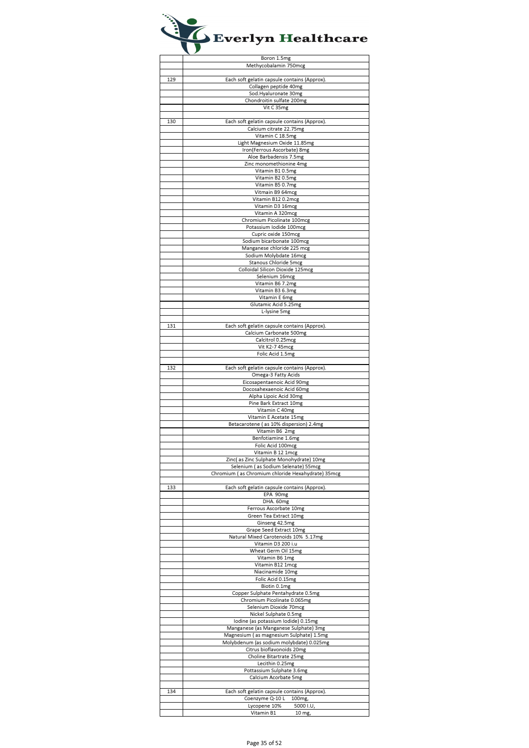# Everlyn Healthcare

| | |
|---|---|
| | Boron 1.5mg |
| | Methycobalamin 750mcg |
| | |
| 129 | Each soft gelatin capsule contains (Approx). |
| | Collagen peptide 40mg |
| | Sod.Hyaluronate 30mg |
| | Chondroitin sulfate 200mg |
| | Vit C 35mg |
| | |
| 130 | Each soft gelatin capsule contains (Approx). |
| | Calcium citrate 22.75mg |
| | Vitamin C 18.5mg |
| | Light Magnesium Oxide 11.85mg |
| | Iron(Ferrous Ascorbate) 8mg |
| | Aloe Barbadensis 7.5mg |
| | Zinc monomethionine 4mg |
| | Vitamin B1 0.5mg |
| | Vitamin B2 0.5mg |
| | Vitamin B5 0.7mg |
| | Vitmain B9 64mcg |
| | Vitamin B12 0.2mcg |
| | Vitamin D3 16mcg |
| | Vitamin A 320mcg |
| | Chromium Picolinate 100mcg |
| | Potassium Iodide 100mcg |
| | Cupric oxide 150mcg |
| | Sodium bicarbonate 100mcg |
| | Manganese chloride 225 mcg |
| | Sodium Molybdate 16mcg |
| | Stanous Chloride 5mcg |
| | Colloidal Silicon Dioxide 125mcg |
| | Selenium 16mcg |
| | Vitamin B6 7.2mg |
| | Vitamin B3 6.3mg |
| | Vitamin E 6mg |
| | Glutamic Acid 5.25mg |
| | L-lysine 5mg |
| | |
| 131 | Each soft gelatin capsule contains (Approx). |
| | Calcium Carbonate 500mg |
| | Calcitrol 0.25mcg |
| | Vit K2-7 45mcg |
| | Folic Acid 1.5mg |
| | |
| 132 | Each soft gelatin capsule contains (Approx). |
| | Omega-3 Fatty Acids |
| | Eicosapentaenoic Acid 90mg |
| | Docosahexaenoic Acid 60mg |
| | Alpha Lipoic Acid 30mg |
| | Pine Bark Extract 10mg |
| | Vitamin C 40mg |
| | Vitamin E Acetate 15mg |
| | Betacarotene ( as 10% dispersion) 2.4mg |
| | Vitamin B6 2mg |
| | Benfotiamine 1.6mg |
| | Folic Acid 100mcg |
| | Vitamin B 12 1mcg |
| | Zinc( as Zinc Sulphate Monohydrate) 10mg |
| | Selenium ( as Sodium Selenate) 55mcg |
| | Chromium ( as Chromium chloride Hexahydrate) 35mcg |
| | |
| 133 | Each soft gelatin capsule contains (Approx). |
| | EPA 90mg |
| | DHA. 60mg |
| | Ferrous Ascorbate 10mg |
| | Green Tea Extract 10mg |
| | Ginseng 42.5mg |
| | Grape Seed Extract 10mg |
| | Natural Mixed Carotenoids 10% 5.17mg |
| | Vitamin D3 200 i.u |
| | Wheat Germ Oil 15mg |
| | Vitamin B6 1mg |
| | Vitamin B12 1mcg |
| | Niacinamide 10mg |
| | Folic Acid 0.15mg |
| | Biotin 0.1mg |
| | Copper Sulphate Pentahydrate 0.5mg |
| | Chromium Picolinate 0.065mg |
| | Selenium Dioxide 70mcg |
| | Nickel Sulphate 0.5mg |
| | Iodine (as potassium Iodide) 0.15mg |
| | Manganese (as Manganese Sulphate) 3mg |
| | Magnesium ( as magnesium Sulphate) 1.5mg |
| | Molybdenum (as sodium molybdate) 0.025mg |
| | Citrus bioflavonoids 20mg |
| | Choline Bitartrate 25mg |
| | Lecithin 0.25mg |
| | Pottassium Sulphate 3.6mg |
| | Calcium Acorbate 5mg |
| | |
| 134 | Each soft gelatin capsule contains (Approx). |
| | Coenzyme Q-10 L 100mg, |
| | Lycopene 10% 5000 I.U, |
| | Vitamin B1 10 mg, |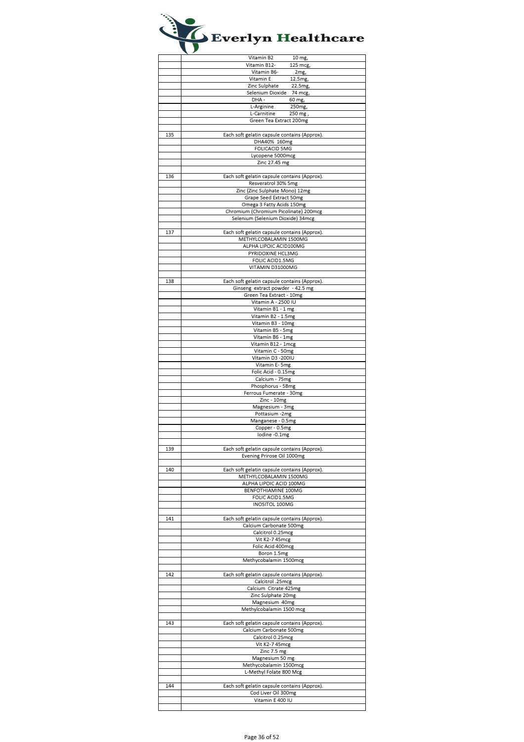# Everlyn Healthcare

| | |
|---|---|
| | Vitamin B2 10 mg, |
| | Vitamin B12- 125 mcg, |
| | Vitamin B6- 2mg, |
| | Vitamin E 12.5mg, |
| | Zinc Sulphate 22.5mg, |
| | Selenium Dioxide 74 mcg, |
| | DHA - 60 mg, |
| | L-Arginine 250mg, |
| | L-Carnitine 250 mg , |
| | Green Tea Extract 200mg |
| | |
| 135 | Each soft gelatin capsule contains (Approx). |
| | DHA40% 160mg |
| | FOLICACID 5MG |
| | Lycopene 5000mcg |
| | Zinc 27.45 mg |
| | |
| 136 | Each soft gelatin capsule contains (Approx). |
| | Resveratrol 30% 5mg |
| | Zinc (Zinc Sulphate Mono) 12mg |
| | Grape Seed Extract 50mg |
| | Omega 3 Fatty Acids 150mg |
| | Chromium (Chromium Picolinate) 200mcg |
| | Selenium (Selenium Dioxide) 34mcg |
| | |
| 137 | Each soft gelatin capsule contains (Approx). |
| | METHYLCOBALAMIN 1500MG |
| | ALPHA LIPOIC ACID100MG |
| | PYRIDOXINE HCL3MG |
| | FOLIC ACID1.5MG |
| | VITAMIN D31000MG |
| | |
| 138 | Each soft gelatin capsule contains (Approx). |
| | Ginseng extract powder - 42.5 mg |
| | Green Tea Extract - 10mg |
| | Vitamin A - 2500 IU |
| | Vitamin B1 - 1 mg |
| | Vitamin B2 - 1.5mg |
| | Vitamin B3 - 10mg |
| | Vitamin B5 - 5mg |
| | Vitamin B6 - 1mg |
| | Vitamin B12 - 1mcg |
| | Vitamin C - 50mg |
| | Vitamin D3 -200IU |
| | Vitamin E- 5mg |
| | Folic Acid - 0.15mg |
| | Calcium - 75mg |
| | Phosphorus - 58mg |
| | Ferrous Fumerate - 30mg |
| | Zinc - 10mg |
| | Magnesium - 3mg |
| | Pottasium -2mg |
| | Manganese - 0.5mg |
| | Copper - 0.5mg |
| | Iodine -0.1mg |
| | |
| 139 | Each soft gelatin capsule contains (Approx). |
| | Evening Pirose Oil 1000mg |
| | |
| 140 | Each soft gelatin capsule contains (Approx). |
| | METHYLCOBALAMIN 1500MG |
| | ALPHA LIPOIC ACID 100MG |
| | BENFOTHIAMINE 100MG |
| | FOLIC ACID1.5MG |
| | INOSITOL 100MG |
| | |
| 141 | Each soft gelatin capsule contains (Approx). |
| | Calcium Carbonate 500mg |
| | Calcitrol 0.25mcg |
| | Vit K2-7 45mcg |
| | Folic Acid 400mcg |
| | Boron 1.5mg |
| | Methycobalamin 1500mcg |
| | |
| 142 | Each soft gelatin capsule contains (Approx). |
| | Calcitrol .25mcg |
| | Calcium Citrate 425mg |
| | Zinc Sulphate 20mg |
| | Magnesium 40mg |
| | Methylcobalamin 1500 mcg |
| | |
| 143 | Each soft gelatin capsule contains (Approx). |
| | Calcium Carbonate 500mg |
| | Calcitrol 0.25mcg |
| | Vit K2-7 45mcg |
| | Zinc 7.5 mg |
| | Magnesium 50 mg |
| | Methycobalamin 1500mcg |
| | L-Methyl Folate 800 Mcg |
| | |
| 144 | Each soft gelatin capsule contains (Approx). |
| | Cod Liver Oil 300mg |
| | Vitamin E 400 IU |
| | |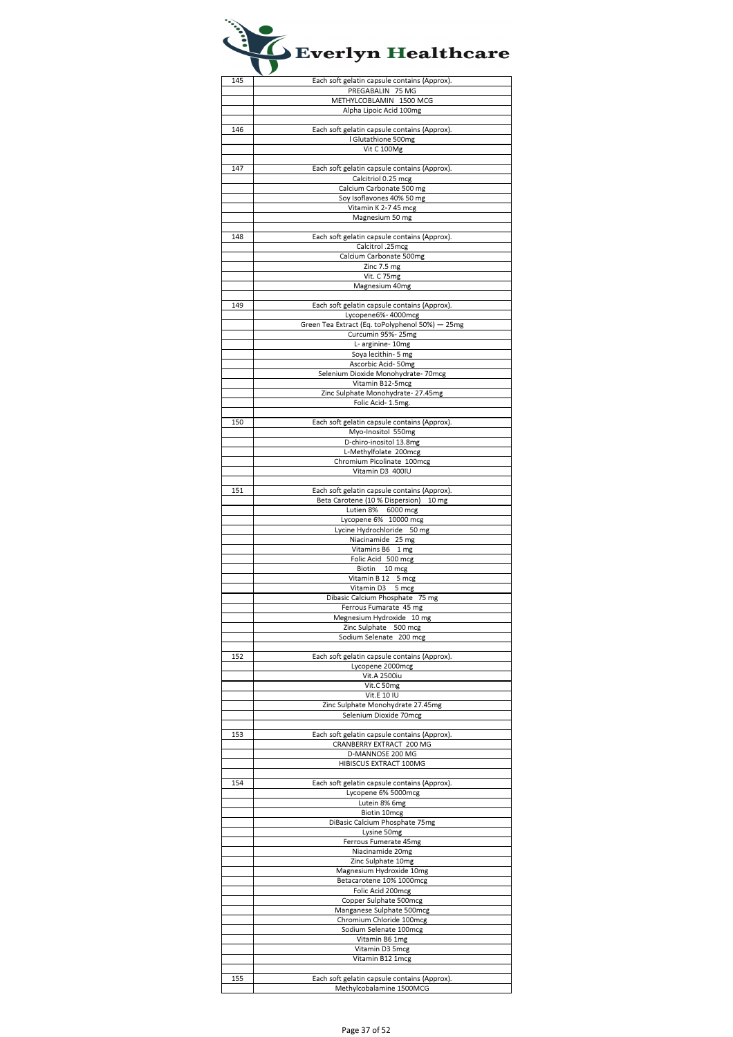# Everlyn Healthcare

| | |
|---|---|
| 145 | Each soft gelatin capsule contains (Approx). |
| | PREGABALIN 75 MG |
| | METHYLCOBLAMIN 1500 MCG |
| | Alpha Lipoic Acid 100mg |
| | |
| 146 | Each soft gelatin capsule contains (Approx). |
| | l Glutathione 500mg |
| | Vit C 100Mg |
| | |
| 147 | Each soft gelatin capsule contains (Approx). |
| | Calcitriol 0.25 mcg |
| | Calcium Carbonate 500 mg |
| | Soy Isoflavones 40% 50 mg |
| | Vitamin K 2-7 45 mcg |
| | Magnesium 50 mg |
| | |
| 148 | Each soft gelatin capsule contains (Approx). |
| | Calcitrol .25mcg |
| | Calcium Carbonate 500mg |
| | Zinc 7.5 mg |
| | Vit. C 75mg |
| | Magnesium 40mg |
| | |
| 149 | Each soft gelatin capsule contains (Approx). |
| | Lycopene6%- 4000mcg |
| | Green Tea Extract (Eq. toPolyphenol 50%) — 25mg |
| | Curcumin 95%- 25mg |
| | L- arginine- 10mg |
| | Soya lecithin- 5 mg |
| | Ascorbic Acid- 50mg |
| | Selenium Dioxide Monohydrate- 70mcg |
| | Vitamin B12-5mcg |
| | Zinc Sulphate Monohydrate- 27.45mg |
| | Folic Acid- 1.5mg. |
| | |
| 150 | Each soft gelatin capsule contains (Approx). |
| | Myo-Inositol 550mg |
| | D-chiro-inositol 13.8mg |
| | L-Methylfolate 200mcg |
| | Chromium Picolinate 100mcg |
| | Vitamin D3 400IU |
| | |
| 151 | Each soft gelatin capsule contains (Approx). |
| | Beta Carotene (10 % Dispersion) 10 mg |
| | Lutien 8% 6000 mcg |
| | Lycopene 6% 10000 mcg |
| | Lycine Hydrochloride 50 mg |
| | Niacinamide 25 mg |
| | Vitamins B6 1 mg |
| | Folic Acid 500 mcg |
| | Biotin 10 mcg |
| | Vitamin B 12 5 mcg |
| | Vitamin D3 5 mcg |
| | Dibasic Calcium Phosphate 75 mg |
| | Ferrous Fumarate 45 mg |
| | Megnesium Hydroxide 10 mg |
| | Zinc Sulphate 500 mcg |
| | Sodium Selenate 200 mcg |
| | |
| 152 | Each soft gelatin capsule contains (Approx). |
| | Lycopene 2000mcg |
| | Vit.A 2500iu |
| | Vit.C 50mg |
| | Vit.E 10 IU |
| | Zinc Sulphate Monohydrate 27.45mg |
| | Selenium Dioxide 70mcg |
| | |
| 153 | Each soft gelatin capsule contains (Approx). |
| | CRANBERRY EXTRACT 200 MG |
| | D-MANNOSE 200 MG |
| | HIBISCUS EXTRACT 100MG |
| | |
| 154 | Each soft gelatin capsule contains (Approx). |
| | Lycopene 6% 5000mcg |
| | Lutein 8% 6mg |
| | Biotin 10mcg |
| | DiBasic Calcium Phosphate 75mg |
| | Lysine 50mg |
| | Ferrous Fumerate 45mg |
| | Niacinamide 20mg |
| | Zinc Sulphate 10mg |
| | Magnesium Hydroxide 10mg |
| | Betacarotene 10% 1000mcg |
| | Folic Acid 200mcg |
| | Copper Sulphate 500mcg |
| | Manganese Sulphate 500mcg |
| | Chromium Chloride 100mcg |
| | Sodium Selenate 100mcg |
| | Vitamin B6 1mg |
| | Vitamin D3 5mcg |
| | Vitamin B12 1mcg |
| | |
| 155 | Each soft gelatin capsule contains (Approx). |
| | Methylcobalamine 1500MCG |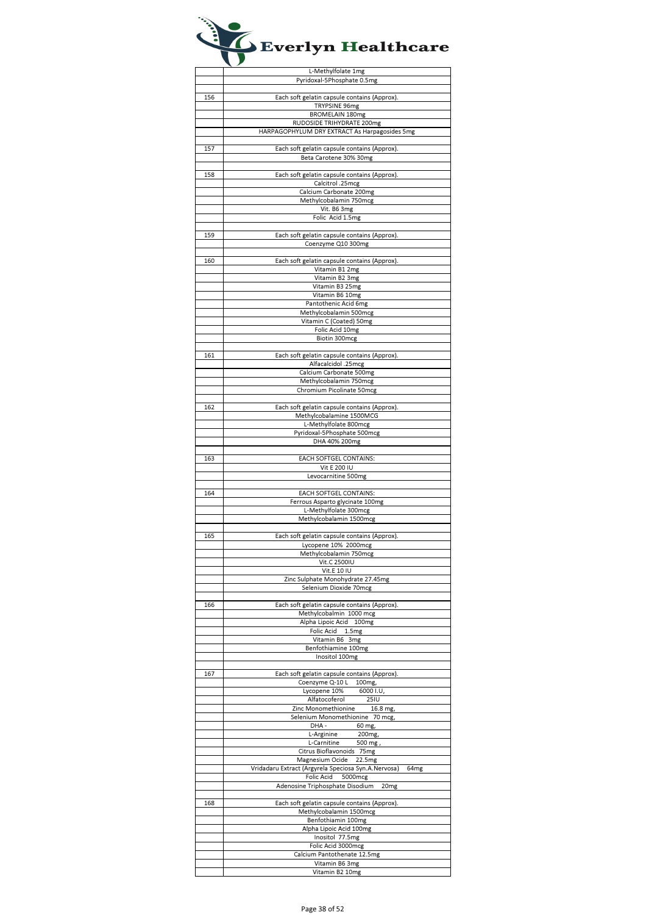# Everlyn Healthcare

| | |
|---|---|
| | L-Methylfolate 1mg |
| | Pyridoxal-5Phosphate 0.5mg |
| | |
| 156 | Each soft gelatin capsule contains (Approx). |
| | TRYPSINE 96mg |
| | BROMELAIN 180mg |
| | RUDOSIDE TRIHYDRATE 200mg |
| | HARPAGOPHYLUM DRY EXTRACT As Harpagosides 5mg |
| | |
| 157 | Each soft gelatin capsule contains (Approx). |
| | Beta Carotene 30% 30mg |
| | |
| 158 | Each soft gelatin capsule contains (Approx). |
| | Calcitrol .25mcg |
| | Calcium Carbonate 200mg |
| | Methylcobalamin 750mcg |
| | Vit. B6 3mg |
| | Folic Acid 1.5mg |
| | |
| 159 | Each soft gelatin capsule contains (Approx). |
| | Coenzyme Q10 300mg |
| | |
| 160 | Each soft gelatin capsule contains (Approx). |
| | Vitamin B1 2mg |
| | Vitamin B2 3mg |
| | Vitamin B3 25mg |
| | Vitamin B6 10mg |
| | Pantothenic Acid 6mg |
| | Methylcobalamin 500mcg |
| | Vitamin C (Coated) 50mg |
| | Folic Acid 10mg |
| | Biotin 300mcg |
| | |
| 161 | Each soft gelatin capsule contains (Approx). |
| | Alfacalcidol .25mcg |
| | Calcium Carbonate 500mg |
| | Methylcobalamin 750mcg |
| | Chromium Picolinate 50mcg |
| | |
| 162 | Each soft gelatin capsule contains (Approx). |
| | Methylcobalamine 1500MCG |
| | L-Methylfolate 800mcg |
| | Pyridoxal-5Phosphate 500mcg |
| | DHA 40% 200mg |
| | |
| 163 | EACH SOFTGEL CONTAINS: |
| | Vit E 200 IU |
| | Levocarnitine 500mg |
| | |
| 164 | EACH SOFTGEL CONTAINS: |
| | Ferrous Asparto glycinate 100mg |
| | L-Methylfolate 300mcg |
| | Methylcobalamin 1500mcg |
| | |
| 165 | Each soft gelatin capsule contains (Approx). |
| | Lycopene 10% 2000mcg |
| | Methylcobalamin 750mcg |
| | Vit.C 2500IU |
| | Vit.E 10 IU |
| | Zinc Sulphate Monohydrate 27.45mg |
| | Selenium Dioxide 70mcg |
| | |
| 166 | Each soft gelatin capsule contains (Approx). |
| | Methylcobalmin 1000 mcg |
| | Alpha Lipoic Acid 100mg |
| | Folic Acid 1.5mg |
| | Vitamin B6 3mg |
| | Benfothiamine 100mg |
| | Inositol 100mg |
| | |
| 167 | Each soft gelatin capsule contains (Approx). |
| | Coenzyme Q-10 L 100mg, |
| | Lycopene 10% 6000 I.U, |
| | Alfatocoferol 25IU |
| | Zinc Monomethionine 16.8 mg, |
| | Selenium Monomethionine 70 mcg, |
| | DHA - 60 mg, |
| | L-Arginine 200mg, |
| | L-Carnitine 500 mg , |
| | Citrus Bioflavonoids 75mg |
| | Magnesium Ocide 22.5mg |
| | Vridadaru Extract (Argyrela Speciosa Syn.A.Nervosa) 64mg |
| | Folic Acid 5000mcg |
| | Adenosine Triphosphate Disodium 20mg |
| | |
| 168 | Each soft gelatin capsule contains (Approx). |
| | Methylcobalamin 1500mcg |
| | Benfothiamin 100mg |
| | Alpha Lipoic Acid 100mg |
| | Inositol 77.5mg |
| | Folic Acid 3000mcg |
| | Calcium Pantothenate 12.5mg |
| | Vitamin B6 3mg |
| | Vitamin B2 10mg |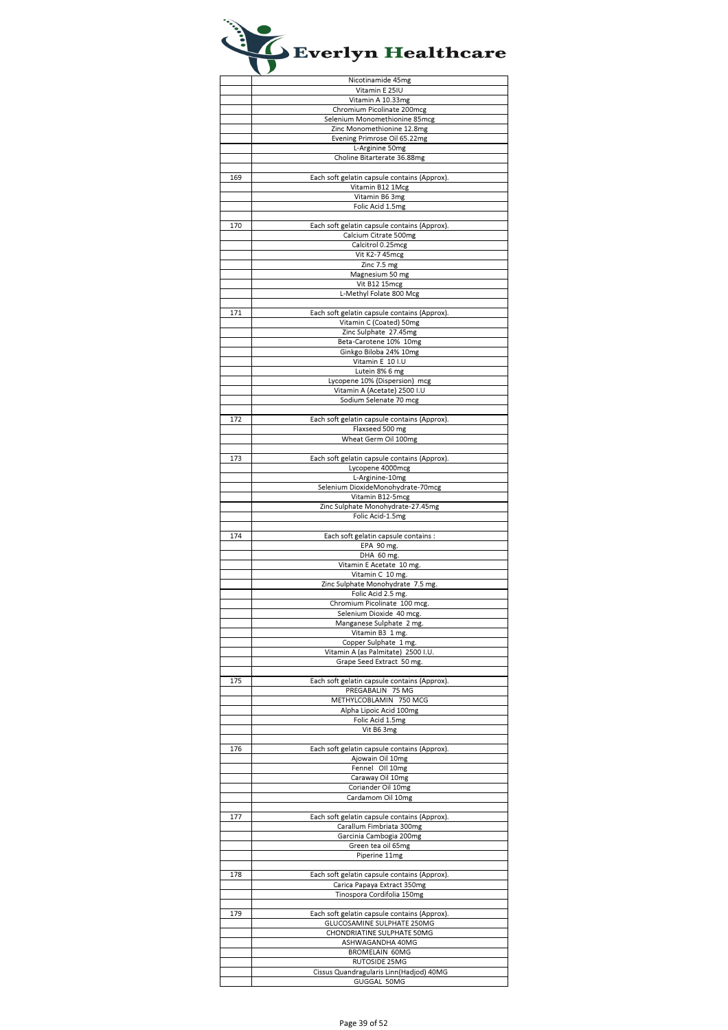| | |
|---|---|
| | Nicotinamide 45mg |
| | Vitamin E 25IU |
| | Vitamin A 10.33mg |
| | Chromium Picolinate 200mcg |
| | Selenium Monomethionine 85mcg |
| | Zinc Monomethionine 12.8mg |
| | Evening Primrose Oil 65.22mg |
| | L-Arginine 50mg |
| | Choline Bitarterate 36.88mg |
| | |
| 169 | Each soft gelatin capsule contains (Approx). |
| | Vitamin B12 1Mcg |
| | Vitamin B6 3mg |
| | Folic Acid 1.5mg |
| | |
| 170 | Each soft gelatin capsule contains (Approx). |
| | Calcium Citrate 500mg |
| | Calcitrol 0.25mcg |
| | Vit K2-7 45mcg |
| | Zinc 7.5 mg |
| | Magnesium 50 mg |
| | Vit B12 15mcg |
| | L-Methyl Folate 800 Mcg |
| | |
| 171 | Each soft gelatin capsule contains (Approx). |
| | Vitamin C (Coated) 50mg |
| | Zinc Sulphate 27.45mg |
| | Beta-Carotene 10% 10mg |
| | Ginkgo Biloba 24% 10mg |
| | Vitamin E 10 I.U |
| | Lutein 8% 6 mg |
| | Lycopene 10% (Dispersion) mcg |
| | Vitamin A (Acetate) 2500 I.U |
| | Sodium Selenate 70 mcg |
| | |
| 172 | Each soft gelatin capsule contains (Approx). |
| | Flaxseed 500 mg |
| | Wheat Germ Oil 100mg |
| | |
| 173 | Each soft gelatin capsule contains (Approx). |
| | Lycopene 4000mcg |
| | L-Arginine-10mg |
| | Selenium DioxideMonohydrate-70mcg |
| | Vitamin B12-5mcg |
| | Zinc Sulphate Monohydrate-27.45mg |
| | Folic Acid-1.5mg |
| | |
| 174 | Each soft gelatin capsule contains : |
| | EPA 90 mg. |
| | DHA 60 mg. |
| | Vitamin E Acetate 10 mg. |
| | Vitamin C 10 mg. |
| | Zinc Sulphate Monohydrate 7.5 mg. |
| | Folic Acid 2.5 mg. |
| | Chromium Picolinate 100 mcg. |
| | Selenium Dioxide 40 mcg. |
| | Manganese Sulphate 2 mg. |
| | Vitamin B3 1 mg. |
| | Copper Sulphate 1 mg. |
| | Vitamin A (as Palmitate) 2500 I.U. |
| | Grape Seed Extract 50 mg. |
| | |
| 175 | Each soft gelatin capsule contains (Approx). |
| | PREGABALIN 75 MG |
| | METHYLCOBLAMIN 750 MCG |
| | Alpha Lipoic Acid 100mg |
| | Folic Acid 1.5mg |
| | Vit B6 3mg |
| | |
| 176 | Each soft gelatin capsule contains (Approx). |
| | Ajowain Oil 10mg |
| | Fennel OIl 10mg |
| | Caraway Oil 10mg |
| | Coriander Oil 10mg |
| | Cardamom Oil 10mg |
| | |
| 177 | Each soft gelatin capsule contains (Approx). |
| | Carallum Fimbriata 300mg |
| | Garcinia Cambogia 200mg |
| | Green tea oil 65mg |
| | Piperine 11mg |
| | |
| 178 | Each soft gelatin capsule contains (Approx). |
| | Carica Papaya Extract 350mg |
| | Tinospora Cordifolia 150mg |
| | |
| 179 | Each soft gelatin capsule contains (Approx). |
| | GLUCOSAMINE SULPHATE 250MG |
| | CHONDRIATINE SULPHATE 50MG |
| | ASHWAGANDHA 40MG |
| | BROMELAIN 60MG |
| | RUTOSIDE 25MG |
| | Cissus Quandragularis Linn(Hadjod) 40MG |
| | GUGGAL 50MG |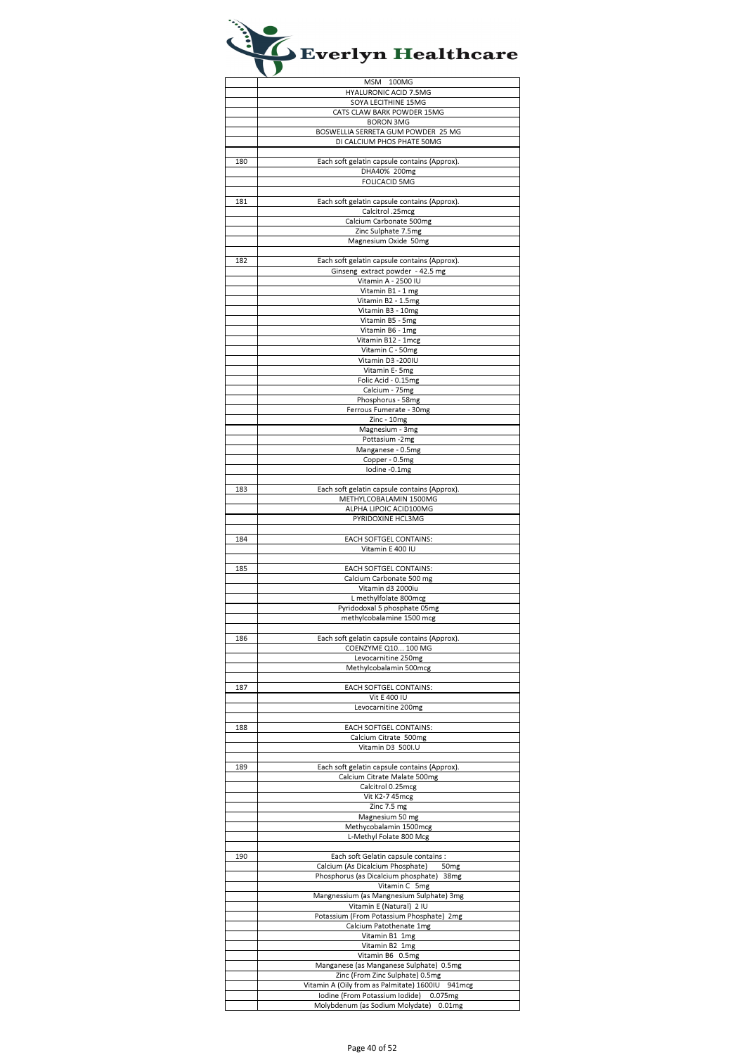# Everlyn Healthcare

| | |
|---|---|
| | MSM 100MG |
| | HYALURONIC ACID 7.5MG |
| | SOYA LECITHINE 15MG |
| | CATS CLAW BARK POWDER 15MG |
| | BORON 3MG |
| | BOSWELLIA SERRETA GUM POWDER 25 MG |
| | DI CALCIUM PHOS PHATE 50MG |
| | |
| 180 | Each soft gelatin capsule contains (Approx). |
| | DHA40% 200mg |
| | FOLICACID 5MG |
| | |
| 181 | Each soft gelatin capsule contains (Approx). |
| | Calcitrol .25mcg |
| | Calcium Carbonate 500mg |
| | Zinc Sulphate 7.5mg |
| | Magnesium Oxide 50mg |
| | |
| 182 | Each soft gelatin capsule contains (Approx). |
| | Ginseng extract powder - 42.5 mg |
| | Vitamin A - 2500 IU |
| | Vitamin B1 - 1 mg |
| | Vitamin B2 - 1.5mg |
| | Vitamin B3 - 10mg |
| | Vitamin B5 - 5mg |
| | Vitamin B6 - 1mg |
| | Vitamin B12 - 1mcg |
| | Vitamin C - 50mg |
| | Vitamin D3 -200IU |
| | Vitamin E- 5mg |
| | Folic Acid - 0.15mg |
| | Calcium - 75mg |
| | Phosphorus - 58mg |
| | Ferrous Fumerate - 30mg |
| | Zinc - 10mg |
| | Magnesium - 3mg |
| | Pottasium -2mg |
| | Manganese - 0.5mg |
| | Copper - 0.5mg |
| | Iodine -0.1mg |
| | |
| 183 | Each soft gelatin capsule contains (Approx). |
| | METHYLCOBALAMIN 1500MG |
| | ALPHA LIPOIC ACID100MG |
| | PYRIDOXINE HCL3MG |
| | |
| 184 | EACH SOFTGEL CONTAINS: |
| | Vitamin E 400 IU |
| | |
| 185 | EACH SOFTGEL CONTAINS: |
| | Calcium Carbonate 500 mg |
| | Vitamin d3 2000iu |
| | L methylfolate 800mcg |
| | Pyridodoxal 5 phosphate 05mg |
| | methylcobalamine 1500 mcg |
| | |
| 186 | Each soft gelatin capsule contains (Approx). |
| | COENZYME Q10... 100 MG |
| | Levocarnitine 250mg |
| | Methylcobalamin 500mcg |
| | |
| 187 | EACH SOFTGEL CONTAINS: |
| | Vit E 400 IU |
| | Levocarnitine 200mg |
| | |
| 188 | EACH SOFTGEL CONTAINS: |
| | Calcium Citrate 500mg |
| | Vitamin D3 500I.U |
| | |
| 189 | Each soft gelatin capsule contains (Approx). |
| | Calcium Citrate Malate 500mg |
| | Calcitrol 0.25mcg |
| | Vit K2-7 45mcg |
| | Zinc 7.5 mg |
| | Magnesium 50 mg |
| | Methycobalamin 1500mcg |
| | L-Methyl Folate 800 Mcg |
| | |
| 190 | Each soft Gelatin capsule contains : |
| | Calcium (As Dicalcium Phosphate) 50mg |
| | Phosphorus (as Dicalcium phosphate) 38mg |
| | Vitamin C 5mg |
| | Mangnessium (as Mangnesium Sulphate) 3mg |
| | Vitamin E (Natural) 2 IU |
| | Potassium (From Potassium Phosphate) 2mg |
| | Calcium Patothenate 1mg |
| | Vitamin B1 1mg |
| | Vitamin B2 1mg |
| | Vitamin B6 0.5mg |
| | Manganese (as Manganese Sulphate) 0.5mg |
| | Zinc (From Zinc Sulphate) 0.5mg |
| | Vitamin A (Oily from as Palmitate) 1600IU 941mcg |
| | Iodine (From Potassium Iodide) 0.075mg |
| | Molybdenum (as Sodium Molydate) 0.01mg |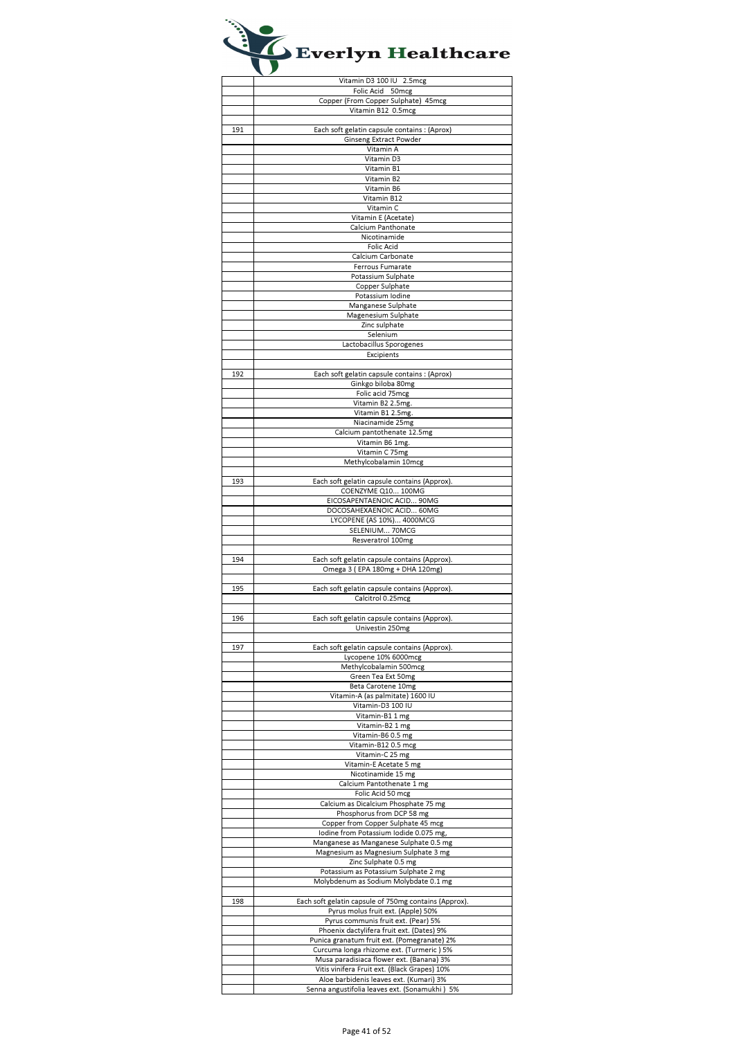# Everlyn Healthcare

| | |
|---|---|
| | Vitamin D3 100 IU 2.5mcg |
| | Folic Acid 50mcg |
| | Copper (From Copper Sulphate) 45mcg |
| | Vitamin B12 0.5mcg |
| | |
| 191 | Each soft gelatin capsule contains : (Aprox) |
| | Ginseng Extract Powder |
| | Vitamin A |
| | Vitamin D3 |
| | Vitamin B1 |
| | Vitamin B2 |
| | Vitamin B6 |
| | Vitamin B12 |
| | Vitamin C |
| | Vitamin E (Acetate) |
| | Calcium Panthonate |
| | Nicotinamide |
| | Folic Acid |
| | Calcium Carbonate |
| | Ferrous Fumarate |
| | Potassium Sulphate |
| | Copper Sulphate |
| | Potassium Iodine |
| | Manganese Sulphate |
| | Magenesium Sulphate |
| | Zinc sulphate |
| | Selenium |
| | Lactobacillus Sporogenes |
| | Excipients |
| | |
| 192 | Each soft gelatin capsule contains : (Aprox) |
| | Ginkgo biloba 80mg |
| | Folic acid 75mcg |
| | Vitamin B2 2.5mg. |
| | Vitamin B1 2.5mg. |
| | Niacinamide 25mg |
| | Calcium pantothenate 12.5mg |
| | Vitamin B6 1mg. |
| | Vitamin C 75mg |
| | Methylcobalamin 10mcg |
| | |
| 193 | Each soft gelatin capsule contains (Approx). |
| | COENZYME Q10... 100MG |
| | EICOSAPENTAENOIC ACID... 90MG |
| | DOCOSAHEXAENOIC ACID... 60MG |
| | LYCOPENE (AS 10%)... 4000MCG |
| | SELENIUM... 70MCG |
| | Resveratrol 100mg |
| | |
| 194 | Each soft gelatin capsule contains (Approx). |
| | Omega 3 ( EPA 180mg + DHA 120mg) |
| | |
| 195 | Each soft gelatin capsule contains (Approx). |
| | Calcitrol 0.25mcg |
| | |
| 196 | Each soft gelatin capsule contains (Approx). |
| | Univestin 250mg |
| | |
| 197 | Each soft gelatin capsule contains (Approx). |
| | Lycopene 10% 6000mcg |
| | Methylcobalamin 500mcg |
| | Green Tea Ext 50mg |
| | Beta Carotene 10mg |
| | Vitamin-A (as palmitate) 1600 IU |
| | Vitamin-D3 100 IU |
| | Vitamin-B1 1 mg |
| | Vitamin-B2 1 mg |
| | Vitamin-B6 0.5 mg |
| | Vitamin-B12 0.5 mcg |
| | Vitamin-C 25 mg |
| | Vitamin-E Acetate 5 mg |
| | Nicotinamide 15 mg |
| | Calcium Pantothenate 1 mg |
| | Folic Acid 50 mcg |
| | Calcium as Dicalcium Phosphate 75 mg |
| | Phosphorus from DCP 58 mg |
| | Copper from Copper Sulphate 45 mcg |
| | Iodine from Potassium Iodide 0.075 mg, |
| | Manganese as Manganese Sulphate 0.5 mg |
| | Magnesium as Magnesium Sulphate 3 mg |
| | Zinc Sulphate 0.5 mg |
| | Potassium as Potassium Sulphate 2 mg |
| | Molybdenum as Sodium Molybdate 0.1 mg |
| | |
| 198 | Each soft gelatin capsule of 750mg contains (Approx). |
| | Pyrus molus fruit ext. (Apple) 50% |
| | Pyrus communis fruit ext. (Pear) 5% |
| | Phoenix dactylifera fruit ext. (Dates) 9% |
| | Punica granatum fruit ext. (Pomegranate) 2% |
| | Curcuma longa rhizome ext. (Turmeric ) 5% |
| | Musa paradisiaca flower ext. (Banana) 3% |
| | Vitis vinifera Fruit ext. (Black Grapes) 10% |
| | Aloe barbidenis leaves ext. (Kumari) 3% |
| | Senna angustifolia leaves ext. (Sonamukhi ) 5% |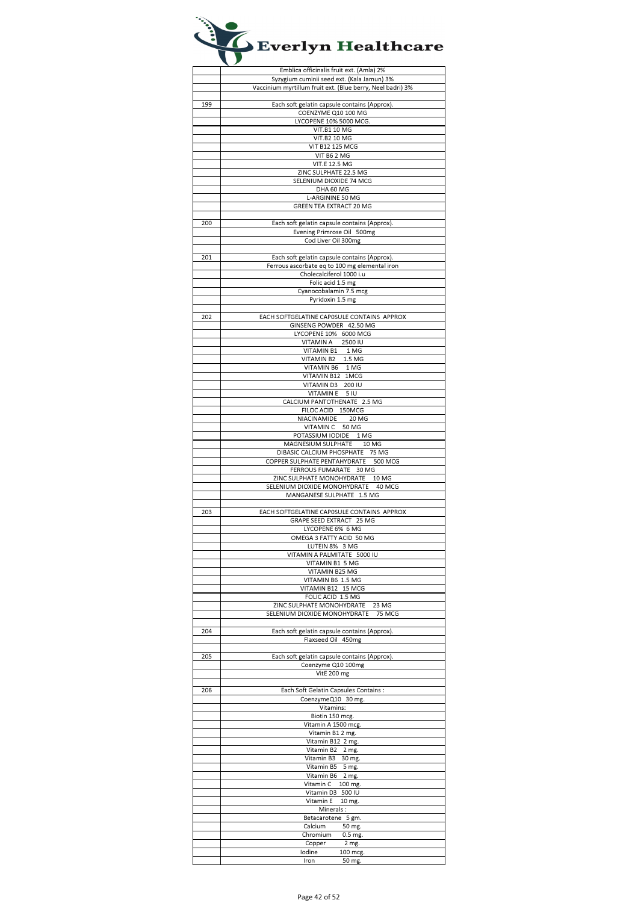| | |
|---|---|
| | Emblica officinalis fruit ext. (Amla) 2% |
| | Syzygium cuminii seed ext. (Kala Jamun) 3% |
| | Vaccinium myrtillum fruit ext. (Blue berry, Neel badri) 3% |
| | |
| 199 | Each soft gelatin capsule contains (Approx). |
| | COENZYME Q10 100 MG |
| | LYCOPENE 10% 5000 MCG. |
| | VIT.B1 10 MG |
| | VIT.B2 10 MG |
| | VIT B12 125 MCG |
| | VIT B6 2 MG |
| | VIT.E 12.5 MG |
| | ZINC SULPHATE 22.5 MG |
| | SELENIUM DIOXIDE 74 MCG |
| | DHA 60 MG |
| | L-ARGININE 50 MG |
| | GREEN TEA EXTRACT 20 MG |
| | |
| 200 | Each soft gelatin capsule contains (Approx). |
| | Evening Primrose Oil 500mg |
| | Cod Liver Oil 300mg |
| | |
| 201 | Each soft gelatin capsule contains (Approx). |
| | Ferrous ascorbate eq to 100 mg elemental iron |
| | Cholecalciferol 1000 i.u |
| | Folic acid 1.5 mg |
| | Cyanocobalamin 7.5 mcg |
| | Pyridoxin 1.5 mg |
| | |
| 202 | EACH SOFTGELATINE CAP0SULE CONTAINS APPROX |
| | GINSENG POWDER 42.50 MG |
| | LYCOPENE 10% 6000 MCG |
| | VITAMIN A 2500 IU |
| | VITAMIN B1 1 MG |
| | VITAMIN B2 1.5 MG |
| | VITAMIN B6 1 MG |
| | VITAMIN B12 1MCG |
| | VITAMIN D3 200 IU |
| | VITAMIN E 5 IU |
| | CALCIUM PANTOTHENATE 2.5 MG |
| | FILOC ACID 150MCG |
| | NIACINAMIDE 20 MG |
| | VITAMIN C 50 MG |
| | POTASSIUM IODIDE 1 MG |
| | MAGNESIUM SULPHATE 10 MG |
| | DIBASIC CALCIUM PHOSPHATE 75 MG |
| | COPPER SULPHATE PENTAHYDRATE 500 MCG |
| | FERROUS FUMARATE 30 MG |
| | ZINC SULPHATE MONOHYDRATE 10 MG |
| | SELENIUM DIOXIDE MONOHYDRATE 40 MCG |
| | MANGANESE SULPHATE 1.5 MG |
| | |
| 203 | EACH SOFTGELATINE CAP0SULE CONTAINS APPROX |
| | GRAPE SEED EXTRACT 25 MG |
| | LYCOPENE 6% 6 MG |
| | OMEGA 3 FATTY ACID 50 MG |
| | LUTEIN 8% 3 MG |
| | VITAMIN A PALMITATE 5000 IU |
| | VITAMIN B1 5 MG |
| | VITAMIN B25 MG |
| | VITAMIN B6 1.5 MG |
| | VITAMIN B12 15 MCG |
| | FOLIC ACID 1.5 MG |
| | ZINC SULPHATE MONOHYDRATE 23 MG |
| | SELENIUM DIOXIDE MONOHYDRATE 75 MCG |
| | |
| 204 | Each soft gelatin capsule contains (Approx). |
| | Flaxseed Oil 450mg |
| | |
| 205 | Each soft gelatin capsule contains (Approx). |
| | Coenzyme Q10 100mg |
| | VitE 200 mg |
| | |
| 206 | Each Soft Gelatin Capsules Contains : |
| | CoenzymeQ10 30 mg. |
| | Vitamins: |
| | Biotin 150 mcg. |
| | Vitamin A 1500 mcg. |
| | Vitamin B1 2 mg. |
| | Vitamin B12 2 mg. |
| | Vitamin B2 2 mg. |
| | Vitamin B3 30 mg. |
| | Vitamin B5 5 mg. |
| | Vitamin B6 2 mg. |
| | Vitamin C 100 mg. |
| | Vitamin D3 500 IU |
| | Vitamin E 10 mg. |
| | Minerals : |
| | Betacarotene 5 gm. |
| | Calcium 50 mg. |
| | Chromium 0.5 mg. |
| | Copper 2 mg. |
| | Iodine 100 mcg. |
| | Iron 50 mg. |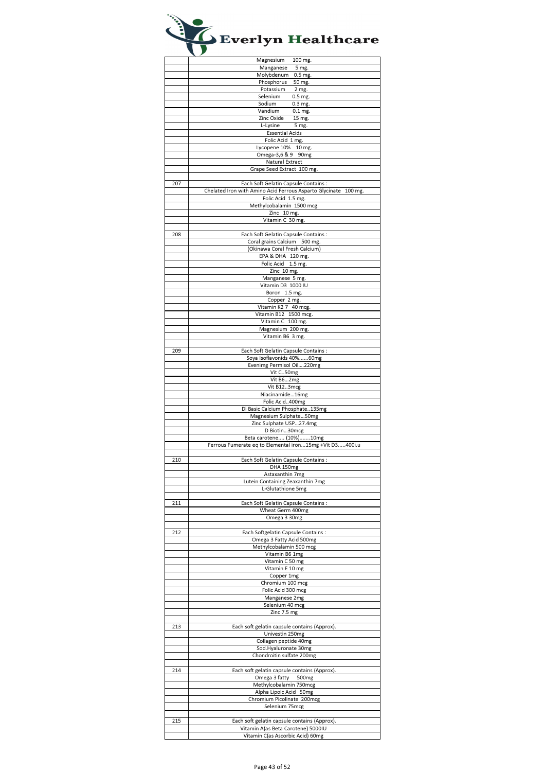# Everlyn Healthcare

| | |
|---|---|
| | Magnesium 100 mg. |
| | Manganese 5 mg. |
| | Molybdenum 0.5 mg. |
| | Phosphorus 50 mg. |
| | Potassium 2 mg. |
| | Selenium 0.5 mg. |
| | Sodium 0.3 mg. |
| | Vandium 0.1 mg. |
| | Zinc Oxide 15 mg. |
| | L-Lysine 5 mg. |
| | Essential Acids |
| | Folic Acid 1 mg. |
| | Lycopene 10% 10 mg. |
| | Omega-3,6 & 9 90mg |
| | Natural Extract |
| | Grape Seed Extract 100 mg. |
| | |
| 207 | Each Soft Gelatin Capsule Contains : |
| | Chelated Iron with Amino Acid Ferrous Asparto Glycinate 100 mg. |
| | Folic Acid 1.5 mg. |
| | Methylcobalamin 1500 mcg. |
| | Zinc 10 mg. |
| | Vitamin C 30 mg. |
| | |
| 208 | Each Soft Gelatin Capsule Contains : |
| | Coral grains Calcium 500 mg. |
| | (Okinawa Coral Fresh Calcium) |
| | EPA & DHA 120 mg. |
| | Folic Acid 1.5 mg. |
| | Zinc 10 mg. |
| | Manganese 5 mg. |
| | Vitamin D3 1000 IU |
| | Boron 1.5 mg. |
| | Copper 2 mg. |
| | Vitamin K2 7 40 mcg. |
| | Vitamin B12 1500 mcg. |
| | Vitamin C 100 mg. |
| | Magnesium 200 mg. |
| | Vitamin B6 3 mg. |
| | |
| 209 | Each Soft Gelatin Capsule Contains : |
| | Soya Isoflavonids 40%......60mg |
| | Evenimg Permisol Oil....220mg |
| | Vit C..50mg |
| | Vit B6...2mg |
| | Vit B12..3mcg |
| | Niacinamide...16mg |
| | Folic Acid..400mg |
| | Di Basic Calcium Phosphate..135mg |
| | Magnesium Sulphate...50mg |
| | Zinc Sulphate USP...27.4mg |
| | D Biotin...30mcg |
| | Beta carotene.... (10%).......10mg |
| | Ferrous Fumerate eq to Elemental iron...15mg +Vit D3.....400i.u |
| | |
| 210 | Each Soft Gelatin Capsule Contains : |
| | DHA 150mg |
| | Astaxanthin 7mg |
| | Lutein Containing Zeaxanthin 7mg |
| | L-Glutathione 5mg |
| | |
| 211 | Each Soft Gelatin Capsule Contains : |
| | Wheat Germ 400mg |
| | Omega 3 30mg |
| | |
| 212 | Each Softgelatin Capsule Contains : |
| | Omega 3 Fatty Acid 500mg |
| | Methylcobalamin 500 mcg |
| | Vitamin B6 1mg |
| | Vitamin C 50 mg |
| | Vitamin E 10 mg |
| | Copper 1mg |
| | Chromium 100 mcg |
| | Folic Acid 300 mcg |
| | Manganese 2mg |
| | Selenium 40 mcg |
| | Zinc 7.5 mg |
| | |
| 213 | Each soft gelatin capsule contains (Approx). |
| | Univestin 250mg |
| | Collagen peptide 40mg |
| | Sod.Hyaluronate 30mg |
| | Chondroitin sulfate 200mg |
| | |
| 214 | Each soft gelatin capsule contains (Approx). |
| | Omega 3 fatty 500mg |
| | Methylcobalamin 750mcg |
| | Alpha Lipoic Acid 50mg |
| | Chromium Picolinate 200mcg |
| | Selenium 75mcg |
| | |
| 215 | Each soft gelatin capsule contains (Approx). |
| | Vitamin A(as Beta Carotene) 5000IU |
| | Vitamin C(as Ascorbic Acid) 60mg |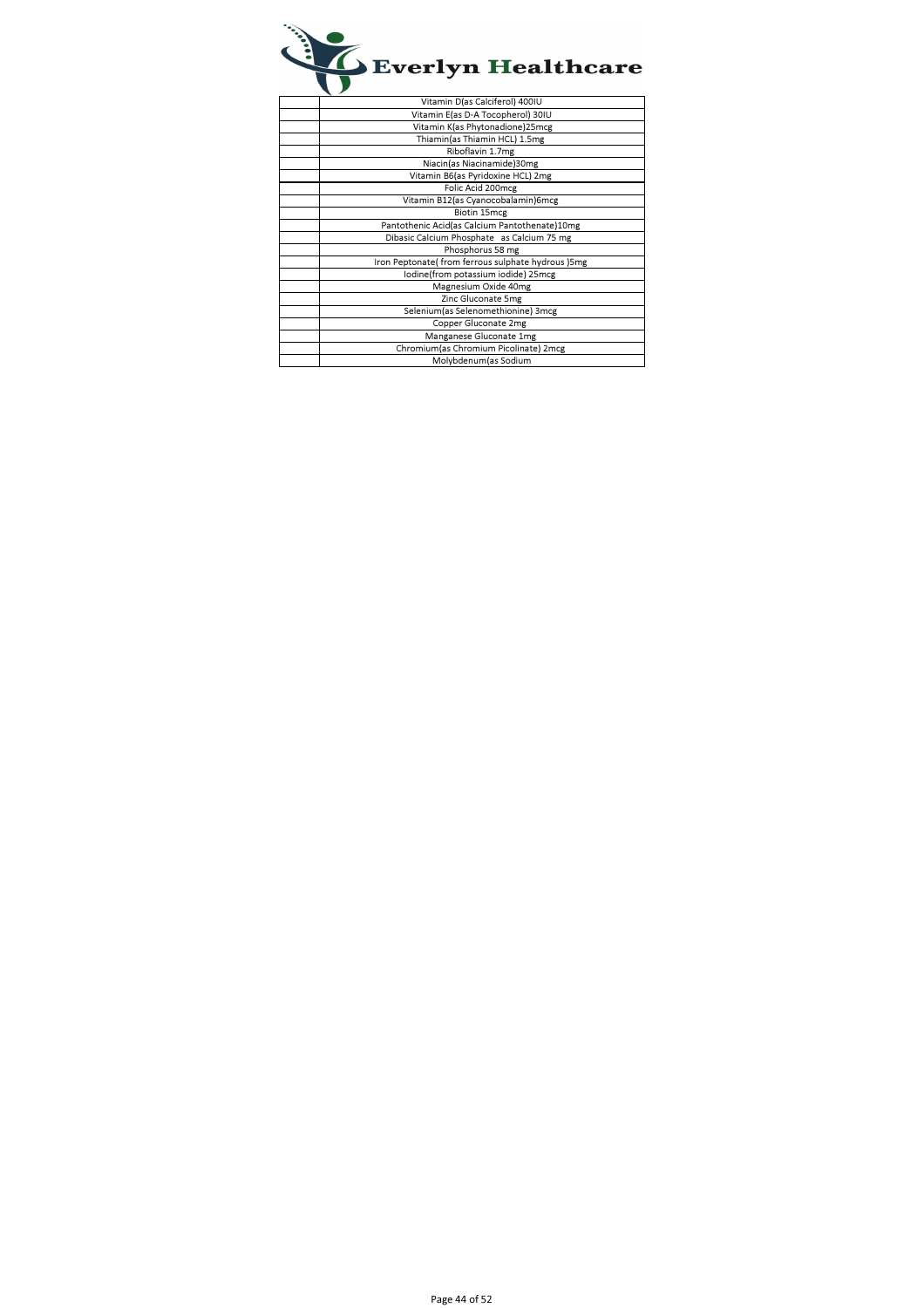**Everlyn Healthcare**

| | |
|---|---|
| | Vitamin D(as Calciferol) 400IU |
| | Vitamin E(as D-A Tocopherol) 30IU |
| | Vitamin K(as Phytonadione)25mcg |
| | Thiamin(as Thiamin HCL) 1.5mg |
| | Riboflavin 1.7mg |
| | Niacin(as Niacinamide)30mg |
| | Vitamin B6(as Pyridoxine HCL) 2mg |
| | Folic Acid 200mcg |
| | Vitamin B12(as Cyanocobalamin)6mcg |
| | Biotin 15mcg |
| | Pantothenic Acid(as Calcium Pantothenate)10mg |
| | Dibasic Calcium Phosphate as Calcium 75 mg |
| | Phosphorus 58 mg |
| | Iron Peptonate( from ferrous sulphate hydrous )5mg |
| | Iodine(from potassium iodide) 25mcg |
| | Magnesium Oxide 40mg |
| | Zinc Gluconate 5mg |
| | Selenium(as Selenomethionine) 3mcg |
| | Copper Gluconate 2mg |
| | Manganese Gluconate 1mg |
| | Chromium(as Chromium Picolinate) 2mcg |
| | Molybdenum(as Sodium |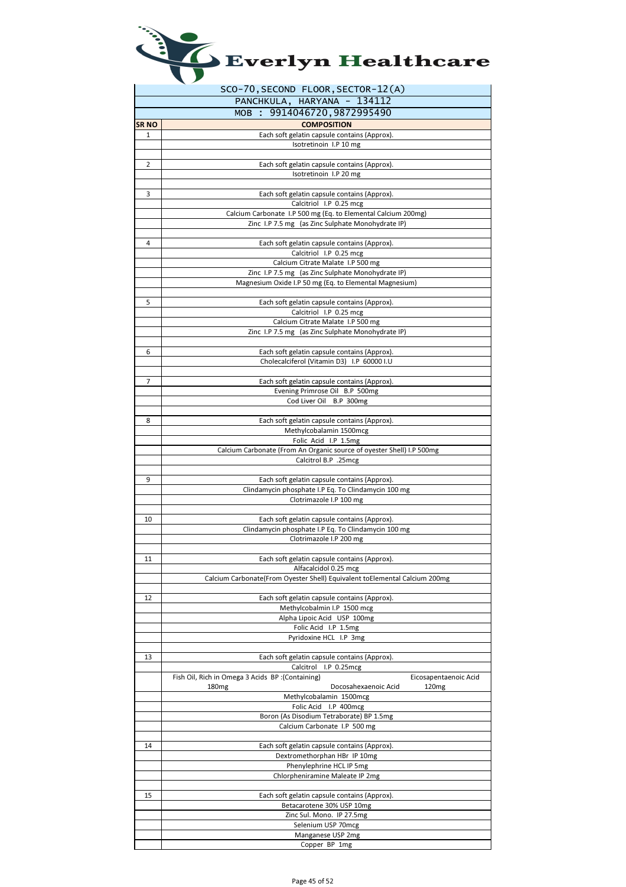# Everlyn Healthcare

SCO-70, SECOND FLOOR, SECTOR-12(A)
PANCHKULA, HARYANA - 134112
MOB : 9914046720, 9872995490

| SR NO | COMPOSITION |
|---|---|
| 1 | Each soft gelatin capsule contains (Approx). |
| | Isotretinoin I.P 10 mg |
| | |
| 2 | Each soft gelatin capsule contains (Approx). |
| | Isotretinoin I.P 20 mg |
| | |
| 3 | Each soft gelatin capsule contains (Approx). |
| | Calcitriol I.P 0.25 mcg |
| | Calcium Carbonate I.P 500 mg (Eq. to Elemental Calcium 200mg) |
| | Zinc I.P 7.5 mg (as Zinc Sulphate Monohydrate IP) |
| | |
| 4 | Each soft gelatin capsule contains (Approx). |
| | Calcitriol I.P 0.25 mcg |
| | Calcium Citrate Malate I.P 500 mg |
| | Zinc I.P 7.5 mg (as Zinc Sulphate Monohydrate IP) |
| | Magnesium Oxide I.P 50 mg (Eq. to Elemental Magnesium) |
| | |
| 5 | Each soft gelatin capsule contains (Approx). |
| | Calcitriol I.P 0.25 mcg |
| | Calcium Citrate Malate I.P 500 mg |
| | Zinc I.P 7.5 mg (as Zinc Sulphate Monohydrate IP) |
| | |
| 6 | Each soft gelatin capsule contains (Approx). |
| | Cholecalciferol (Vitamin D3) I.P 60000 I.U |
| | |
| 7 | Each soft gelatin capsule contains (Approx). |
| | Evening Primrose Oil B.P 500mg |
| | Cod Liver Oil B.P 300mg |
| | |
| 8 | Each soft gelatin capsule contains (Approx). |
| | Methylcobalamin 1500mcg |
| | Folic Acid I.P 1.5mg |
| | Calcium Carbonate (From An Organic source of oyester Shell) I.P 500mg |
| | Calcitrol B.P .25mcg |
| | |
| 9 | Each soft gelatin capsule contains (Approx). |
| | Clindamycin phosphate I.P Eq. To Clindamycin 100 mg |
| | Clotrimazole I.P 100 mg |
| | |
| 10 | Each soft gelatin capsule contains (Approx). |
| | Clindamycin phosphate I.P Eq. To Clindamycin 100 mg |
| | Clotrimazole I.P 200 mg |
| | |
| 11 | Each soft gelatin capsule contains (Approx). |
| | Alfacalcidol 0.25 mcg |
| | Calcium Carbonate(From Oyester Shell) Equivalent toElemental Calcium 200mg |
| | |
| 12 | Each soft gelatin capsule contains (Approx). |
| | Methylcobalmin I.P 1500 mcg |
| | Alpha Lipoic Acid USP 100mg |
| | Folic Acid I.P 1.5mg |
| | Pyridoxine HCL I.P 3mg |
| | |
| 13 | Each soft gelatin capsule contains (Approx). |
| | Calcitrol I.P 0.25mcg |
| | Fish Oil, Rich in Omega 3 Acids BP :(Containing) Eicosapentaenoic Acid 180mg Docosahexaenoic Acid 120mg |
| | Methylcobalamin 1500mcg |
| | Folic Acid I.P 400mcg |
| | Boron (As Disodium Tetraborate) BP 1.5mg |
| | Calcium Carbonate I.P 500 mg |
| | |
| 14 | Each soft gelatin capsule contains (Approx). |
| | Dextromethorphan HBr IP 10mg |
| | Phenylephrine HCL IP 5mg |
| | Chlorpheniramine Maleate IP 2mg |
| | |
| 15 | Each soft gelatin capsule contains (Approx). |
| | Betacarotene 30% USP 10mg |
| | Zinc Sul. Mono. IP 27.5mg |
| | Selenium USP 70mcg |
| | Manganese USP 2mg |
| | Copper BP 1mg |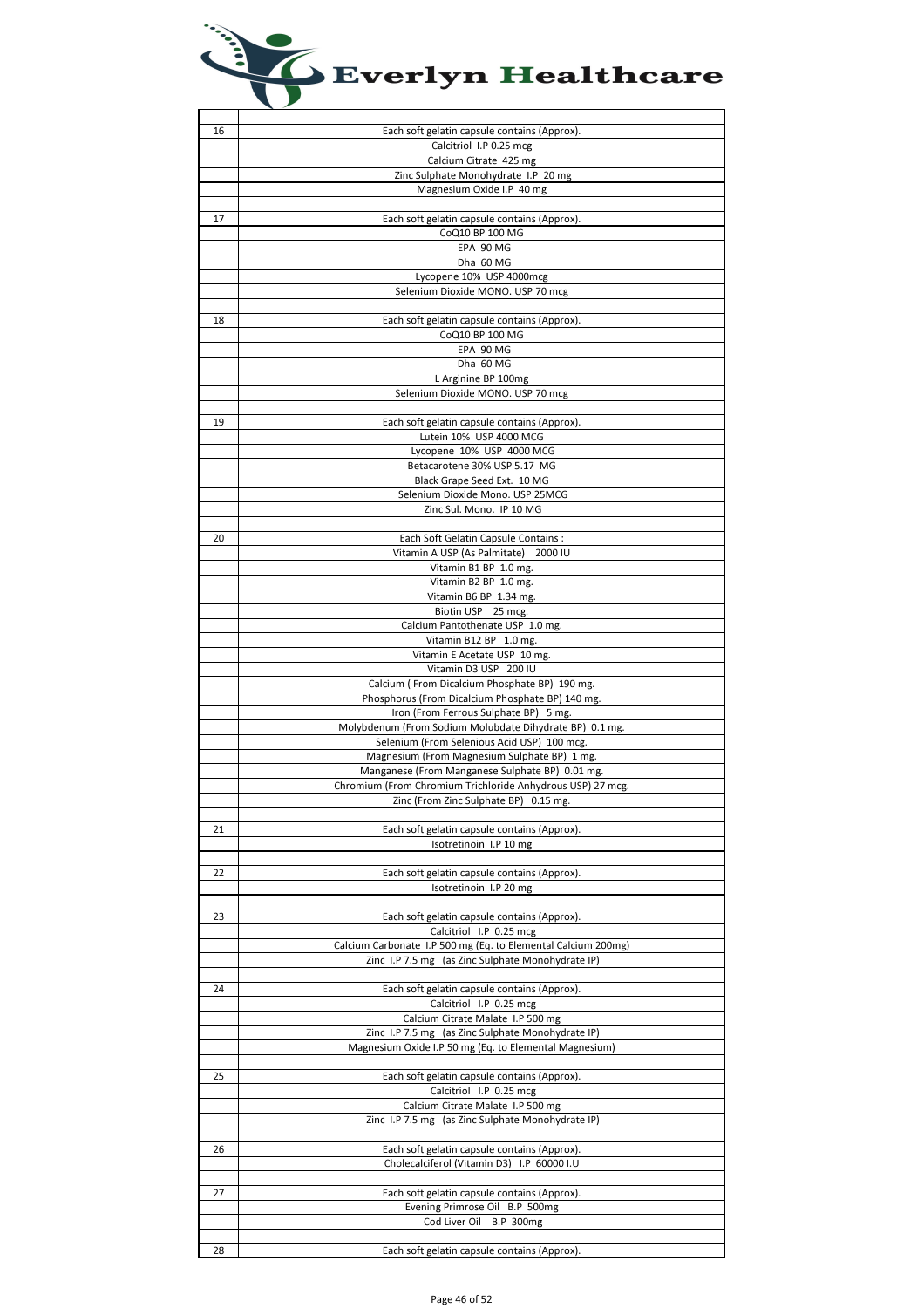# Everlyn Healthcare

| | |
|---|---|
| 16 | Each soft gelatin capsule contains (Approx). |
| | Calcitriol I.P 0.25 mcg |
| | Calcium Citrate 425 mg |
| | Zinc Sulphate Monohydrate I.P 20 mg |
| | Magnesium Oxide I.P 40 mg |
| | |
| 17 | Each soft gelatin capsule contains (Approx). |
| | CoQ10 BP 100 MG |
| | EPA 90 MG |
| | Dha 60 MG |
| | Lycopene 10% USP 4000mcg |
| | Selenium Dioxide MONO. USP 70 mcg |
| | |
| 18 | Each soft gelatin capsule contains (Approx). |
| | CoQ10 BP 100 MG |
| | EPA 90 MG |
| | Dha 60 MG |
| | L Arginine BP 100mg |
| | Selenium Dioxide MONO. USP 70 mcg |
| | |
| 19 | Each soft gelatin capsule contains (Approx). |
| | Lutein 10% USP 4000 MCG |
| | Lycopene 10% USP 4000 MCG |
| | Betacarotene 30% USP 5.17 MG |
| | Black Grape Seed Ext. 10 MG |
| | Selenium Dioxide Mono. USP 25MCG |
| | Zinc Sul. Mono. IP 10 MG |
| | |
| 20 | Each Soft Gelatin Capsule Contains : |
| | Vitamin A USP (As Palmitate) 2000 IU |
| | Vitamin B1 BP 1.0 mg. |
| | Vitamin B2 BP 1.0 mg. |
| | Vitamin B6 BP 1.34 mg. |
| | Biotin USP 25 mcg. |
| | Calcium Pantothenate USP 1.0 mg. |
| | Vitamin B12 BP 1.0 mg. |
| | Vitamin E Acetate USP 10 mg. |
| | Vitamin D3 USP 200 IU |
| | Calcium ( From Dicalcium Phosphate BP) 190 mg. |
| | Phosphorus (From Dicalcium Phosphate BP) 140 mg. |
| | Iron (From Ferrous Sulphate BP) 5 mg. |
| | Molybdenum (From Sodium Molubdate Dihydrate BP) 0.1 mg. |
| | Selenium (From Selenious Acid USP) 100 mcg. |
| | Magnesium (From Magnesium Sulphate BP) 1 mg. |
| | Manganese (From Manganese Sulphate BP) 0.01 mg. |
| | Chromium (From Chromium Trichloride Anhydrous USP) 27 mcg. |
| | Zinc (From Zinc Sulphate BP) 0.15 mg. |
| | |
| 21 | Each soft gelatin capsule contains (Approx). |
| | Isotretinoin I.P 10 mg |
| | |
| 22 | Each soft gelatin capsule contains (Approx). |
| | Isotretinoin I.P 20 mg |
| | |
| 23 | Each soft gelatin capsule contains (Approx). |
| | Calcitriol I.P 0.25 mcg |
| | Calcium Carbonate I.P 500 mg (Eq. to Elemental Calcium 200mg) |
| | Zinc I.P 7.5 mg (as Zinc Sulphate Monohydrate IP) |
| | |
| 24 | Each soft gelatin capsule contains (Approx). |
| | Calcitriol I.P 0.25 mcg |
| | Calcium Citrate Malate I.P 500 mg |
| | Zinc I.P 7.5 mg (as Zinc Sulphate Monohydrate IP) |
| | Magnesium Oxide I.P 50 mg (Eq. to Elemental Magnesium) |
| | |
| 25 | Each soft gelatin capsule contains (Approx). |
| | Calcitriol I.P 0.25 mcg |
| | Calcium Citrate Malate I.P 500 mg |
| | Zinc I.P 7.5 mg (as Zinc Sulphate Monohydrate IP) |
| | |
| 26 | Each soft gelatin capsule contains (Approx). |
| | Cholecalciferol (Vitamin D3) I.P 60000 I.U |
| | |
| 27 | Each soft gelatin capsule contains (Approx). |
| | Evening Primrose Oil B.P 500mg |
| | Cod Liver Oil B.P 300mg |
| | |
| 28 | Each soft gelatin capsule contains (Approx). |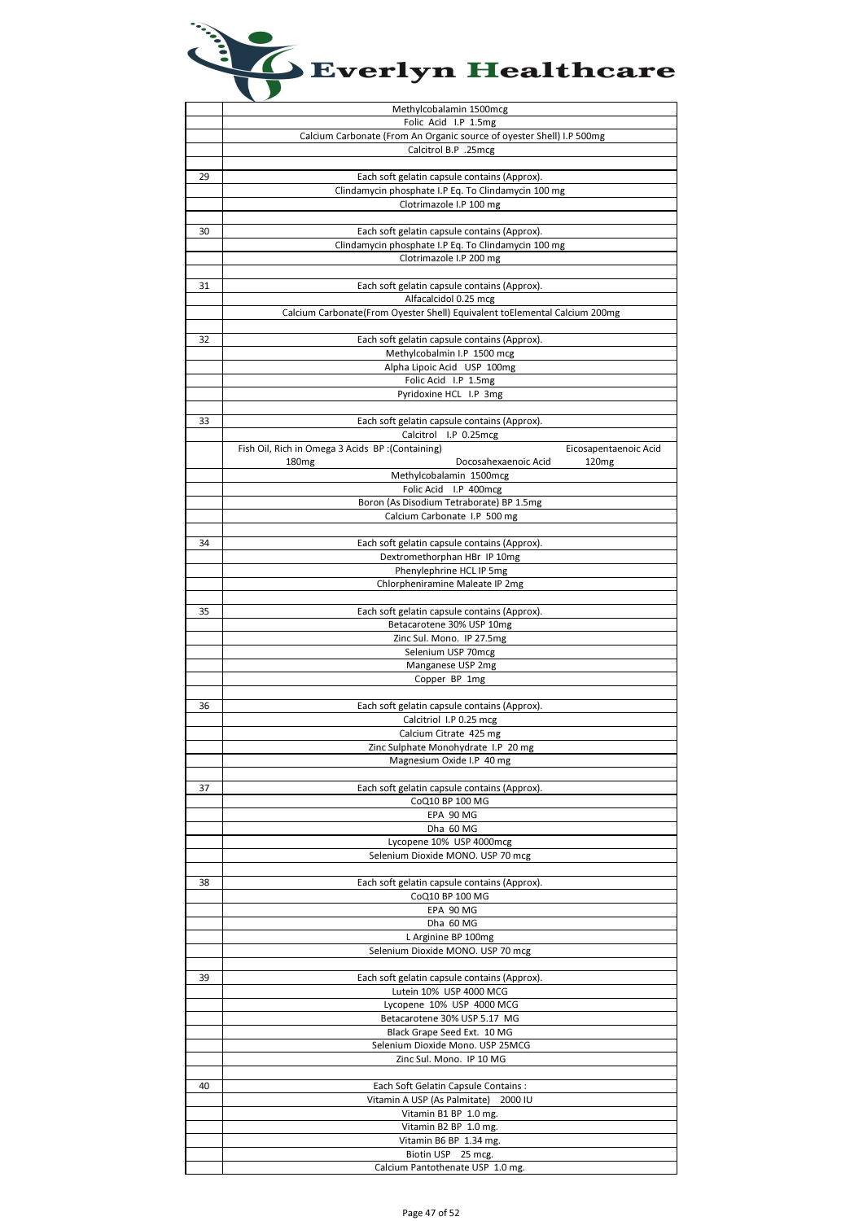# Everlyn Healthcare

| | |
|---|---|
| | Methylcobalamin 1500mcg |
| | Folic Acid I.P 1.5mg |
| | Calcium Carbonate (From An Organic source of oyester Shell) I.P 500mg |
| | Calcitrol B.P .25mcg |
| | |
| 29 | Each soft gelatin capsule contains (Approx). |
| | Clindamycin phosphate I.P Eq. To Clindamycin 100 mg |
| | Clotrimazole I.P 100 mg |
| | |
| 30 | Each soft gelatin capsule contains (Approx). |
| | Clindamycin phosphate I.P Eq. To Clindamycin 100 mg |
| | Clotrimazole I.P 200 mg |
| | |
| 31 | Each soft gelatin capsule contains (Approx). |
| | Alfacalcidol 0.25 mcg |
| | Calcium Carbonate(From Oyester Shell) Equivalent toElemental Calcium 200mg |
| | |
| 32 | Each soft gelatin capsule contains (Approx). |
| | Methylcobalmin I.P 1500 mcg |
| | Alpha Lipoic Acid USP 100mg |
| | Folic Acid I.P 1.5mg |
| | Pyridoxine HCL I.P 3mg |
| | |
| 33 | Each soft gelatin capsule contains (Approx). |
| | Calcitrol I.P 0.25mcg |
| | Fish Oil, Rich in Omega 3 Acids BP :(Containing) Eicosapentaenoic Acid 180mg Docosahexaenoic Acid 120mg |
| | Methylcobalamin 1500mcg |
| | Folic Acid I.P 400mcg |
| | Boron (As Disodium Tetraborate) BP 1.5mg |
| | Calcium Carbonate I.P 500 mg |
| | |
| 34 | Each soft gelatin capsule contains (Approx). |
| | Dextromethorphan HBr IP 10mg |
| | Phenylephrine HCL IP 5mg |
| | Chlorpheniramine Maleate IP 2mg |
| | |
| 35 | Each soft gelatin capsule contains (Approx). |
| | Betacarotene 30% USP 10mg |
| | Zinc Sul. Mono. IP 27.5mg |
| | Selenium USP 70mcg |
| | Manganese USP 2mg |
| | Copper BP 1mg |
| | |
| 36 | Each soft gelatin capsule contains (Approx). |
| | Calcitriol I.P 0.25 mcg |
| | Calcium Citrate 425 mg |
| | Zinc Sulphate Monohydrate I.P 20 mg |
| | Magnesium Oxide I.P 40 mg |
| | |
| 37 | Each soft gelatin capsule contains (Approx). |
| | CoQ10 BP 100 MG |
| | EPA 90 MG |
| | Dha 60 MG |
| | Lycopene 10% USP 4000mcg |
| | Selenium Dioxide MONO. USP 70 mcg |
| | |
| 38 | Each soft gelatin capsule contains (Approx). |
| | CoQ10 BP 100 MG |
| | EPA 90 MG |
| | Dha 60 MG |
| | L Arginine BP 100mg |
| | Selenium Dioxide MONO. USP 70 mcg |
| | |
| 39 | Each soft gelatin capsule contains (Approx). |
| | Lutein 10% USP 4000 MCG |
| | Lycopene 10% USP 4000 MCG |
| | Betacarotene 30% USP 5.17 MG |
| | Black Grape Seed Ext. 10 MG |
| | Selenium Dioxide Mono. USP 25MCG |
| | Zinc Sul. Mono. IP 10 MG |
| | |
| 40 | Each Soft Gelatin Capsule Contains : |
| | Vitamin A USP (As Palmitate) 2000 IU |
| | Vitamin B1 BP 1.0 mg. |
| | Vitamin B2 BP 1.0 mg. |
| | Vitamin B6 BP 1.34 mg. |
| | Biotin USP 25 mcg. |
| | Calcium Pantothenate USP 1.0 mg. |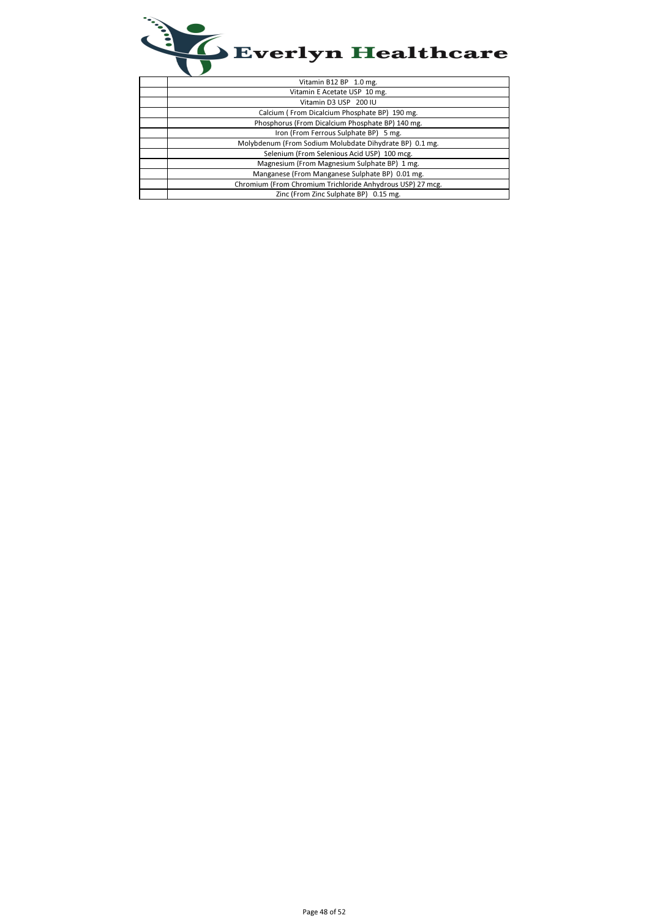| | |
|---|---|
| | Vitamin B12 BP 1.0 mg. |
| | Vitamin E Acetate USP 10 mg. |
| | Vitamin D3 USP 200 IU |
| | Calcium ( From Dicalcium Phosphate BP) 190 mg. |
| | Phosphorus (From Dicalcium Phosphate BP) 140 mg. |
| | Iron (From Ferrous Sulphate BP) 5 mg. |
| | Molybdenum (From Sodium Molubdate Dihydrate BP) 0.1 mg. |
| | Selenium (From Selenious Acid USP) 100 mcg. |
| | Magnesium (From Magnesium Sulphate BP) 1 mg. |
| | Manganese (From Manganese Sulphate BP) 0.01 mg. |
| | Chromium (From Chromium Trichloride Anhydrous USP) 27 mcg. |
| | Zinc (From Zinc Sulphate BP) 0.15 mg. |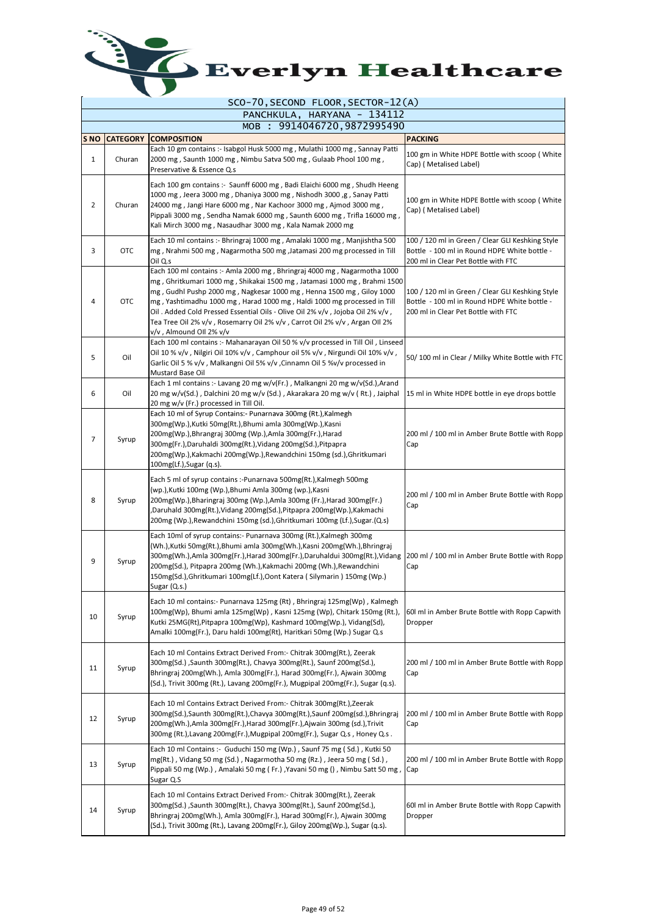# Everlyn Healthcare

SCO-70, SECOND FLOOR, SECTOR-12(A)

PANCHKULA, HARYANA - 134112

MOB : 9914046720,9872995490

| S NO | CATEGORY | COMPOSITION | PACKING |
|---|---|---|---|
| 1 | Churan | Each 10 gm contains :- Isabgol Husk 5000 mg , Mulathi 1000 mg , Sannay Patti 2000 mg , Saunth 1000 mg , Nimbu Satva 500 mg , Gulaab Phool 100 mg , Preservative & Essence Q.s | 100 gm in White HDPE Bottle with scoop ( White Cap) ( Metalised Label) |
| 2 | Churan | Each 100 gm contains :- Saunff 6000 mg , Badi Elaichi 6000 mg , Shudh Heeng 1000 mg , Jeera 3000 mg , Dhaniya 3000 mg , Nishodh 3000 ,g , Sanay Patti 24000 mg , Jangi Hare 6000 mg , Nar Kachoor 3000 mg , Ajmod 3000 mg , Pippali 3000 mg , Sendha Namak 6000 mg , Saunth 6000 mg , Trifla 16000 mg , Kali Mirch 3000 mg , Nasaudhar 3000 mg , Kala Namak 2000 mg | 100 gm in White HDPE Bottle with scoop ( White Cap) ( Metalised Label) |
| 3 | OTC | Each 10 ml contains :- Bhringraj 1000 mg , Amalaki 1000 mg , Manjishtha 500 mg , Nrahmi 500 mg , Nagarmotha 500 mg ,Jatamasi 200 mg processed in Till Oil Q.s | 100 / 120 ml in Green / Clear GLI Keshking Style Bottle - 100 ml in Round HDPE White bottle - 200 ml in Clear Pet Bottle with FTC |
| 4 | OTC | Each 100 ml contains :- Amla 2000 mg , Bhringraj 4000 mg , Nagarmotha 1000 mg , Ghritkumari 1000 mg , Shikakai 1500 mg , Jatamasi 1000 mg , Brahmi 1500 mg , Gudhl Pushp 2000 mg , Nagkesar 1000 mg , Henna 1500 mg , Giloy 1000 mg , Yashtimadhu 1000 mg , Harad 1000 mg , Haldi 1000 mg processed in Till Oil . Added Cold Pressed Essential Oils - Olive Oil 2% v/v , Jojoba Oil 2% v/v , Tea Tree Oil 2% v/v , Rosemarry Oil 2% v/v , Carrot Oil 2% v/v , Argan OIl 2% v/v , Almound OIl 2% v/v | 100 / 120 ml in Green / Clear GLI Keshking Style Bottle - 100 ml in Round HDPE White bottle - 200 ml in Clear Pet Bottle with FTC |
| 5 | Oil | Each 100 ml contains :- Mahanarayan Oil 50 % v/v processed in Till Oil , Linseed Oil 10 % v/v , Nilgiri Oil 10% v/v , Camphour oil 5% v/v , Nirgundi Oil 10% v/v , Garlic Oil 5 % v/v , Malkangni Oil 5% v/v ,Cinnamn Oil 5 %v/v processed in Mustard Base Oil | 50/ 100 ml in Clear / Milky White Bottle with FTC |
| 6 | Oil | Each 1 ml contains :- Lavang 20 mg w/v(Fr.) , Malkangni 20 mg w/v(Sd.),Arand 20 mg w/v(Sd.) , Dalchini 20 mg w/v (Sd.) , Akarakara 20 mg w/v ( Rt.) , Jaiphal 20 mg w/v (Fr.) processed in Till Oil. | 15 ml in White HDPE bottle in eye drops bottle |
| 7 | Syrup | Each 10 ml of Syrup Contains:- Punarnava 300mg (Rt.),Kalmegh 300mg(Wp.),Kutki 50mg(Rt.),Bhumi amla 300mg(Wp.),Kasni 200mg(Wp.),Bhrangraj 300mg (Wp.),Amla 300mg(Fr.),Harad 300mg(Fr.),Daruhaldi 300mg(Rt.),Vidang 200mg(Sd.),Pitpapra 200mg(Wp.),Kakmachi 200mg(Wp.),Rewandchini 150mg (sd.),Ghritkumari 100mg(Lf.),Sugar (q.s). | 200 ml / 100 ml in Amber Brute Bottle with Ropp Cap |
| 8 | Syrup | Each 5 ml of syrup contains :-Punarnava 500mg(Rt.),Kalmegh 500mg (wp.),Kutki 100mg (Wp.),Bhumi Amla 300mg (wp.),Kasni 200mg(Wp.),Bharingraj 300mg (Wp.),Amla 300mg (Fr.),Harad 300mg(Fr.) ,Daruhald 300mg(Rt.),Vidang 200mg(Sd.),Pitpapra 200mg(Wp.),Kakmachi 200mg (Wp.),Rewandchini 150mg (sd.),Ghritkumari 100mg (Lf.),Sugar.(Q.s) | 200 ml / 100 ml in Amber Brute Bottle with Ropp Cap |
| 9 | Syrup | Each 10ml of syrup contains:- Punarnava 300mg (Rt.),Kalmegh 300mg (Wh.),Kutki 50mg(Rt.),Bhumi amla 300mg(Wh.),Kasni 200mg(Wh.),Bhringraj 300mg(Wh.),Amla 300mg(Fr.),Harad 300mg(Fr.),Daruhaldui 300mg(Rt.),Vidang 200mg(Sd.), Pitpapra 200mg (Wh.),Kakmachi 200mg (Wh.),Rewandchini 150mg(Sd.),Ghritkumari 100mg(Lf.),Oont Katera ( Silymarin ) 150mg (Wp.) Sugar (Q.s.) | 200 ml / 100 ml in Amber Brute Bottle with Ropp Cap |
| 10 | Syrup | Each 10 ml contains:- Punarnava 125mg (Rt) , Bhringraj 125mg(Wp) , Kalmegh 100mg(Wp), Bhumi amla 125mg(Wp) , Kasni 125mg (Wp), Chitark 150mg (Rt.), Kutki 25MG(Rt),Pitpapra 100mg(Wp), Kashmard 100mg(Wp.), Vidang(Sd), Amalki 100mg(Fr.), Daru haldi 100mg(Rt), Haritkari 50mg (Wp.) Sugar Q.s | 60l ml in Amber Brute Bottle with Ropp Capwith Dropper |
| 11 | Syrup | Each 10 ml Contains Extract Derived From:- Chitrak 300mg(Rt.), Zeerak 300mg(Sd.) ,Saunth 300mg(Rt.), Chavya 300mg(Rt.), Saunf 200mg(Sd.), Bhringraj 200mg(Wh.), Amla 300mg(Fr.), Harad 300mg(Fr.), Ajwain 300mg (Sd.), Trivit 300mg (Rt.), Lavang 200mg(Fr.), Mugpipal 200mg(Fr.), Sugar (q.s). | 200 ml / 100 ml in Amber Brute Bottle with Ropp Cap |
| 12 | Syrup | Each 10 ml Contains Extract Derived From:- Chitrak 300mg(Rt.),Zeerak 300mg(Sd.),Saunth 300mg(Rt.),Chavya 300mg(Rt.),Saunf 200mg(sd.),Bhringraj 200mg(Wh.),Amla 300mg(Fr.),Harad 300mg(Fr.),Ajwain 300mg (sd.),Trivit 300mg (Rt.),Lavang 200mg(Fr.),Mugpipal 200mg(Fr.), Sugar Q.s , Honey Q.s . | 200 ml / 100 ml in Amber Brute Bottle with Ropp Cap |
| 13 | Syrup | Each 10 ml Contains :- Guduchi 150 mg (Wp.) , Saunf 75 mg ( Sd.) , Kutki 50 mg(Rt.) , Vidang 50 mg (Sd.) , Nagarmotha 50 mg (Rz.) , Jeera 50 mg ( Sd.) , Pippali 50 mg (Wp.) , Amalaki 50 mg ( Fr.) ,Yavani 50 mg () , Nimbu Satt 50 mg , Sugar Q.S | 200 ml / 100 ml in Amber Brute Bottle with Ropp Cap |
| 14 | Syrup | Each 10 ml Contains Extract Derived From:- Chitrak 300mg(Rt.), Zeerak 300mg(Sd.) ,Saunth 300mg(Rt.), Chavya 300mg(Rt.), Saunf 200mg(Sd.), Bhringraj 200mg(Wh.), Amla 300mg(Fr.), Harad 300mg(Fr.), Ajwain 300mg (Sd.), Trivit 300mg (Rt.), Lavang 200mg(Fr.), Giloy 200mg(Wp.), Sugar (q.s). | 60l ml in Amber Brute Bottle with Ropp Capwith Dropper |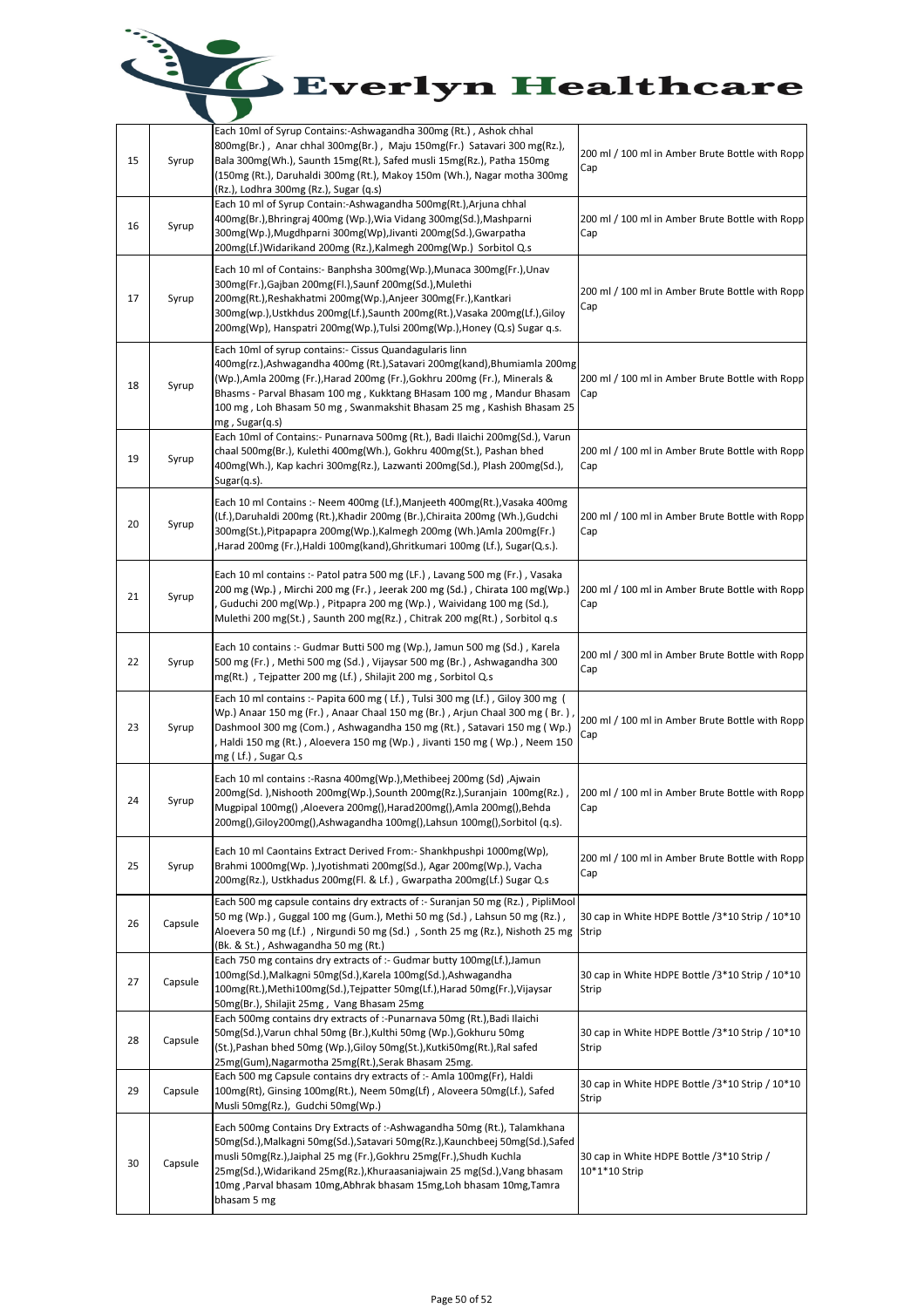# Everlyn Healthcare

| | | | |
|---|---|---|---|
| 15 | Syrup | Each 10ml of Syrup Contains:-Ashwagandha 300mg (Rt.) , Ashok chhal 800mg(Br.) , Anar chhal 300mg(Br.) , Maju 150mg(Fr.) Satavari 300 mg(Rz.), Bala 300mg(Wh.), Saunth 15mg(Rt.), Safed musli 15mg(Rz.), Patha 150mg (150mg (Rt.), Daruhaldi 300mg (Rt.), Makoy 150m (Wh.), Nagar motha 300mg (Rz.), Lodhra 300mg (Rz.), Sugar (q.s) | 200 ml / 100 ml in Amber Brute Bottle with Ropp Cap |
| 16 | Syrup | Each 10 ml of Syrup Contain:-Ashwagandha 500mg(Rt.),Arjuna chhal 400mg(Br.),Bhringraj 400mg (Wp.),Wia Vidang 300mg(Sd.),Mashparni 300mg(Wp.),Mugdhparni 300mg(Wp),Jivanti 200mg(Sd.),Gwarpatha 200mg(Lf.)Widarikand 200mg (Rz.),Kalmegh 200mg(Wp.) Sorbitol Q.s | 200 ml / 100 ml in Amber Brute Bottle with Ropp Cap |
| 17 | Syrup | Each 10 ml of Contains:- Banphsha 300mg(Wp.),Munaca 300mg(Fr.),Unav 300mg(Fr.),Gajban 200mg(Fl.),Saunf 200mg(Sd.),Mulethi 200mg(Rt.),Reshakhatmi 200mg(Wp.),Anjeer 300mg(Fr.),Kantkari 300mg(wp.),Ustkhdus 200mg(Lf.),Saunth 200mg(Rt.),Vasaka 200mg(Lf.),Giloy 200mg(Wp), Hanspatri 200mg(Wp.),Tulsi 200mg(Wp.),Honey (Q.s) Sugar q.s. | 200 ml / 100 ml in Amber Brute Bottle with Ropp Cap |
| 18 | Syrup | Each 10ml of syrup contains:- Cissus Quandagularis linn 400mg(rz.),Ashwagandha 400mg (Rt.),Satavari 200mg(kand),Bhumiamla 200mg (Wp.),Amla 200mg (Fr.),Harad 200mg (Fr.),Gokhru 200mg (Fr.), Minerals & Bhasms - Parval Bhasam 100 mg , Kukktang BHasam 100 mg , Mandur Bhasam 100 mg , Loh Bhasam 50 mg , Swanmakshit Bhasam 25 mg , Kashish Bhasam 25 mg , Sugar(q.s) | 200 ml / 100 ml in Amber Brute Bottle with Ropp Cap |
| 19 | Syrup | Each 10ml of Contains:- Punarnava 500mg (Rt.), Badi Ilaichi 200mg(Sd.), Varun chaal 500mg(Br.), Kulethi 400mg(Wh.), Gokhru 400mg(St.), Pashan bhed 400mg(Wh.), Kap kachri 300mg(Rz.), Lazwanti 200mg(Sd.), Plash 200mg(Sd.), Sugar(q.s). | 200 ml / 100 ml in Amber Brute Bottle with Ropp Cap |
| 20 | Syrup | Each 10 ml Contains :- Neem 400mg (Lf.),Manjeeth 400mg(Rt.),Vasaka 400mg (Lf.),Daruhaldi 200mg (Rt.),Khadir 200mg (Br.),Chiraita 200mg (Wh.),Gudchi 300mg(St.),Pitpapapra 200mg(Wp.),Kalmegh 200mg (Wh.)Amla 200mg(Fr.) ,Harad 200mg (Fr.),Haldi 100mg(kand),Ghritkumari 100mg (Lf.), Sugar(Q.s.). | 200 ml / 100 ml in Amber Brute Bottle with Ropp Cap |
| 21 | Syrup | Each 10 ml contains :- Patol patra 500 mg (LF.) , Lavang 500 mg (Fr.) , Vasaka 200 mg (Wp.) , Mirchi 200 mg (Fr.) , Jeerak 200 mg (Sd.) , Chirata 100 mg(Wp.) , Guduchi 200 mg(Wp.) , Pitpapra 200 mg (Wp.) , Waividang 100 mg (Sd.), Mulethi 200 mg(St.) , Saunth 200 mg(Rz.) , Chitrak 200 mg(Rt.) , Sorbitol q.s | 200 ml / 100 ml in Amber Brute Bottle with Ropp Cap |
| 22 | Syrup | Each 10 contains :- Gudmar Butti 500 mg (Wp.), Jamun 500 mg (Sd.) , Karela 500 mg (Fr.) , Methi 500 mg (Sd.) , Vijaysar 500 mg (Br.) , Ashwagandha 300 mg(Rt.) , Tejpatter 200 mg (Lf.) , Shilajit 200 mg , Sorbitol Q.s | 200 ml / 300 ml in Amber Brute Bottle with Ropp Cap |
| 23 | Syrup | Each 10 ml contains :- Papita 600 mg ( Lf.) , Tulsi 300 mg (Lf.) , Giloy 300 mg ( Wp.) Anaar 150 mg (Fr.) , Anaar Chaal 150 mg (Br.) , Arjun Chaal 300 mg ( Br.) , Dashmool 300 mg (Com.) , Ashwagandha 150 mg (Rt.) , Satavari 150 mg ( Wp.) , Haldi 150 mg (Rt.) , Aloevera 150 mg (Wp.) , Jivanti 150 mg ( Wp.) , Neem 150 mg ( Lf.) , Sugar Q.s | 200 ml / 100 ml in Amber Brute Bottle with Ropp Cap |
| 24 | Syrup | Each 10 ml contains :-Rasna 400mg(Wp.),Methibeej 200mg (Sd) ,Ajwain 200mg(Sd. ),Nishooth 200mg(Wp.),Sounth 200mg(Rz.),Suranjain 100mg(Rz.) , Mugpipal 100mg() ,Aloevera 200mg(),Harad200mg(),Amla 200mg(),Behda 200mg(),Giloy200mg(),Ashwagandha 100mg(),Lahsun 100mg(),Sorbitol (q.s). | 200 ml / 100 ml in Amber Brute Bottle with Ropp Cap |
| 25 | Syrup | Each 10 ml Caontains Extract Derived From:- Shankhpushpi 1000mg(Wp), Brahmi 1000mg(Wp. ),Jyotishmati 200mg(Sd.), Agar 200mg(Wp.), Vacha 200mg(Rz.), Ustkhadus 200mg(Fl. & Lf.) , Gwarpatha 200mg(Lf.) Sugar Q.s | 200 ml / 100 ml in Amber Brute Bottle with Ropp Cap |
| 26 | Capsule | Each 500 mg capsule contains dry extracts of :- Suranjan 50 mg (Rz.) , PipliMool 50 mg (Wp.) , Guggal 100 mg (Gum.), Methi 50 mg (Sd.) , Lahsun 50 mg (Rz.) , Aloevera 50 mg (Lf.) , Nirgundi 50 mg (Sd.) , Sonth 25 mg (Rz.), Nishoth 25 mg (Bk. & St.) , Ashwagandha 50 mg (Rt.) | 30 cap in White HDPE Bottle /3*10 Strip / 10*10 Strip |
| 27 | Capsule | Each 750 mg contains dry extracts of :- Gudmar butty 100mg(Lf.),Jamun 100mg(Sd.),Malkagni 50mg(Sd.),Karela 100mg(Sd.),Ashwagandha 100mg(Rt.),Methi100mg(Sd.),Tejpatter 50mg(Lf.),Harad 50mg(Fr.),Vijaysar 50mg(Br.), Shilajit 25mg , Vang Bhasam 25mg | 30 cap in White HDPE Bottle /3*10 Strip / 10*10 Strip |
| 28 | Capsule | Each 500mg contains dry extracts of :-Punarnava 50mg (Rt.),Badi Ilaichi 50mg(Sd.),Varun chhal 50mg (Br.),Kulthi 50mg (Wp.),Gokhuru 50mg (St.),Pashan bhed 50mg (Wp.),Giloy 50mg(St.),Kutki50mg(Rt.),Ral safed 25mg(Gum),Nagarmotha 25mg(Rt.),Serak Bhasam 25mg. | 30 cap in White HDPE Bottle /3*10 Strip / 10*10 Strip |
| 29 | Capsule | Each 500 mg Capsule contains dry extracts of :- Amla 100mg(Fr), Haldi 100mg(Rt), Ginsing 100mg(Rt.), Neem 50mg(Lf) , Aloveera 50mg(Lf.), Safed Musli 50mg(Rz.), Gudchi 50mg(Wp.) | 30 cap in White HDPE Bottle /3*10 Strip / 10*10 Strip |
| 30 | Capsule | Each 500mg Contains Dry Extracts of :-Ashwagandha 50mg (Rt.), Talamkhana 50mg(Sd.),Malkagni 50mg(Sd.),Satavari 50mg(Rz.),Kaunchbeej 50mg(Sd.),Safed musli 50mg(Rz.),Jaiphal 25 mg (Fr.),Gokhru 25mg(Fr.),Shudh Kuchla 25mg(Sd.),Widarikand 25mg(Rz.),Khuraasaniajwain 25 mg(Sd.),Vang bhasam 10mg ,Parval bhasam 10mg,Abhrak bhasam 15mg,Loh bhasam 10mg,Tamra bhasam 5 mg | 30 cap in White HDPE Bottle /3*10 Strip / 10*1*10 Strip |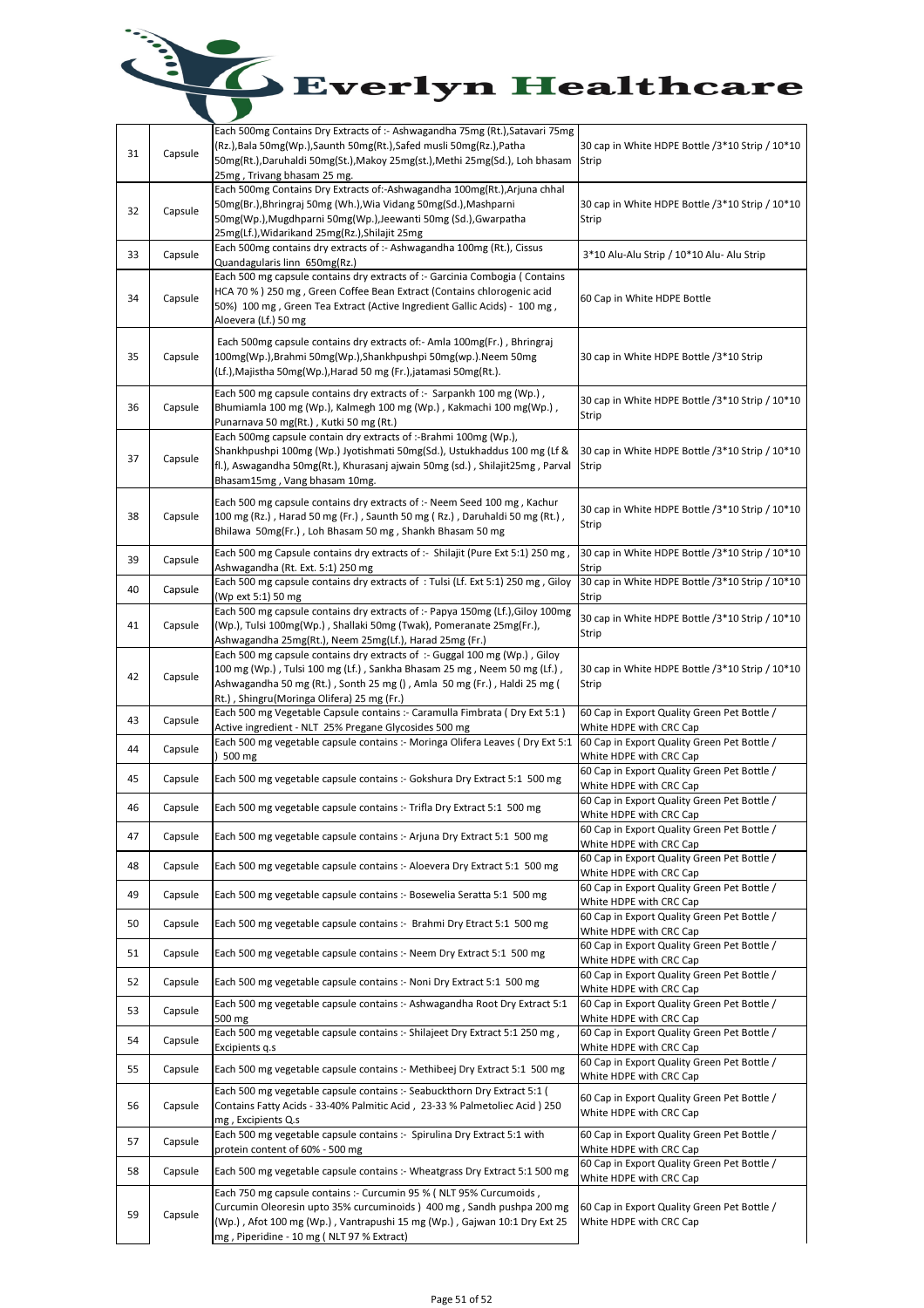# Everlyn Healthcare

| | | | |
|---|---|---|---|
| 31 | Capsule | Each 500mg Contains Dry Extracts of :- Ashwagandha 75mg (Rt.),Satavari 75mg (Rz.),Bala 50mg(Wp.),Saunth 50mg(Rt.),Safed musli 50mg(Rz.),Patha 50mg(Rt.),Daruhaldi 50mg(St.),Makoy 25mg(st.),Methi 25mg(Sd.), Loh bhasam 25mg , Trivang bhasam 25 mg. | 30 cap in White HDPE Bottle /3*10 Strip / 10*10 Strip |
| 32 | Capsule | Each 500mg Contains Dry Extracts of:-Ashwagandha 100mg(Rt.),Arjuna chhal 50mg(Br.),Bhringraj 50mg (Wh.),Wia Vidang 50mg(Sd.),Mashparni 50mg(Wp.),Mugdhparni 50mg(Wp.),Jeewanti 50mg (Sd.),Gwarpatha 25mg(Lf.),Widarikand 25mg(Rz.),Shilajit 25mg | 30 cap in White HDPE Bottle /3*10 Strip / 10*10 Strip |
| 33 | Capsule | Each 500mg contains dry extracts of :- Ashwagandha 100mg (Rt.), Cissus Quandagularis linn 650mg(Rz.) | 3*10 Alu-Alu Strip / 10*10 Alu- Alu Strip |
| 34 | Capsule | Each 500 mg capsule contains dry extracts of :- Garcinia Combogia ( Contains HCA 70 % ) 250 mg , Green Coffee Bean Extract (Contains chlorogenic acid 50%) 100 mg , Green Tea Extract (Active Ingredient Gallic Acids) - 100 mg , Aloevera (Lf.) 50 mg | 60 Cap in White HDPE Bottle |
| 35 | Capsule | Each 500mg capsule contains dry extracts of:- Amla 100mg(Fr.) , Bhringraj 100mg(Wp.),Brahmi 50mg(Wp.),Shankhpushpi 50mg(wp.).Neem 50mg (Lf.),Majistha 50mg(Wp.),Harad 50 mg (Fr.),jatamasi 50mg(Rt.). | 30 cap in White HDPE Bottle /3*10 Strip |
| 36 | Capsule | Each 500 mg capsule contains dry extracts of :- Sarpankh 100 mg (Wp.) , Bhumiamla 100 mg (Wp.), Kalmegh 100 mg (Wp.) , Kakmachi 100 mg(Wp.) , Punarnava 50 mg(Rt.) , Kutki 50 mg (Rt.) | 30 cap in White HDPE Bottle /3*10 Strip / 10*10 Strip |
| 37 | Capsule | Each 500mg capsule contain dry extracts of :-Brahmi 100mg (Wp.), Shankhpushpi 100mg (Wp.) Jyotishmati 50mg(Sd.), Ustukhaddus 100 mg (Lf & fl.), Aswagandha 50mg(Rt.), Khurasanj ajwain 50mg (sd.) , Shilajit25mg , Parval Bhasam15mg , Vang bhasam 10mg. | 30 cap in White HDPE Bottle /3*10 Strip / 10*10 Strip |
| 38 | Capsule | Each 500 mg capsule contains dry extracts of :- Neem Seed 100 mg , Kachur 100 mg (Rz.) , Harad 50 mg (Fr.) , Saunth 50 mg ( Rz.) , Daruhaldi 50 mg (Rt.) , Bhilawa 50mg(Fr.) , Loh Bhasam 50 mg , Shankh Bhasam 50 mg | 30 cap in White HDPE Bottle /3*10 Strip / 10*10 Strip |
| 39 | Capsule | Each 500 mg Capsule contains dry extracts of :- Shilajit (Pure Ext 5:1) 250 mg , Ashwagandha (Rt. Ext. 5:1) 250 mg | 30 cap in White HDPE Bottle /3*10 Strip / 10*10 Strip |
| 40 | Capsule | Each 500 mg capsule contains dry extracts of : Tulsi (Lf. Ext 5:1) 250 mg , Giloy (Wp ext 5:1) 50 mg | 30 cap in White HDPE Bottle /3*10 Strip / 10*10 Strip |
| 41 | Capsule | Each 500 mg capsule contains dry extracts of :- Papya 150mg (Lf.),Giloy 100mg (Wp.), Tulsi 100mg(Wp.) , Shallaki 50mg (Twak), Pomeranate 25mg(Fr.), Ashwagandha 25mg(Rt.), Neem 25mg(Lf.), Harad 25mg (Fr.) | 30 cap in White HDPE Bottle /3*10 Strip / 10*10 Strip |
| 42 | Capsule | Each 500 mg capsule contains dry extracts of :- Guggal 100 mg (Wp.) , Giloy 100 mg (Wp.) , Tulsi 100 mg (Lf.) , Sankha Bhasam 25 mg , Neem 50 mg (Lf.) , Ashwagandha 50 mg (Rt.) , Sonth 25 mg () , Amla 50 mg (Fr.) , Haldi 25 mg ( Rt.) , Shingru(Moringa Olifera) 25 mg (Fr.) | 30 cap in White HDPE Bottle /3*10 Strip / 10*10 Strip |
| 43 | Capsule | Each 500 mg Vegetable Capsule contains :- Caramulla Fimbrata ( Dry Ext 5:1 ) Active ingredient - NLT 25% Pregane Glycosides 500 mg | 60 Cap in Export Quality Green Pet Bottle / White HDPE with CRC Cap |
| 44 | Capsule | Each 500 mg vegetable capsule contains :- Moringa Olifera Leaves ( Dry Ext 5:1 ) 500 mg | 60 Cap in Export Quality Green Pet Bottle / White HDPE with CRC Cap |
| 45 | Capsule | Each 500 mg vegetable capsule contains :- Gokshura Dry Extract 5:1 500 mg | 60 Cap in Export Quality Green Pet Bottle / White HDPE with CRC Cap |
| 46 | Capsule | Each 500 mg vegetable capsule contains :- Trifla Dry Extract 5:1 500 mg | 60 Cap in Export Quality Green Pet Bottle / White HDPE with CRC Cap |
| 47 | Capsule | Each 500 mg vegetable capsule contains :- Arjuna Dry Extract 5:1 500 mg | 60 Cap in Export Quality Green Pet Bottle / White HDPE with CRC Cap |
| 48 | Capsule | Each 500 mg vegetable capsule contains :- Aloevera Dry Extract 5:1 500 mg | 60 Cap in Export Quality Green Pet Bottle / White HDPE with CRC Cap |
| 49 | Capsule | Each 500 mg vegetable capsule contains :- Bosewelia Seratta 5:1 500 mg | 60 Cap in Export Quality Green Pet Bottle / White HDPE with CRC Cap |
| 50 | Capsule | Each 500 mg vegetable capsule contains :- Brahmi Dry Etract 5:1 500 mg | 60 Cap in Export Quality Green Pet Bottle / White HDPE with CRC Cap |
| 51 | Capsule | Each 500 mg vegetable capsule contains :- Neem Dry Extract 5:1 500 mg | 60 Cap in Export Quality Green Pet Bottle / White HDPE with CRC Cap |
| 52 | Capsule | Each 500 mg vegetable capsule contains :- Noni Dry Extract 5:1 500 mg | 60 Cap in Export Quality Green Pet Bottle / White HDPE with CRC Cap |
| 53 | Capsule | Each 500 mg vegetable capsule contains :- Ashwagandha Root Dry Extract 5:1 500 mg | 60 Cap in Export Quality Green Pet Bottle / White HDPE with CRC Cap |
| 54 | Capsule | Each 500 mg vegetable capsule contains :- Shilajeet Dry Extract 5:1 250 mg , Excipients q.s | 60 Cap in Export Quality Green Pet Bottle / White HDPE with CRC Cap |
| 55 | Capsule | Each 500 mg vegetable capsule contains :- Methibeej Dry Extract 5:1 500 mg | 60 Cap in Export Quality Green Pet Bottle / White HDPE with CRC Cap |
| 56 | Capsule | Each 500 mg vegetable capsule contains :- Seabuckthorn Dry Extract 5:1 ( Contains Fatty Acids - 33-40% Palmitic Acid , 23-33 % Palmetoliec Acid ) 250 mg , Excipients Q.s | 60 Cap in Export Quality Green Pet Bottle / White HDPE with CRC Cap |
| 57 | Capsule | Each 500 mg vegetable capsule contains :- Spirulina Dry Extract 5:1 with protein content of 60% - 500 mg | 60 Cap in Export Quality Green Pet Bottle / White HDPE with CRC Cap |
| 58 | Capsule | Each 500 mg vegetable capsule contains :- Wheatgrass Dry Extract 5:1 500 mg | 60 Cap in Export Quality Green Pet Bottle / White HDPE with CRC Cap |
| 59 | Capsule | Each 750 mg capsule contains :- Curcumin 95 % ( NLT 95% Curcumoids , Curcumin Oleoresin upto 35% curcuminoids ) 400 mg , Sandh pushpa 200 mg (Wp.) , Afot 100 mg (Wp.) , Vantrapushi 15 mg (Wp.) , Gajwan 10:1 Dry Ext 25 mg , Piperidine - 10 mg ( NLT 97 % Extract) | 60 Cap in Export Quality Green Pet Bottle / White HDPE with CRC Cap |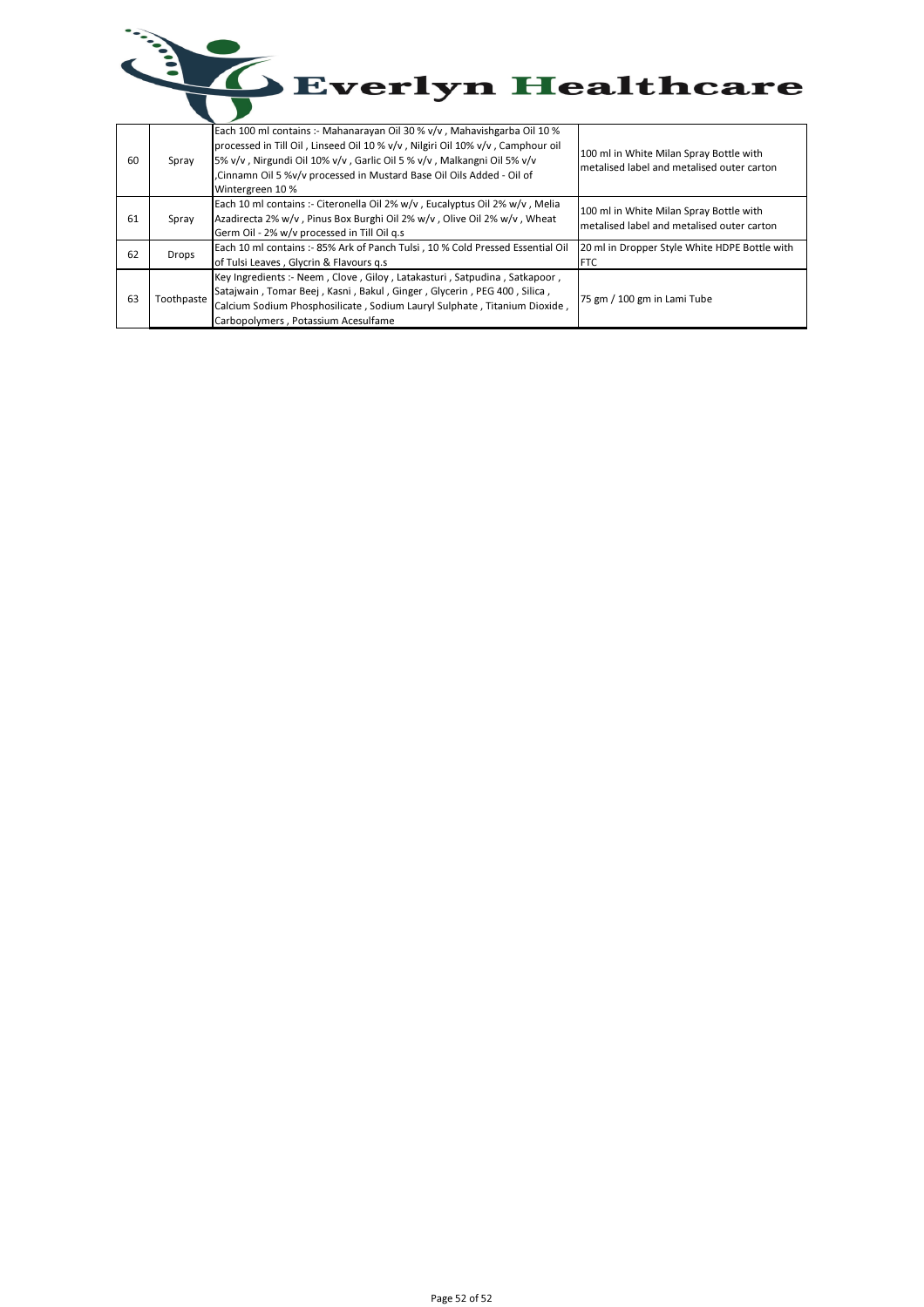| | | | |
|---|---|---|---|
| 60 | Spray | Each 100 ml contains :- Mahanarayan Oil 30 % v/v , Mahavishgarba Oil 10 % processed in Till Oil , Linseed Oil 10 % v/v , Nilgiri Oil 10% v/v , Camphour oil 5% v/v , Nirgundi Oil 10% v/v , Garlic Oil 5 % v/v , Malkangni Oil 5% v/v ,Cinnamn Oil 5 %v/v processed in Mustard Base Oil Oils Added - Oil of Wintergreen 10 % | 100 ml in White Milan Spray Bottle with metalised label and metalised outer carton |
| 61 | Spray | Each 10 ml contains :- Citeronella Oil 2% w/v , Eucalyptus Oil 2% w/v , Melia Azadirecta 2% w/v , Pinus Box Burghi Oil 2% w/v , Olive Oil 2% w/v , Wheat Germ Oil - 2% w/v processed in Till Oil q.s | 100 ml in White Milan Spray Bottle with metalised label and metalised outer carton |
| 62 | Drops | Each 10 ml contains :- 85% Ark of Panch Tulsi , 10 % Cold Pressed Essential Oil of Tulsi Leaves , Glycrin & Flavours q.s | 20 ml in Dropper Style White HDPE Bottle with FTC |
| 63 | Toothpaste | Key Ingredients :- Neem , Clove , Giloy , Latakasturi , Satpudina , Satkapoor , Satajwain , Tomar Beej , Kasni , Bakul , Ginger , Glycerin , PEG 400 , Silica , Calcium Sodium Phosphosilicate , Sodium Lauryl Sulphate , Titanium Dioxide , Carbopolymers , Potassium Acesulfame | 75 gm / 100 gm in Lami Tube |